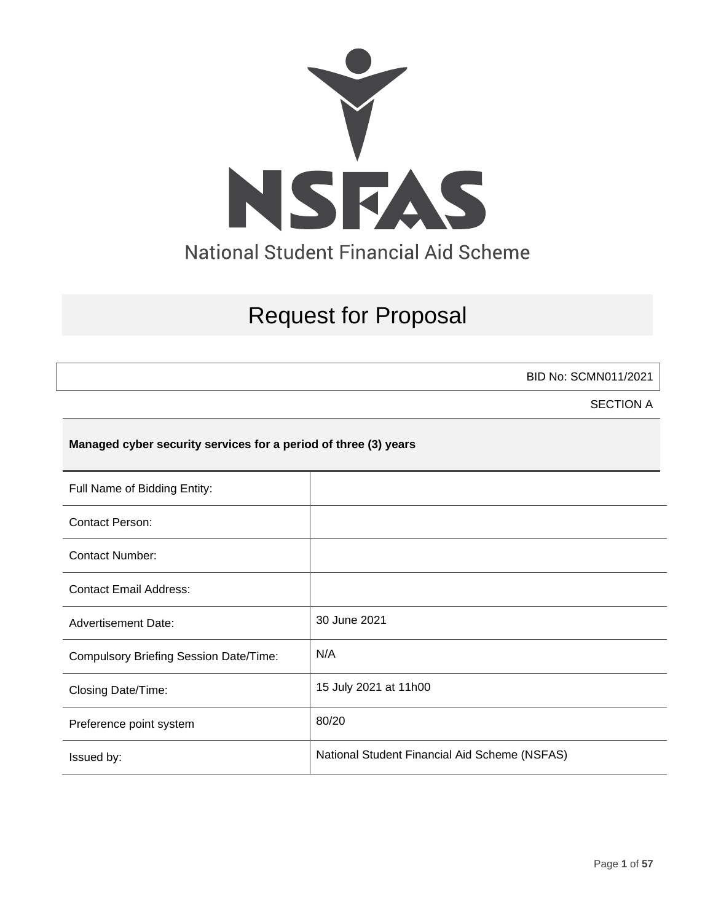NSFAS

National Student Financial Aid Scheme

# Request for Proposal

BID No: SCMN011/2021

SECTION A

**Managed cyber security services for a period of three (3) years**

| | |
|---|---|
| Full Name of Bidding Entity: | |
| Contact Person: | |
| Contact Number: | |
| Contact Email Address: | |
| Advertisement Date: | 30 June 2021 |
| Compulsory Briefing Session Date/Time: | N/A |
| Closing Date/Time: | 15 July 2021 at 11h00 |
| Preference point system | 80/20 |
| Issued by: | National Student Financial Aid Scheme (NSFAS) |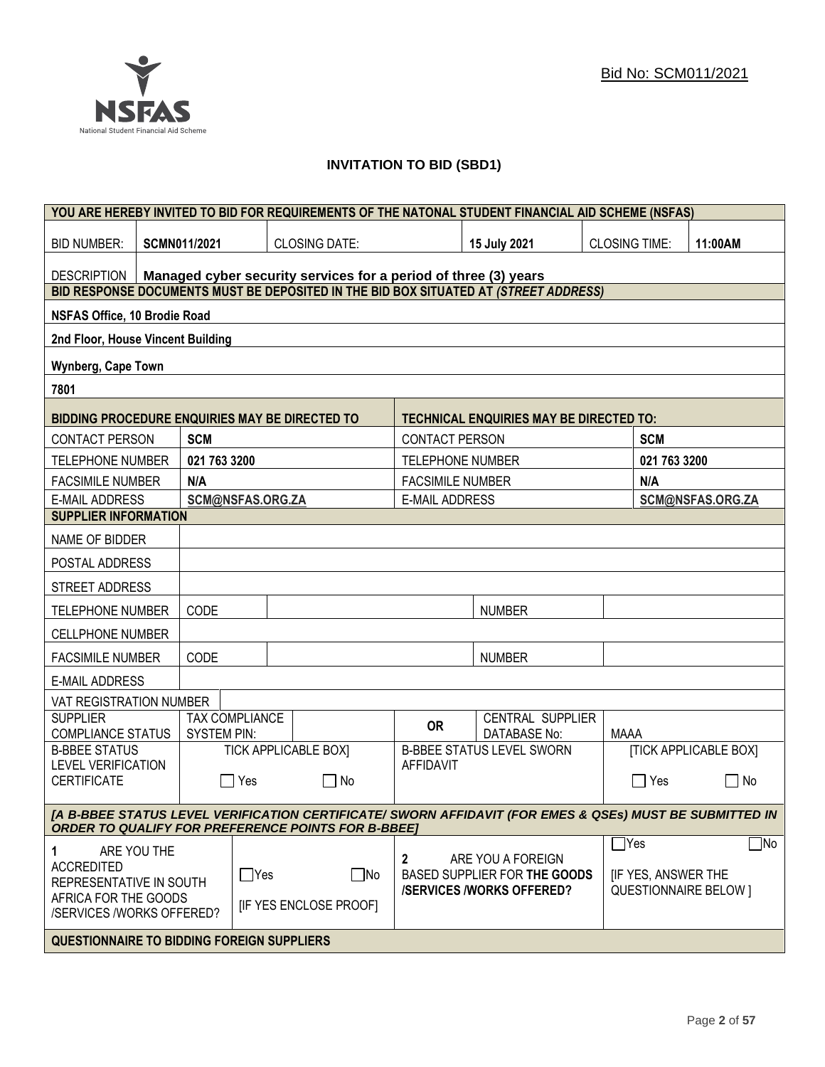Bid No: SCM011/2021

# INVITATION TO BID (SBD1)

| YOU ARE HEREBY INVITED TO BID FOR REQUIREMENTS OF THE NATONAL STUDENT FINANCIAL AID SCHEME (NSFAS) | | | | | | |
|---|---|---|---|---|---|---|
| BID NUMBER: | **SCMN011/2021** | CLOSING DATE: | | **15 July 2021** | CLOSING TIME: | **11:00AM** |
| DESCRIPTION | **Managed cyber security services for a period of three (3) years** | | | | | |
| **BID RESPONSE DOCUMENTS MUST BE DEPOSITED IN THE BID BOX SITUATED AT *(STREET ADDRESS)*** | | | | | | |
| **NSFAS Office, 10 Brodie Road** | | | | | | |
| **2nd Floor, House Vincent Building** | | | | | | |
| **Wynberg, Cape Town** | | | | | | |
| **7801** | | | | | | |

| BIDDING PROCEDURE ENQUIRIES MAY BE DIRECTED TO | | TECHNICAL ENQUIRIES MAY BE DIRECTED TO: | |
|---|---|---|---|
| CONTACT PERSON | **SCM** | CONTACT PERSON | **SCM** |
| TELEPHONE NUMBER | **021 763 3200** | TELEPHONE NUMBER | **021 763 3200** |
| FACSIMILE NUMBER | **N/A** | FACSIMILE NUMBER | **N/A** |
| E-MAIL ADDRESS | **SCM@NSFAS.ORG.ZA** | E-MAIL ADDRESS | **SCM@NSFAS.ORG.ZA** |

| SUPPLIER INFORMATION | | | | | |
|---|---|---|---|---|---|
| NAME OF BIDDER | | | | | |
| POSTAL ADDRESS | | | | | |
| STREET ADDRESS | | | | | |
| TELEPHONE NUMBER | CODE | | NUMBER | | |
| CELLPHONE NUMBER | | | | | |
| FACSIMILE NUMBER | CODE | | NUMBER | | |
| E-MAIL ADDRESS | | | | | |
| VAT REGISTRATION NUMBER | | | | | |
| SUPPLIER COMPLIANCE STATUS | TAX COMPLIANCE SYSTEM PIN: | | **OR** | CENTRAL SUPPLIER DATABASE No: | MAAA |
| B-BBEE STATUS LEVEL VERIFICATION CERTIFICATE | TICK APPLICABLE BOX] ☐ Yes ☐ No | | B-BBEE STATUS LEVEL SWORN AFFIDAVIT | | [TICK APPLICABLE BOX] ☐ Yes ☐ No |

***[A B-BBEE STATUS LEVEL VERIFICATION CERTIFICATE/ SWORN AFFIDAVIT (FOR EMES & QSEs) MUST BE SUBMITTED IN ORDER TO QUALIFY FOR PREFERENCE POINTS FOR B-BBEE]***

| 1 ARE YOU THE ACCREDITED REPRESENTATIVE IN SOUTH AFRICA FOR THE GOODS /SERVICES /WORKS OFFERED? | ☐Yes ☐No [IF YES ENCLOSE PROOF] | 2 ARE YOU A FOREIGN BASED SUPPLIER FOR **THE GOODS /SERVICES /WORKS OFFERED?** | ☐Yes ☐No [IF YES, ANSWER THE QUESTIONNAIRE BELOW ] |
|---|---|---|---|

**QUESTIONNAIRE TO BIDDING FOREIGN SUPPLIERS**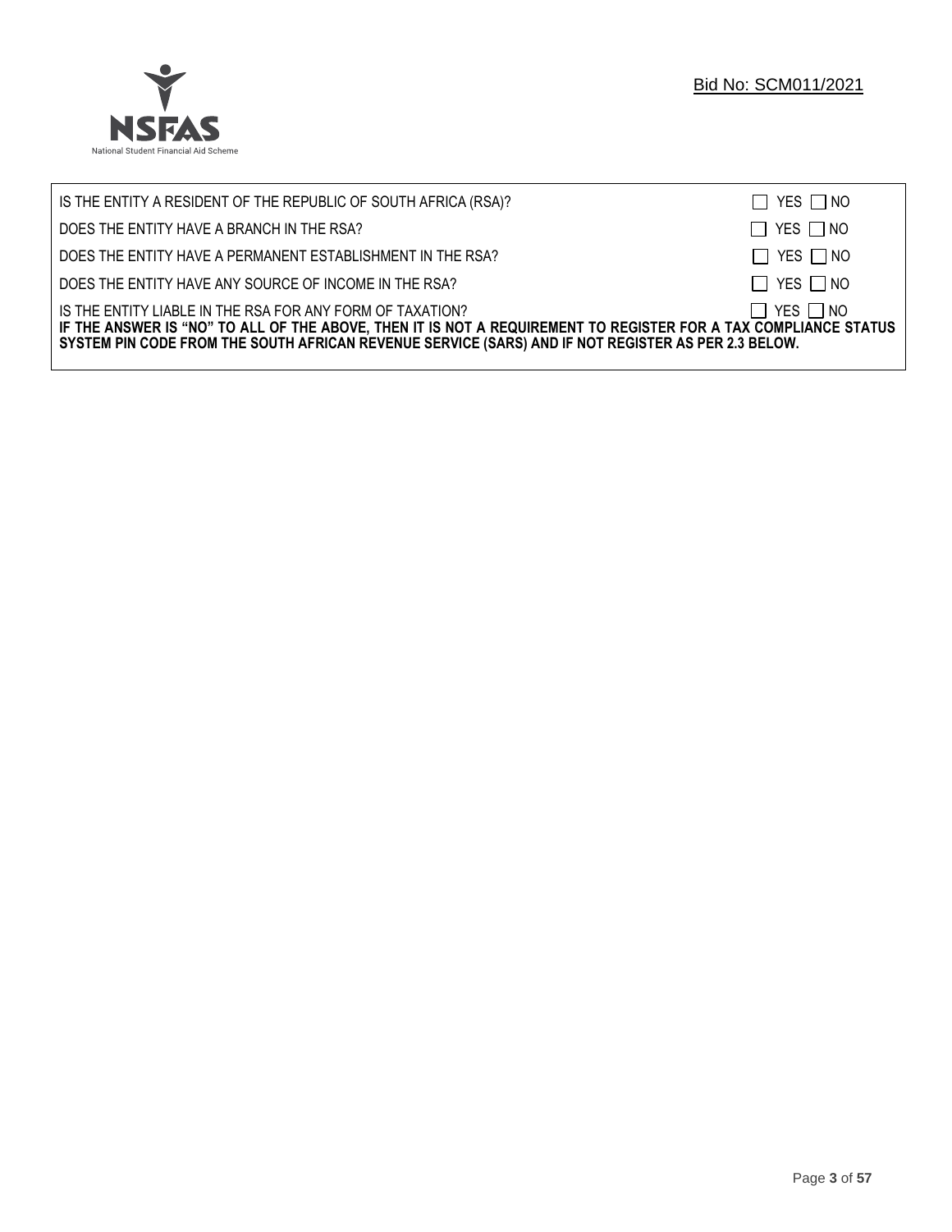| | |
|---|---|
| IS THE ENTITY A RESIDENT OF THE REPUBLIC OF SOUTH AFRICA (RSA)? | ☐ YES ☐ NO |
| DOES THE ENTITY HAVE A BRANCH IN THE RSA? | ☐ YES ☐ NO |
| DOES THE ENTITY HAVE A PERMANENT ESTABLISHMENT IN THE RSA? | ☐ YES ☐ NO |
| DOES THE ENTITY HAVE ANY SOURCE OF INCOME IN THE RSA? | ☐ YES ☐ NO |
| IS THE ENTITY LIABLE IN THE RSA FOR ANY FORM OF TAXATION? | ☐ YES ☐ NO |

**IF THE ANSWER IS "NO" TO ALL OF THE ABOVE, THEN IT IS NOT A REQUIREMENT TO REGISTER FOR A TAX COMPLIANCE STATUS SYSTEM PIN CODE FROM THE SOUTH AFRICAN REVENUE SERVICE (SARS) AND IF NOT REGISTER AS PER 2.3 BELOW.**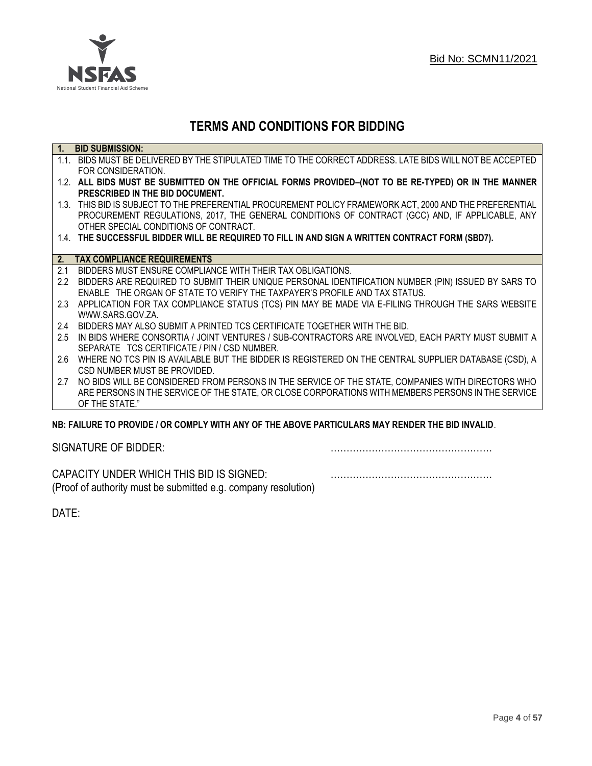Bid No: SCMN11/2021

# TERMS AND CONDITIONS FOR BIDDING

## 1. BID SUBMISSION:

1.1. BIDS MUST BE DELIVERED BY THE STIPULATED TIME TO THE CORRECT ADDRESS. LATE BIDS WILL NOT BE ACCEPTED FOR CONSIDERATION.

1.2. **ALL BIDS MUST BE SUBMITTED ON THE OFFICIAL FORMS PROVIDED–(NOT TO BE RE-TYPED) OR IN THE MANNER PRESCRIBED IN THE BID DOCUMENT.**

1.3. THIS BID IS SUBJECT TO THE PREFERENTIAL PROCUREMENT POLICY FRAMEWORK ACT, 2000 AND THE PREFERENTIAL PROCUREMENT REGULATIONS, 2017, THE GENERAL CONDITIONS OF CONTRACT (GCC) AND, IF APPLICABLE, ANY OTHER SPECIAL CONDITIONS OF CONTRACT.

1.4. **THE SUCCESSFUL BIDDER WILL BE REQUIRED TO FILL IN AND SIGN A WRITTEN CONTRACT FORM (SBD7).**

## 2. TAX COMPLIANCE REQUIREMENTS

2.1 BIDDERS MUST ENSURE COMPLIANCE WITH THEIR TAX OBLIGATIONS.

2.2 BIDDERS ARE REQUIRED TO SUBMIT THEIR UNIQUE PERSONAL IDENTIFICATION NUMBER (PIN) ISSUED BY SARS TO ENABLE THE ORGAN OF STATE TO VERIFY THE TAXPAYER'S PROFILE AND TAX STATUS.

2.3 APPLICATION FOR TAX COMPLIANCE STATUS (TCS) PIN MAY BE MADE VIA E-FILING THROUGH THE SARS WEBSITE WWW.SARS.GOV.ZA.

2.4 BIDDERS MAY ALSO SUBMIT A PRINTED TCS CERTIFICATE TOGETHER WITH THE BID.

2.5 IN BIDS WHERE CONSORTIA / JOINT VENTURES / SUB-CONTRACTORS ARE INVOLVED, EACH PARTY MUST SUBMIT A SEPARATE TCS CERTIFICATE / PIN / CSD NUMBER.

2.6 WHERE NO TCS PIN IS AVAILABLE BUT THE BIDDER IS REGISTERED ON THE CENTRAL SUPPLIER DATABASE (CSD), A CSD NUMBER MUST BE PROVIDED.

2.7 NO BIDS WILL BE CONSIDERED FROM PERSONS IN THE SERVICE OF THE STATE, COMPANIES WITH DIRECTORS WHO ARE PERSONS IN THE SERVICE OF THE STATE, OR CLOSE CORPORATIONS WITH MEMBERS PERSONS IN THE SERVICE OF THE STATE."

**NB: FAILURE TO PROVIDE / OR COMPLY WITH ANY OF THE ABOVE PARTICULARS MAY RENDER THE BID INVALID**.

SIGNATURE OF BIDDER: ……………………………………………

CAPACITY UNDER WHICH THIS BID IS SIGNED: ……………………………………………
(Proof of authority must be submitted e.g. company resolution)

DATE: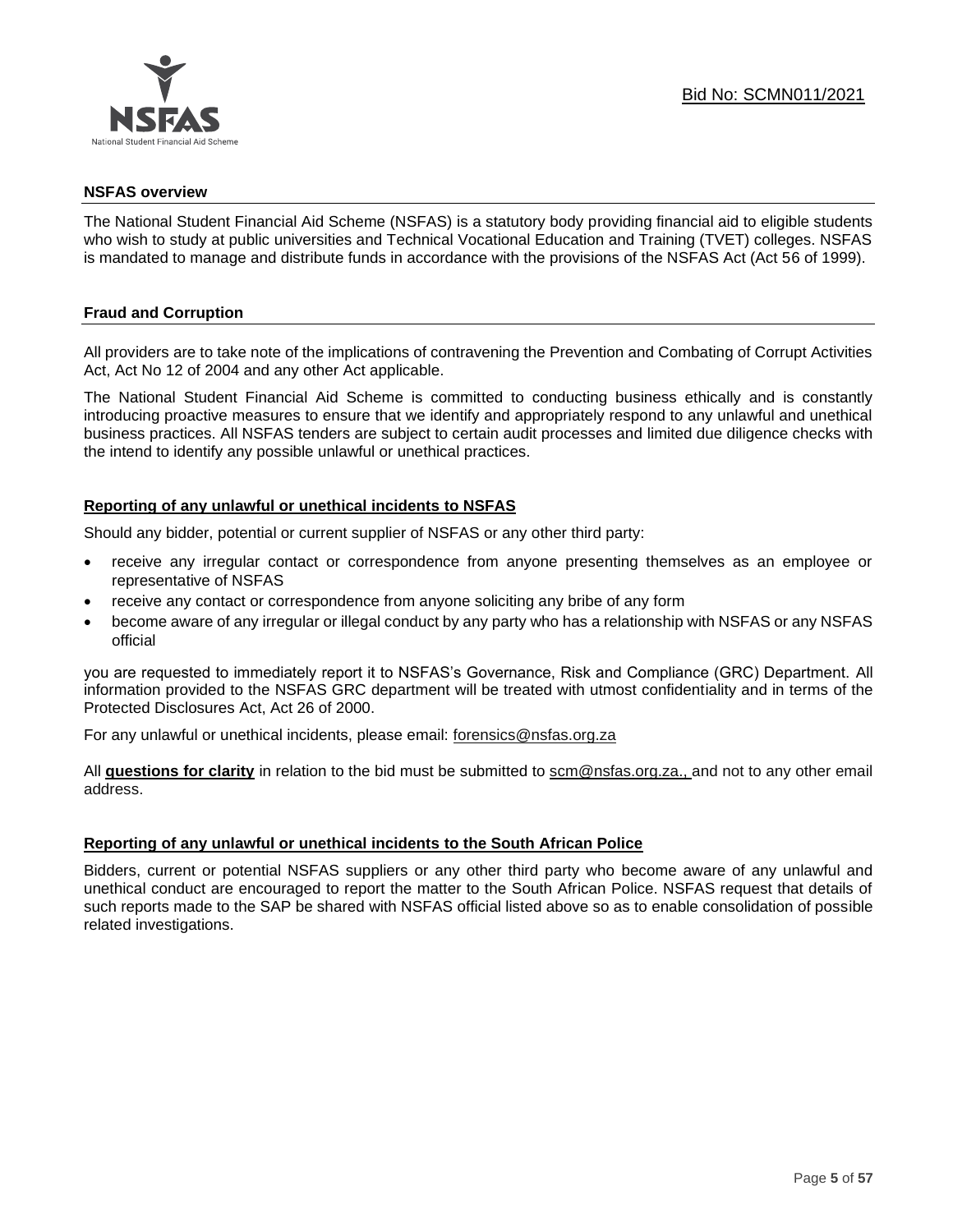## NSFAS overview

The National Student Financial Aid Scheme (NSFAS) is a statutory body providing financial aid to eligible students who wish to study at public universities and Technical Vocational Education and Training (TVET) colleges. NSFAS is mandated to manage and distribute funds in accordance with the provisions of the NSFAS Act (Act 56 of 1999).

## Fraud and Corruption

All providers are to take note of the implications of contravening the Prevention and Combating of Corrupt Activities Act, Act No 12 of 2004 and any other Act applicable.

The National Student Financial Aid Scheme is committed to conducting business ethically and is constantly introducing proactive measures to ensure that we identify and appropriately respond to any unlawful and unethical business practices. All NSFAS tenders are subject to certain audit processes and limited due diligence checks with the intend to identify any possible unlawful or unethical practices.

### Reporting of any unlawful or unethical incidents to NSFAS

Should any bidder, potential or current supplier of NSFAS or any other third party:

- receive any irregular contact or correspondence from anyone presenting themselves as an employee or representative of NSFAS
- receive any contact or correspondence from anyone soliciting any bribe of any form
- become aware of any irregular or illegal conduct by any party who has a relationship with NSFAS or any NSFAS official

you are requested to immediately report it to NSFAS's Governance, Risk and Compliance (GRC) Department. All information provided to the NSFAS GRC department will be treated with utmost confidentiality and in terms of the Protected Disclosures Act, Act 26 of 2000.

For any unlawful or unethical incidents, please email: forensics@nsfas.org.za

All **questions for clarity** in relation to the bid must be submitted to scm@nsfas.org.za., and not to any other email address.

### Reporting of any unlawful or unethical incidents to the South African Police

Bidders, current or potential NSFAS suppliers or any other third party who become aware of any unlawful and unethical conduct are encouraged to report the matter to the South African Police. NSFAS request that details of such reports made to the SAP be shared with NSFAS official listed above so as to enable consolidation of possible related investigations.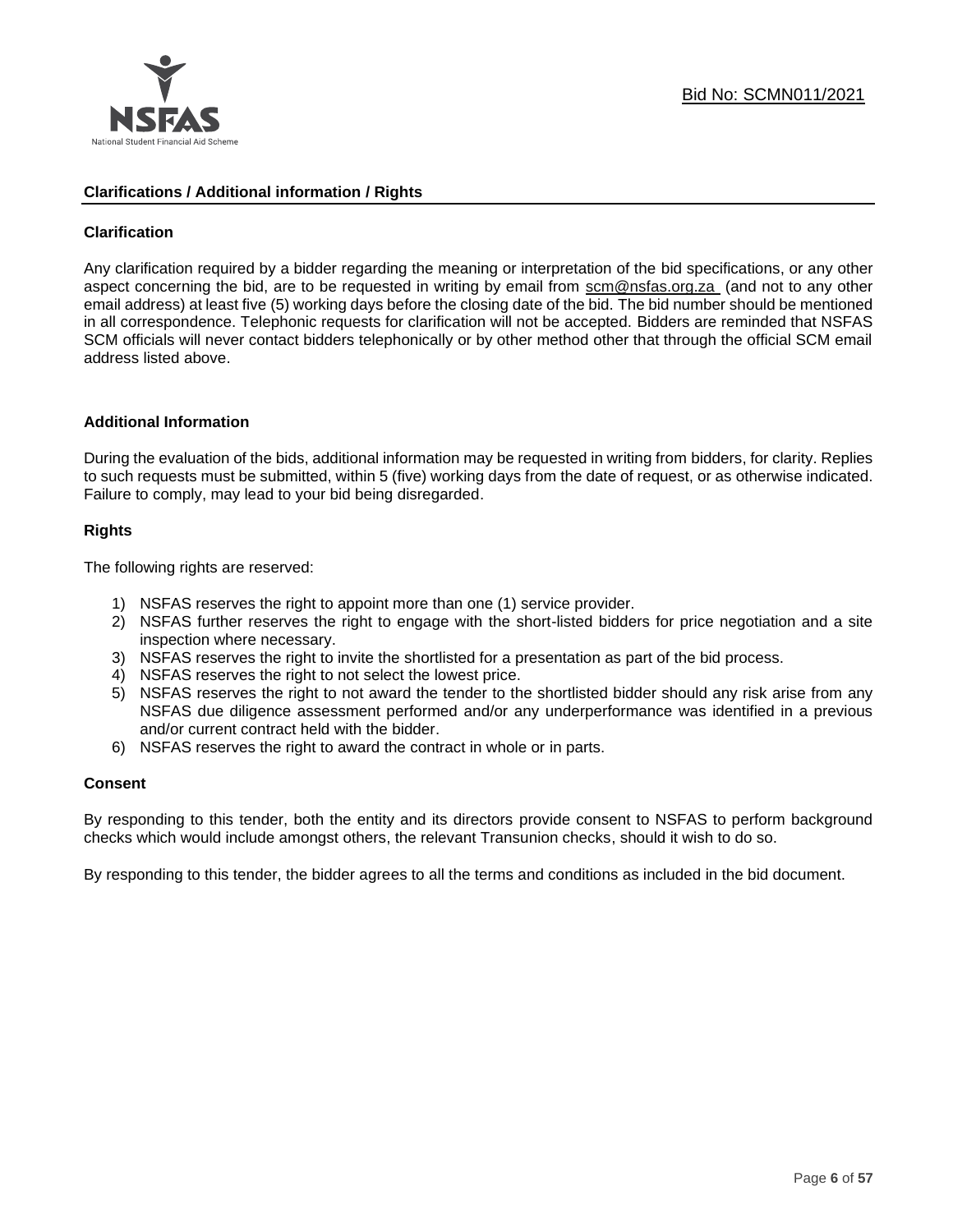## Clarifications / Additional information / Rights

### Clarification

Any clarification required by a bidder regarding the meaning or interpretation of the bid specifications, or any other aspect concerning the bid, are to be requested in writing by email from scm@nsfas.org.za (and not to any other email address) at least five (5) working days before the closing date of the bid. The bid number should be mentioned in all correspondence. Telephonic requests for clarification will not be accepted. Bidders are reminded that NSFAS SCM officials will never contact bidders telephonically or by other method other that through the official SCM email address listed above.

### Additional Information

During the evaluation of the bids, additional information may be requested in writing from bidders, for clarity. Replies to such requests must be submitted, within 5 (five) working days from the date of request, or as otherwise indicated. Failure to comply, may lead to your bid being disregarded.

### Rights

The following rights are reserved:

1) NSFAS reserves the right to appoint more than one (1) service provider.
2) NSFAS further reserves the right to engage with the short-listed bidders for price negotiation and a site inspection where necessary.
3) NSFAS reserves the right to invite the shortlisted for a presentation as part of the bid process.
4) NSFAS reserves the right to not select the lowest price.
5) NSFAS reserves the right to not award the tender to the shortlisted bidder should any risk arise from any NSFAS due diligence assessment performed and/or any underperformance was identified in a previous and/or current contract held with the bidder.
6) NSFAS reserves the right to award the contract in whole or in parts.

### Consent

By responding to this tender, both the entity and its directors provide consent to NSFAS to perform background checks which would include amongst others, the relevant Transunion checks, should it wish to do so.

By responding to this tender, the bidder agrees to all the terms and conditions as included in the bid document.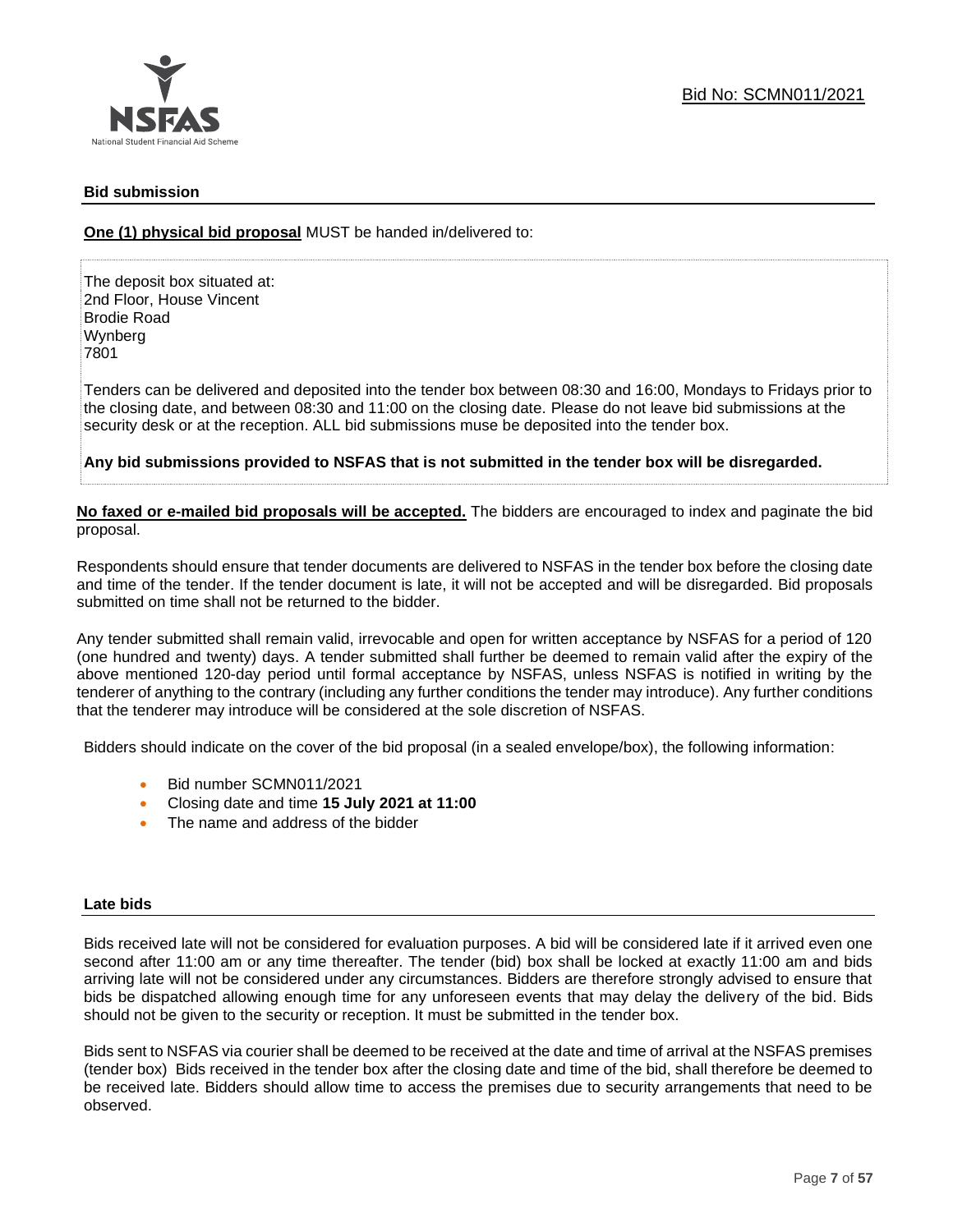## Bid submission

**One (1) physical bid proposal** MUST be handed in/delivered to:

The deposit box situated at:
2nd Floor, House Vincent
Brodie Road
Wynberg
7801

Tenders can be delivered and deposited into the tender box between 08:30 and 16:00, Mondays to Fridays prior to the closing date, and between 08:30 and 11:00 on the closing date. Please do not leave bid submissions at the security desk or at the reception. ALL bid submissions muse be deposited into the tender box.

**Any bid submissions provided to NSFAS that is not submitted in the tender box will be disregarded.**

**No faxed or e-mailed bid proposals will be accepted.** The bidders are encouraged to index and paginate the bid proposal.

Respondents should ensure that tender documents are delivered to NSFAS in the tender box before the closing date and time of the tender. If the tender document is late, it will not be accepted and will be disregarded. Bid proposals submitted on time shall not be returned to the bidder.

Any tender submitted shall remain valid, irrevocable and open for written acceptance by NSFAS for a period of 120 (one hundred and twenty) days. A tender submitted shall further be deemed to remain valid after the expiry of the above mentioned 120-day period until formal acceptance by NSFAS, unless NSFAS is notified in writing by the tenderer of anything to the contrary (including any further conditions the tender may introduce). Any further conditions that the tenderer may introduce will be considered at the sole discretion of NSFAS.

Bidders should indicate on the cover of the bid proposal (in a sealed envelope/box), the following information:

- Bid number SCMN011/2021
- Closing date and time **15 July 2021 at 11:00**
- The name and address of the bidder

## Late bids

Bids received late will not be considered for evaluation purposes. A bid will be considered late if it arrived even one second after 11:00 am or any time thereafter. The tender (bid) box shall be locked at exactly 11:00 am and bids arriving late will not be considered under any circumstances. Bidders are therefore strongly advised to ensure that bids be dispatched allowing enough time for any unforeseen events that may delay the delivery of the bid. Bids should not be given to the security or reception. It must be submitted in the tender box.

Bids sent to NSFAS via courier shall be deemed to be received at the date and time of arrival at the NSFAS premises (tender box) Bids received in the tender box after the closing date and time of the bid, shall therefore be deemed to be received late. Bidders should allow time to access the premises due to security arrangements that need to be observed.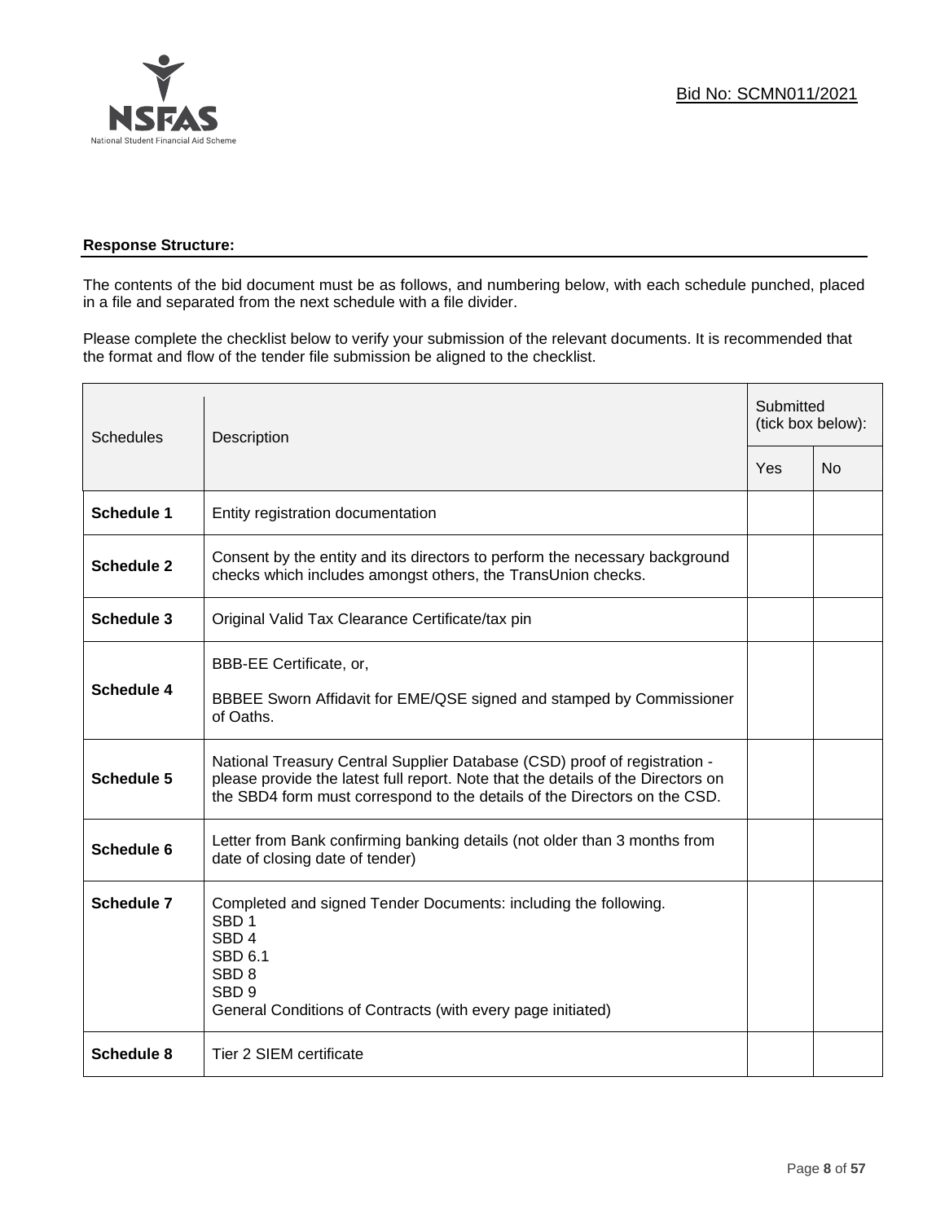**Response Structure:**

The contents of the bid document must be as follows, and numbering below, with each schedule punched, placed in a file and separated from the next schedule with a file divider.

Please complete the checklist below to verify your submission of the relevant documents. It is recommended that the format and flow of the tender file submission be aligned to the checklist.

| Schedules | Description | Submitted (tick box below): | |
|---|---|---|---|
| | | Yes | No |
| **Schedule 1** | Entity registration documentation | | |
| **Schedule 2** | Consent by the entity and its directors to perform the necessary background checks which includes amongst others, the TransUnion checks. | | |
| **Schedule 3** | Original Valid Tax Clearance Certificate/tax pin | | |
| **Schedule 4** | BBB-EE Certificate, or,<br><br>BBBEE Sworn Affidavit for EME/QSE signed and stamped by Commissioner of Oaths. | | |
| **Schedule 5** | National Treasury Central Supplier Database (CSD) proof of registration - please provide the latest full report. Note that the details of the Directors on the SBD4 form must correspond to the details of the Directors on the CSD. | | |
| **Schedule 6** | Letter from Bank confirming banking details (not older than 3 months from date of closing date of tender) | | |
| **Schedule 7** | Completed and signed Tender Documents: including the following.<br>SBD 1<br>SBD 4<br>SBD 6.1<br>SBD 8<br>SBD 9<br>General Conditions of Contracts (with every page initiated) | | |
| **Schedule 8** | Tier 2 SIEM certificate | | |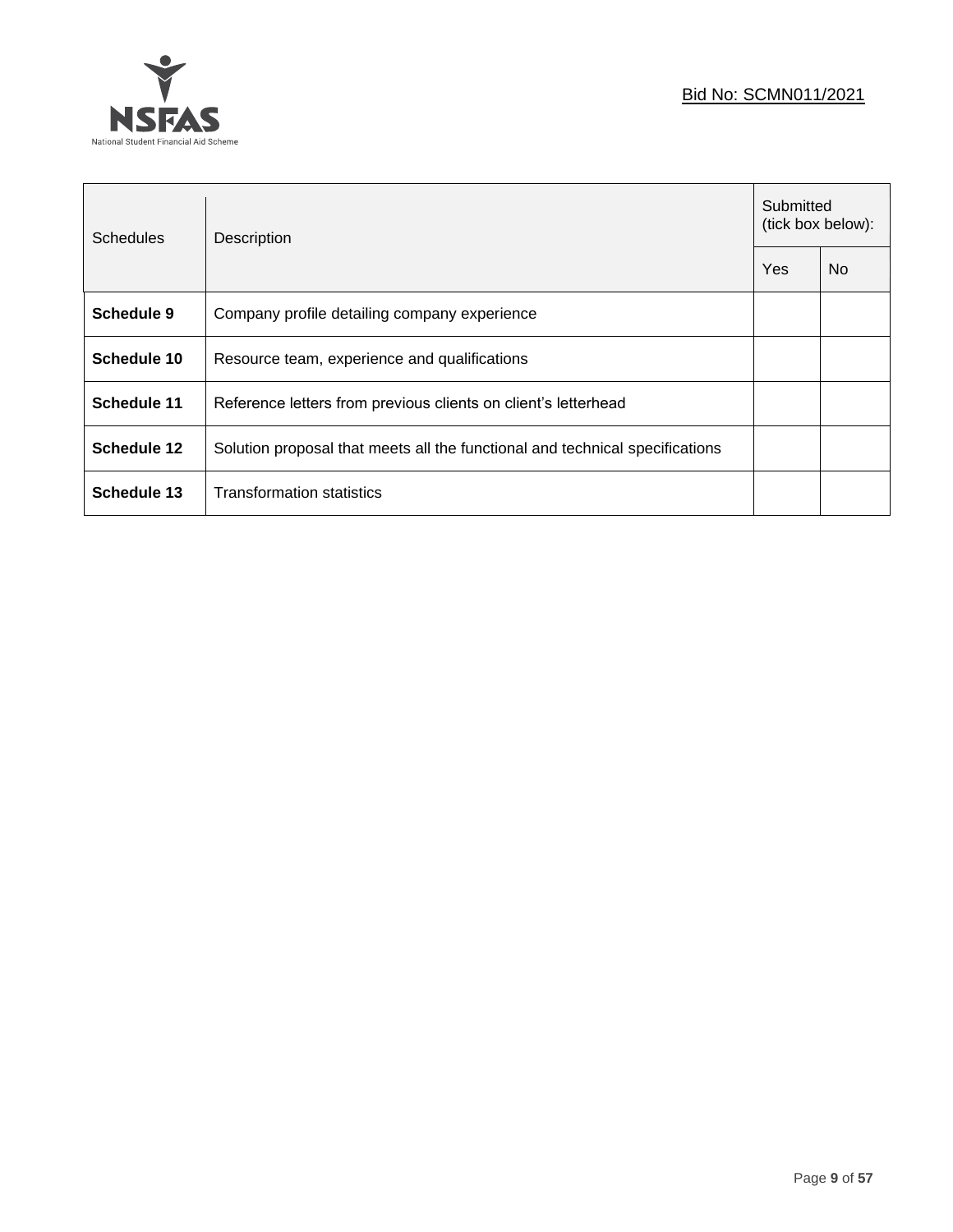| Schedules | Description | Submitted (tick box below): | |
|---|---|---|---|
| | | Yes | No |
| **Schedule 9** | Company profile detailing company experience | | |
| **Schedule 10** | Resource team, experience and qualifications | | |
| **Schedule 11** | Reference letters from previous clients on client's letterhead | | |
| **Schedule 12** | Solution proposal that meets all the functional and technical specifications | | |
| **Schedule 13** | Transformation statistics | | |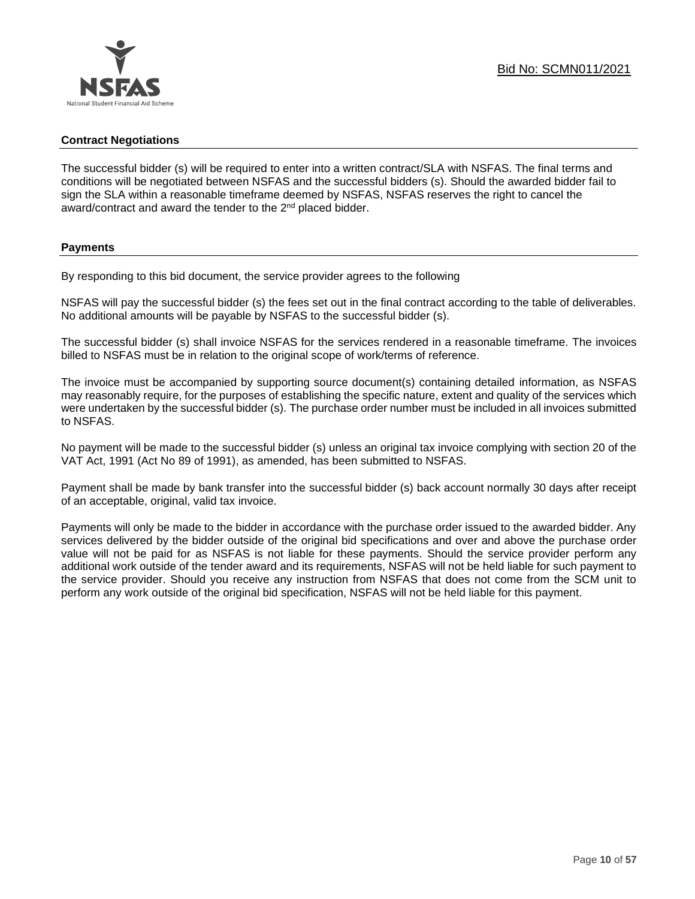## Contract Negotiations

The successful bidder (s) will be required to enter into a written contract/SLA with NSFAS. The final terms and conditions will be negotiated between NSFAS and the successful bidders (s). Should the awarded bidder fail to sign the SLA within a reasonable timeframe deemed by NSFAS, NSFAS reserves the right to cancel the award/contract and award the tender to the 2nd placed bidder.

## Payments

By responding to this bid document, the service provider agrees to the following

NSFAS will pay the successful bidder (s) the fees set out in the final contract according to the table of deliverables. No additional amounts will be payable by NSFAS to the successful bidder (s).

The successful bidder (s) shall invoice NSFAS for the services rendered in a reasonable timeframe. The invoices billed to NSFAS must be in relation to the original scope of work/terms of reference.

The invoice must be accompanied by supporting source document(s) containing detailed information, as NSFAS may reasonably require, for the purposes of establishing the specific nature, extent and quality of the services which were undertaken by the successful bidder (s). The purchase order number must be included in all invoices submitted to NSFAS.

No payment will be made to the successful bidder (s) unless an original tax invoice complying with section 20 of the VAT Act, 1991 (Act No 89 of 1991), as amended, has been submitted to NSFAS.

Payment shall be made by bank transfer into the successful bidder (s) back account normally 30 days after receipt of an acceptable, original, valid tax invoice.

Payments will only be made to the bidder in accordance with the purchase order issued to the awarded bidder. Any services delivered by the bidder outside of the original bid specifications and over and above the purchase order value will not be paid for as NSFAS is not liable for these payments. Should the service provider perform any additional work outside of the tender award and its requirements, NSFAS will not be held liable for such payment to the service provider. Should you receive any instruction from NSFAS that does not come from the SCM unit to perform any work outside of the original bid specification, NSFAS will not be held liable for this payment.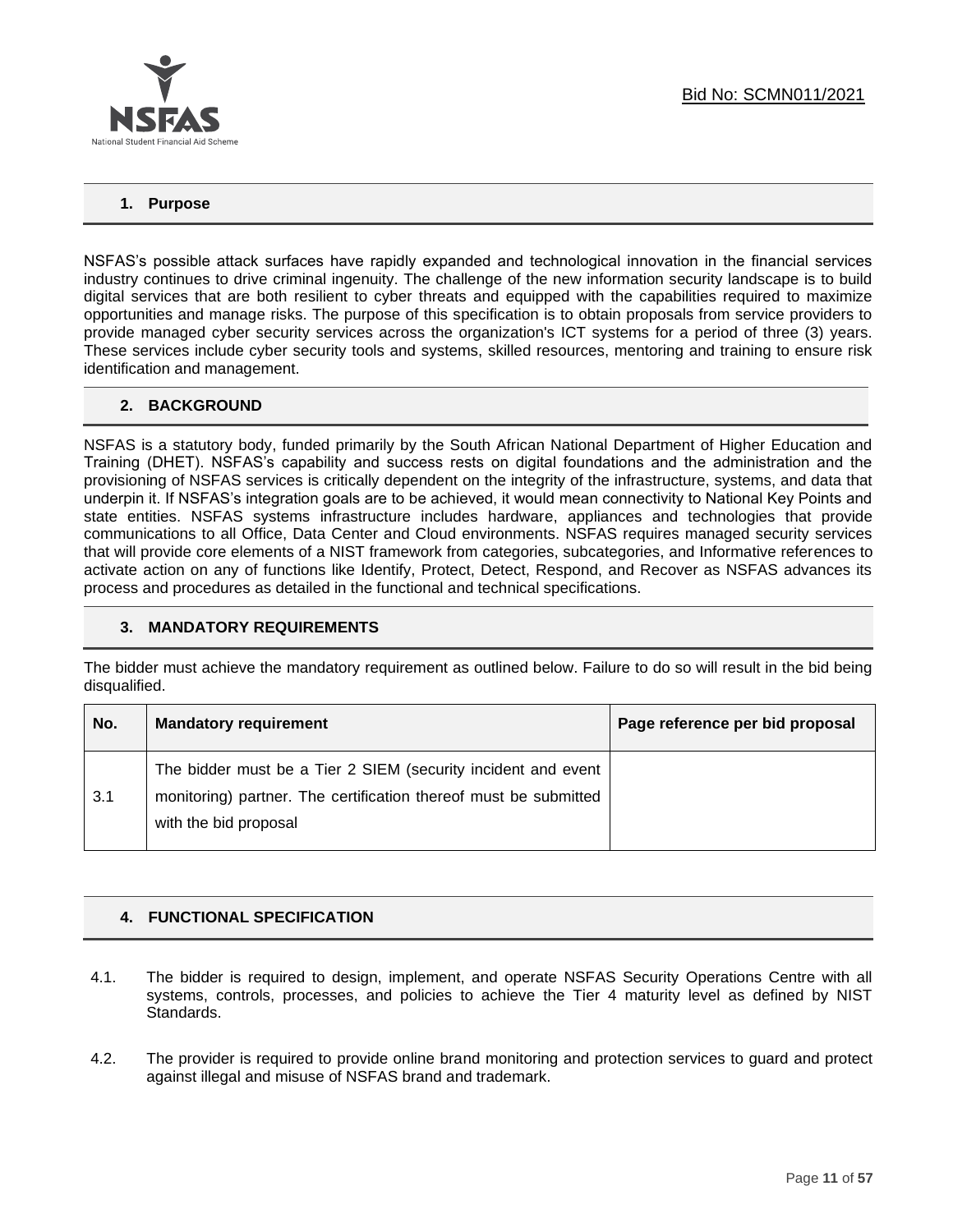## 1. Purpose

NSFAS's possible attack surfaces have rapidly expanded and technological innovation in the financial services industry continues to drive criminal ingenuity. The challenge of the new information security landscape is to build digital services that are both resilient to cyber threats and equipped with the capabilities required to maximize opportunities and manage risks. The purpose of this specification is to obtain proposals from service providers to provide managed cyber security services across the organization's ICT systems for a period of three (3) years. These services include cyber security tools and systems, skilled resources, mentoring and training to ensure risk identification and management.

## 2. BACKGROUND

NSFAS is a statutory body, funded primarily by the South African National Department of Higher Education and Training (DHET). NSFAS's capability and success rests on digital foundations and the administration and the provisioning of NSFAS services is critically dependent on the integrity of the infrastructure, systems, and data that underpin it. If NSFAS's integration goals are to be achieved, it would mean connectivity to National Key Points and state entities. NSFAS systems infrastructure includes hardware, appliances and technologies that provide communications to all Office, Data Center and Cloud environments. NSFAS requires managed security services that will provide core elements of a NIST framework from categories, subcategories, and Informative references to activate action on any of functions like Identify, Protect, Detect, Respond, and Recover as NSFAS advances its process and procedures as detailed in the functional and technical specifications.

## 3. MANDATORY REQUIREMENTS

The bidder must achieve the mandatory requirement as outlined below. Failure to do so will result in the bid being disqualified.

| No. | Mandatory requirement | Page reference per bid proposal |
|---|---|---|
| 3.1 | The bidder must be a Tier 2 SIEM (security incident and event monitoring) partner. The certification thereof must be submitted with the bid proposal | |

## 4. FUNCTIONAL SPECIFICATION

4.1. The bidder is required to design, implement, and operate NSFAS Security Operations Centre with all systems, controls, processes, and policies to achieve the Tier 4 maturity level as defined by NIST Standards.

4.2. The provider is required to provide online brand monitoring and protection services to guard and protect against illegal and misuse of NSFAS brand and trademark.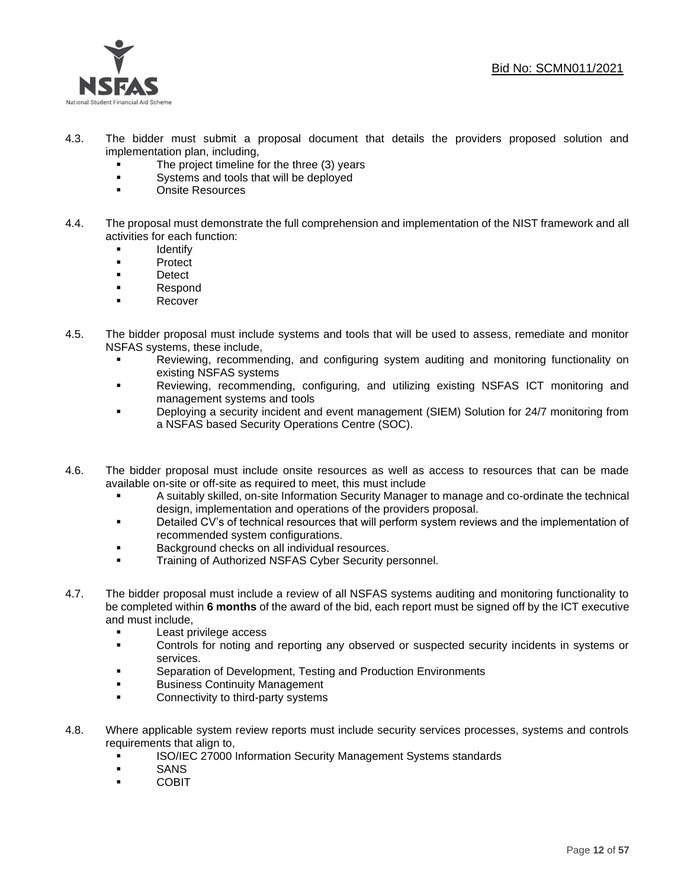4.3. The bidder must submit a proposal document that details the providers proposed solution and implementation plan, including,

- The project timeline for the three (3) years
- Systems and tools that will be deployed
- Onsite Resources

4.4. The proposal must demonstrate the full comprehension and implementation of the NIST framework and all activities for each function:

- Identify
- Protect
- Detect
- Respond
- Recover

4.5. The bidder proposal must include systems and tools that will be used to assess, remediate and monitor NSFAS systems, these include,

- Reviewing, recommending, and configuring system auditing and monitoring functionality on existing NSFAS systems
- Reviewing, recommending, configuring, and utilizing existing NSFAS ICT monitoring and management systems and tools
- Deploying a security incident and event management (SIEM) Solution for 24/7 monitoring from a NSFAS based Security Operations Centre (SOC).

4.6. The bidder proposal must include onsite resources as well as access to resources that can be made available on-site or off-site as required to meet, this must include

- A suitably skilled, on-site Information Security Manager to manage and co-ordinate the technical design, implementation and operations of the providers proposal.
- Detailed CV's of technical resources that will perform system reviews and the implementation of recommended system configurations.
- Background checks on all individual resources.
- Training of Authorized NSFAS Cyber Security personnel.

4.7. The bidder proposal must include a review of all NSFAS systems auditing and monitoring functionality to be completed within **6 months** of the award of the bid, each report must be signed off by the ICT executive and must include,

- Least privilege access
- Controls for noting and reporting any observed or suspected security incidents in systems or services.
- Separation of Development, Testing and Production Environments
- Business Continuity Management
- Connectivity to third-party systems

4.8. Where applicable system review reports must include security services processes, systems and controls requirements that align to,

- ISO/IEC 27000 Information Security Management Systems standards
- SANS
- COBIT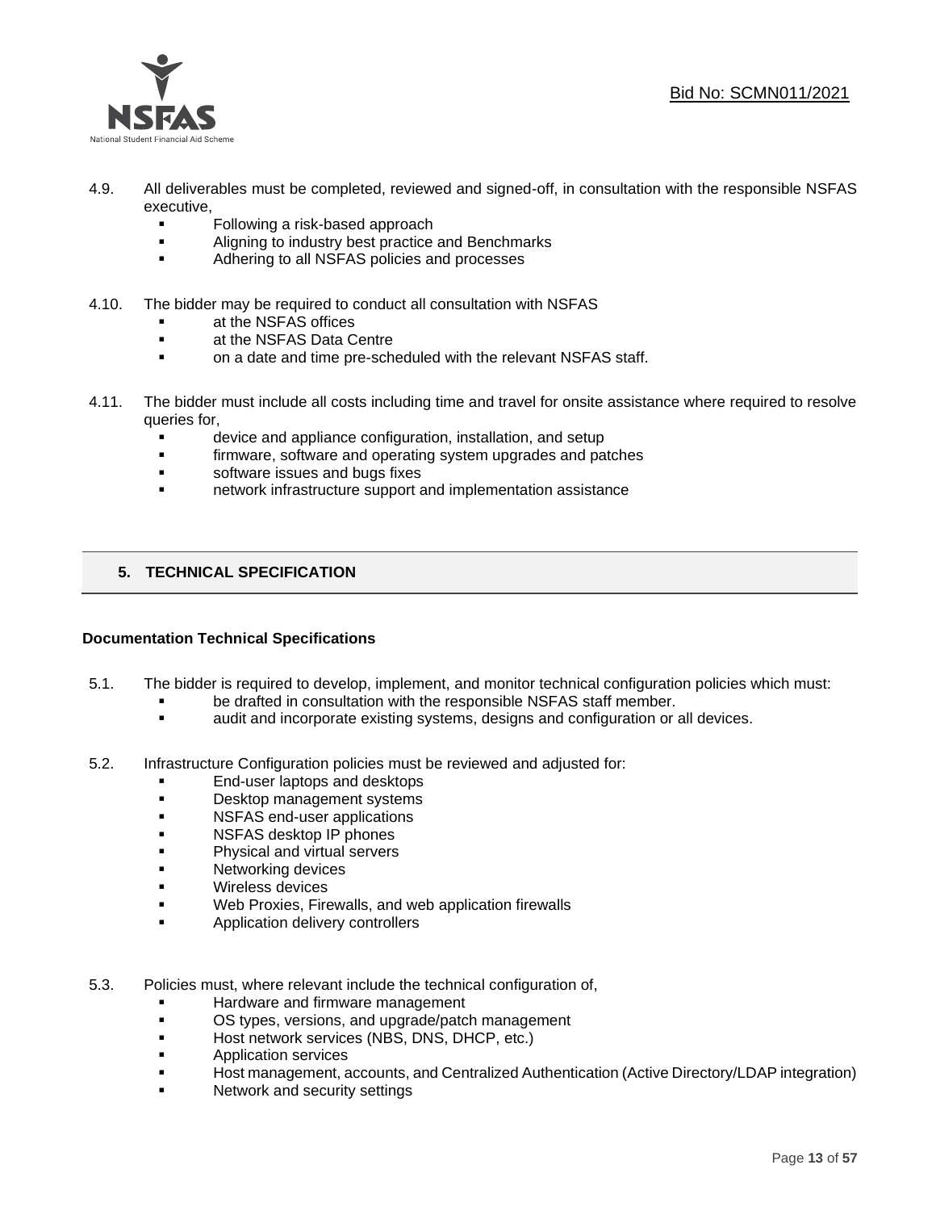4.9. All deliverables must be completed, reviewed and signed-off, in consultation with the responsible NSFAS executive,

- Following a risk-based approach
- Aligning to industry best practice and Benchmarks
- Adhering to all NSFAS policies and processes

4.10. The bidder may be required to conduct all consultation with NSFAS

- at the NSFAS offices
- at the NSFAS Data Centre
- on a date and time pre-scheduled with the relevant NSFAS staff.

4.11. The bidder must include all costs including time and travel for onsite assistance where required to resolve queries for,

- device and appliance configuration, installation, and setup
- firmware, software and operating system upgrades and patches
- software issues and bugs fixes
- network infrastructure support and implementation assistance

## 5. TECHNICAL SPECIFICATION

### Documentation Technical Specifications

5.1. The bidder is required to develop, implement, and monitor technical configuration policies which must:

- be drafted in consultation with the responsible NSFAS staff member.
- audit and incorporate existing systems, designs and configuration or all devices.

5.2. Infrastructure Configuration policies must be reviewed and adjusted for:

- End-user laptops and desktops
- Desktop management systems
- NSFAS end-user applications
- NSFAS desktop IP phones
- Physical and virtual servers
- Networking devices
- Wireless devices
- Web Proxies, Firewalls, and web application firewalls
- Application delivery controllers

5.3. Policies must, where relevant include the technical configuration of,

- Hardware and firmware management
- OS types, versions, and upgrade/patch management
- Host network services (NBS, DNS, DHCP, etc.)
- Application services
- Host management, accounts, and Centralized Authentication (Active Directory/LDAP integration)
- Network and security settings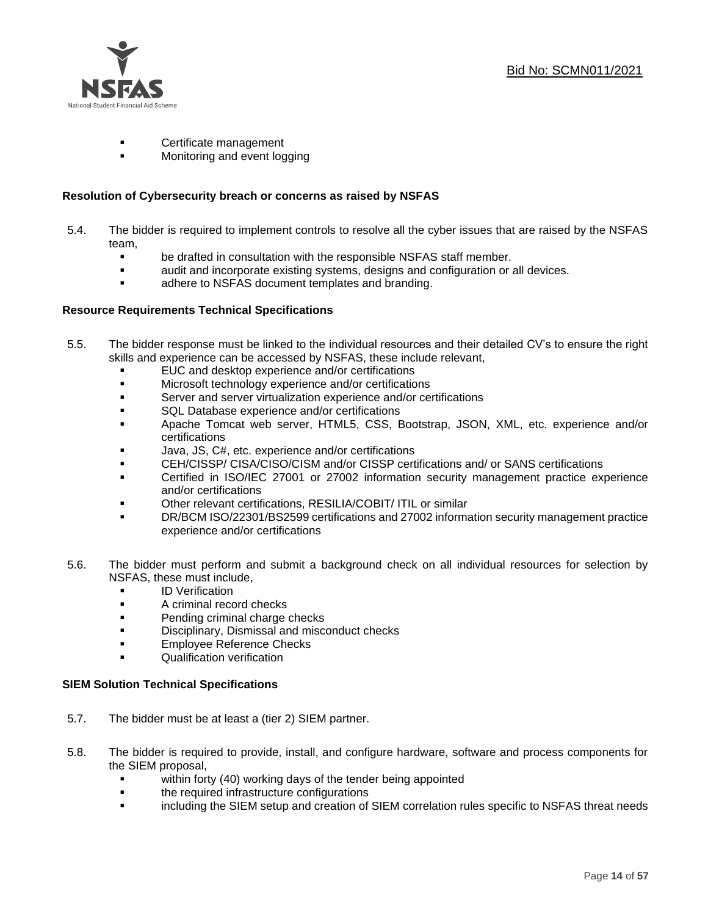- Certificate management
- Monitoring and event logging

**Resolution of Cybersecurity breach or concerns as raised by NSFAS**

5.4. The bidder is required to implement controls to resolve all the cyber issues that are raised by the NSFAS team,
- be drafted in consultation with the responsible NSFAS staff member.
- audit and incorporate existing systems, designs and configuration or all devices.
- adhere to NSFAS document templates and branding.

**Resource Requirements Technical Specifications**

5.5. The bidder response must be linked to the individual resources and their detailed CV's to ensure the right skills and experience can be accessed by NSFAS, these include relevant,
- EUC and desktop experience and/or certifications
- Microsoft technology experience and/or certifications
- Server and server virtualization experience and/or certifications
- SQL Database experience and/or certifications
- Apache Tomcat web server, HTML5, CSS, Bootstrap, JSON, XML, etc. experience and/or certifications
- Java, JS, C#, etc. experience and/or certifications
- CEH/CISSP/ CISA/CISO/CISM and/or CISSP certifications and/ or SANS certifications
- Certified in ISO/IEC 27001 or 27002 information security management practice experience and/or certifications
- Other relevant certifications, RESILIA/COBIT/ ITIL or similar
- DR/BCM ISO/22301/BS2599 certifications and 27002 information security management practice experience and/or certifications

5.6. The bidder must perform and submit a background check on all individual resources for selection by NSFAS, these must include,
- ID Verification
- A criminal record checks
- Pending criminal charge checks
- Disciplinary, Dismissal and misconduct checks
- Employee Reference Checks
- Qualification verification

**SIEM Solution Technical Specifications**

5.7. The bidder must be at least a (tier 2) SIEM partner.

5.8. The bidder is required to provide, install, and configure hardware, software and process components for the SIEM proposal,
- within forty (40) working days of the tender being appointed
- the required infrastructure configurations
- including the SIEM setup and creation of SIEM correlation rules specific to NSFAS threat needs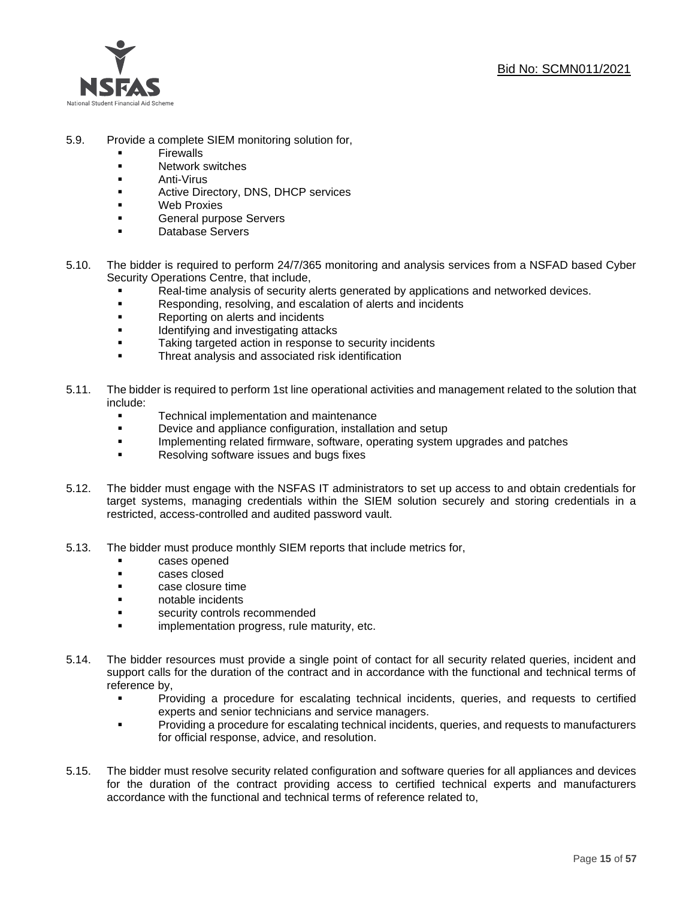5.9. Provide a complete SIEM monitoring solution for,

- Firewalls
- Network switches
- Anti-Virus
- Active Directory, DNS, DHCP services
- Web Proxies
- General purpose Servers
- Database Servers

5.10. The bidder is required to perform 24/7/365 monitoring and analysis services from a NSFAD based Cyber Security Operations Centre, that include,

- Real-time analysis of security alerts generated by applications and networked devices.
- Responding, resolving, and escalation of alerts and incidents
- Reporting on alerts and incidents
- Identifying and investigating attacks
- Taking targeted action in response to security incidents
- Threat analysis and associated risk identification

5.11. The bidder is required to perform 1st line operational activities and management related to the solution that include:

- Technical implementation and maintenance
- Device and appliance configuration, installation and setup
- Implementing related firmware, software, operating system upgrades and patches
- Resolving software issues and bugs fixes

5.12. The bidder must engage with the NSFAS IT administrators to set up access to and obtain credentials for target systems, managing credentials within the SIEM solution securely and storing credentials in a restricted, access-controlled and audited password vault.

5.13. The bidder must produce monthly SIEM reports that include metrics for,

- cases opened
- cases closed
- case closure time
- notable incidents
- security controls recommended
- implementation progress, rule maturity, etc.

5.14. The bidder resources must provide a single point of contact for all security related queries, incident and support calls for the duration of the contract and in accordance with the functional and technical terms of reference by,

- Providing a procedure for escalating technical incidents, queries, and requests to certified experts and senior technicians and service managers.
- Providing a procedure for escalating technical incidents, queries, and requests to manufacturers for official response, advice, and resolution.

5.15. The bidder must resolve security related configuration and software queries for all appliances and devices for the duration of the contract providing access to certified technical experts and manufacturers accordance with the functional and technical terms of reference related to,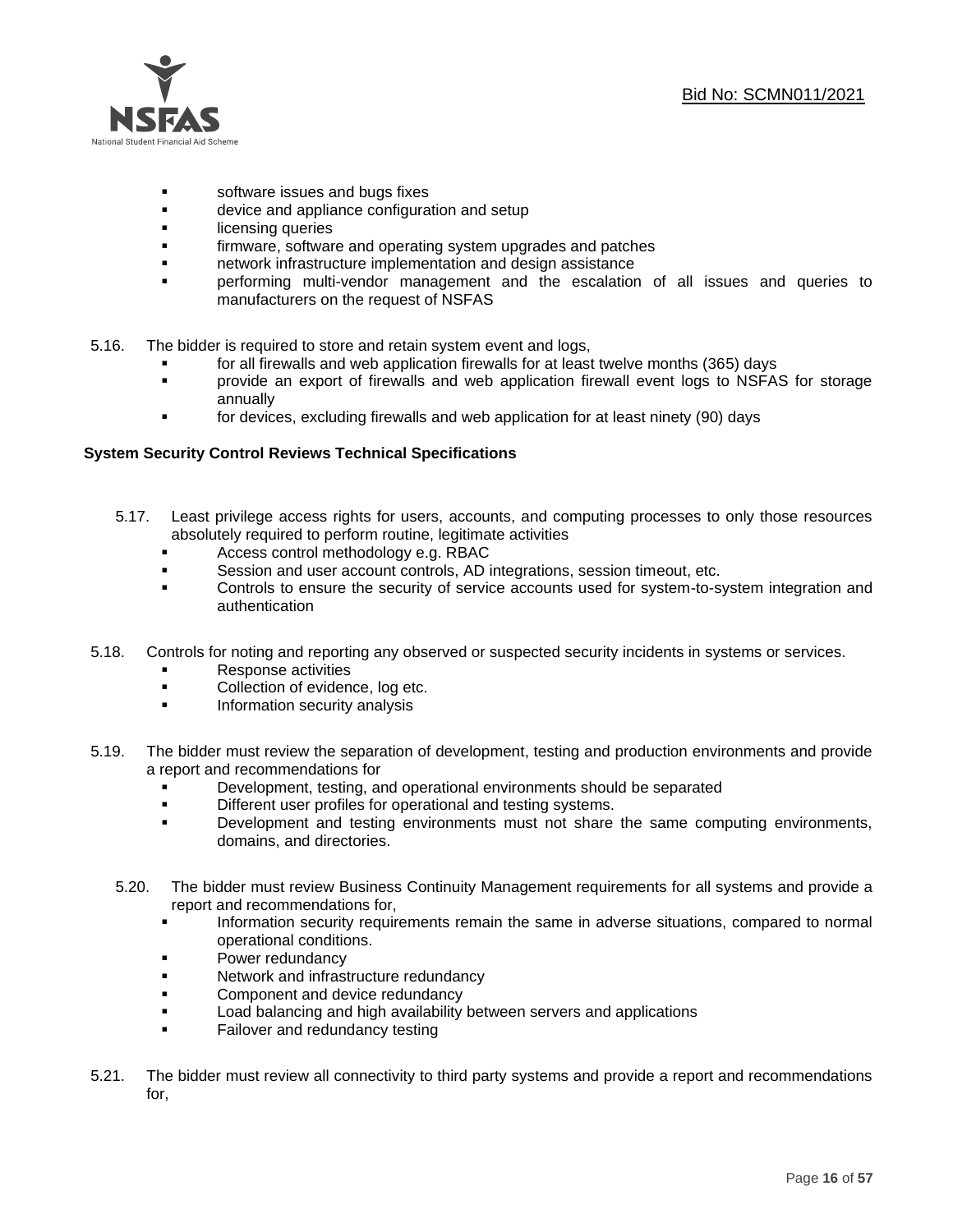- software issues and bugs fixes
- device and appliance configuration and setup
- licensing queries
- firmware, software and operating system upgrades and patches
- network infrastructure implementation and design assistance
- performing multi-vendor management and the escalation of all issues and queries to manufacturers on the request of NSFAS

5.16. The bidder is required to store and retain system event and logs,

- for all firewalls and web application firewalls for at least twelve months (365) days
- provide an export of firewalls and web application firewall event logs to NSFAS for storage annually
- for devices, excluding firewalls and web application for at least ninety (90) days

**System Security Control Reviews Technical Specifications**

5.17. Least privilege access rights for users, accounts, and computing processes to only those resources absolutely required to perform routine, legitimate activities

- Access control methodology e.g. RBAC
- Session and user account controls, AD integrations, session timeout, etc.
- Controls to ensure the security of service accounts used for system-to-system integration and authentication

5.18. Controls for noting and reporting any observed or suspected security incidents in systems or services.

- Response activities
- Collection of evidence, log etc.
- Information security analysis

5.19. The bidder must review the separation of development, testing and production environments and provide a report and recommendations for

- Development, testing, and operational environments should be separated
- Different user profiles for operational and testing systems.
- Development and testing environments must not share the same computing environments, domains, and directories.

5.20. The bidder must review Business Continuity Management requirements for all systems and provide a report and recommendations for,

- Information security requirements remain the same in adverse situations, compared to normal operational conditions.
- Power redundancy
- Network and infrastructure redundancy
- Component and device redundancy
- Load balancing and high availability between servers and applications
- Failover and redundancy testing

5.21. The bidder must review all connectivity to third party systems and provide a report and recommendations for,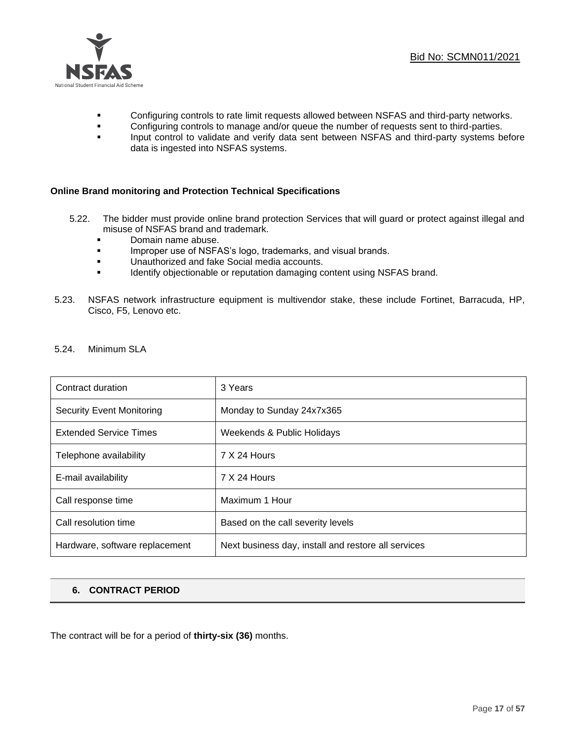- Configuring controls to rate limit requests allowed between NSFAS and third-party networks.
- Configuring controls to manage and/or queue the number of requests sent to third-parties.
- Input control to validate and verify data sent between NSFAS and third-party systems before data is ingested into NSFAS systems.

**Online Brand monitoring and Protection Technical Specifications**

5.22. The bidder must provide online brand protection Services that will guard or protect against illegal and misuse of NSFAS brand and trademark.
- Domain name abuse.
- Improper use of NSFAS's logo, trademarks, and visual brands.
- Unauthorized and fake Social media accounts.
- Identify objectionable or reputation damaging content using NSFAS brand.

5.23. NSFAS network infrastructure equipment is multivendor stake, these include Fortinet, Barracuda, HP, Cisco, F5, Lenovo etc.

5.24. Minimum SLA

| Contract duration | 3 Years |
| --- | --- |
| Security Event Monitoring | Monday to Sunday 24x7x365 |
| Extended Service Times | Weekends & Public Holidays |
| Telephone availability | 7 X 24 Hours |
| E-mail availability | 7 X 24 Hours |
| Call response time | Maximum 1 Hour |
| Call resolution time | Based on the call severity levels |
| Hardware, software replacement | Next business day, install and restore all services |

## 6. CONTRACT PERIOD

The contract will be for a period of **thirty-six (36)** months.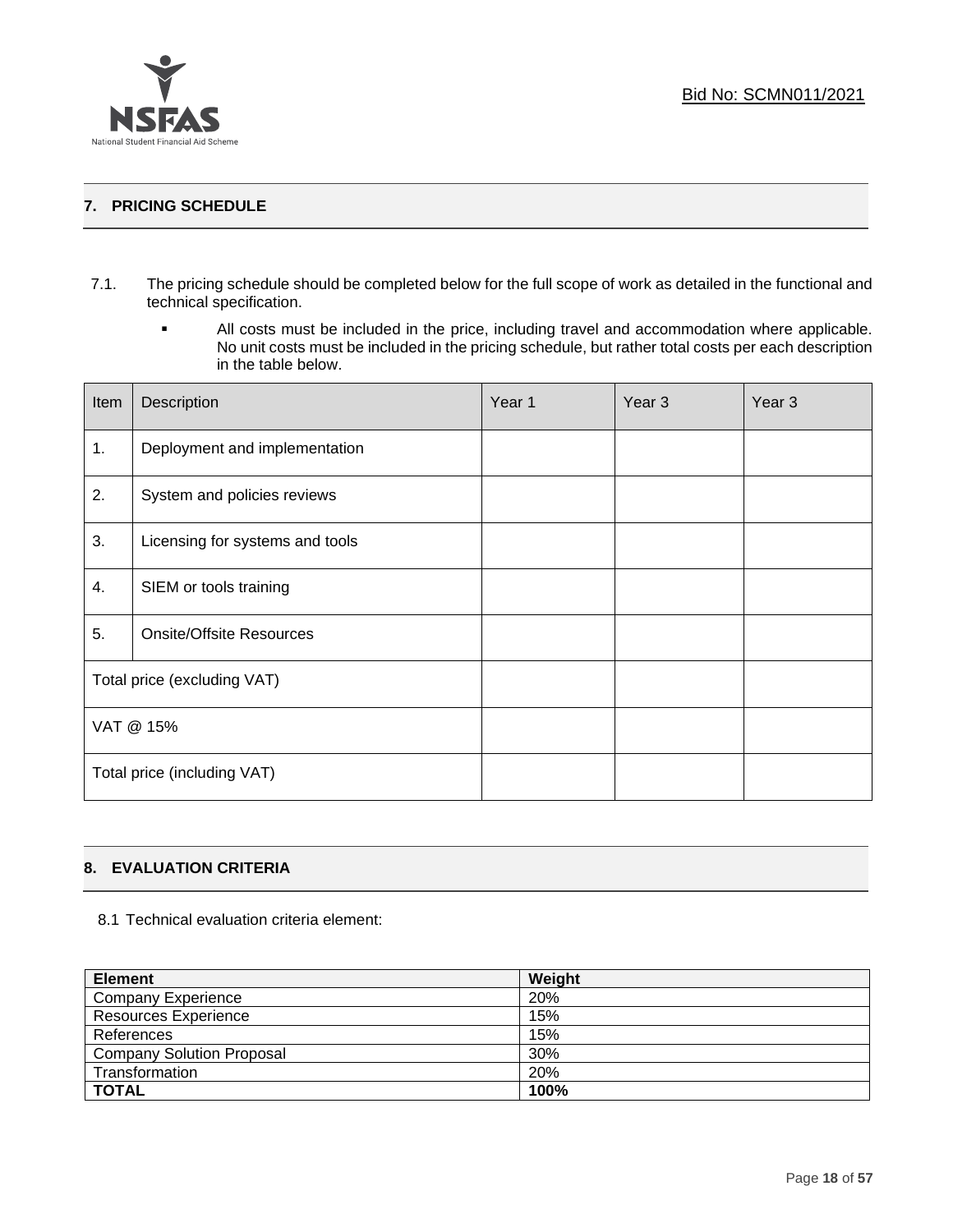## 7. PRICING SCHEDULE

7.1. The pricing schedule should be completed below for the full scope of work as detailed in the functional and technical specification.

- All costs must be included in the price, including travel and accommodation where applicable. No unit costs must be included in the pricing schedule, but rather total costs per each description in the table below.

| Item | Description | Year 1 | Year 3 | Year 3 |
|---|---|---|---|---|
| 1. | Deployment and implementation | | | |
| 2. | System and policies reviews | | | |
| 3. | Licensing for systems and tools | | | |
| 4. | SIEM or tools training | | | |
| 5. | Onsite/Offsite Resources | | | |
| Total price (excluding VAT) | | | | |
| VAT @ 15% | | | | |
| Total price (including VAT) | | | | |

## 8. EVALUATION CRITERIA

8.1 Technical evaluation criteria element:

| Element | Weight |
|---|---|
| Company Experience | 20% |
| Resources Experience | 15% |
| References | 15% |
| Company Solution Proposal | 30% |
| Transformation | 20% |
| **TOTAL** | **100%** |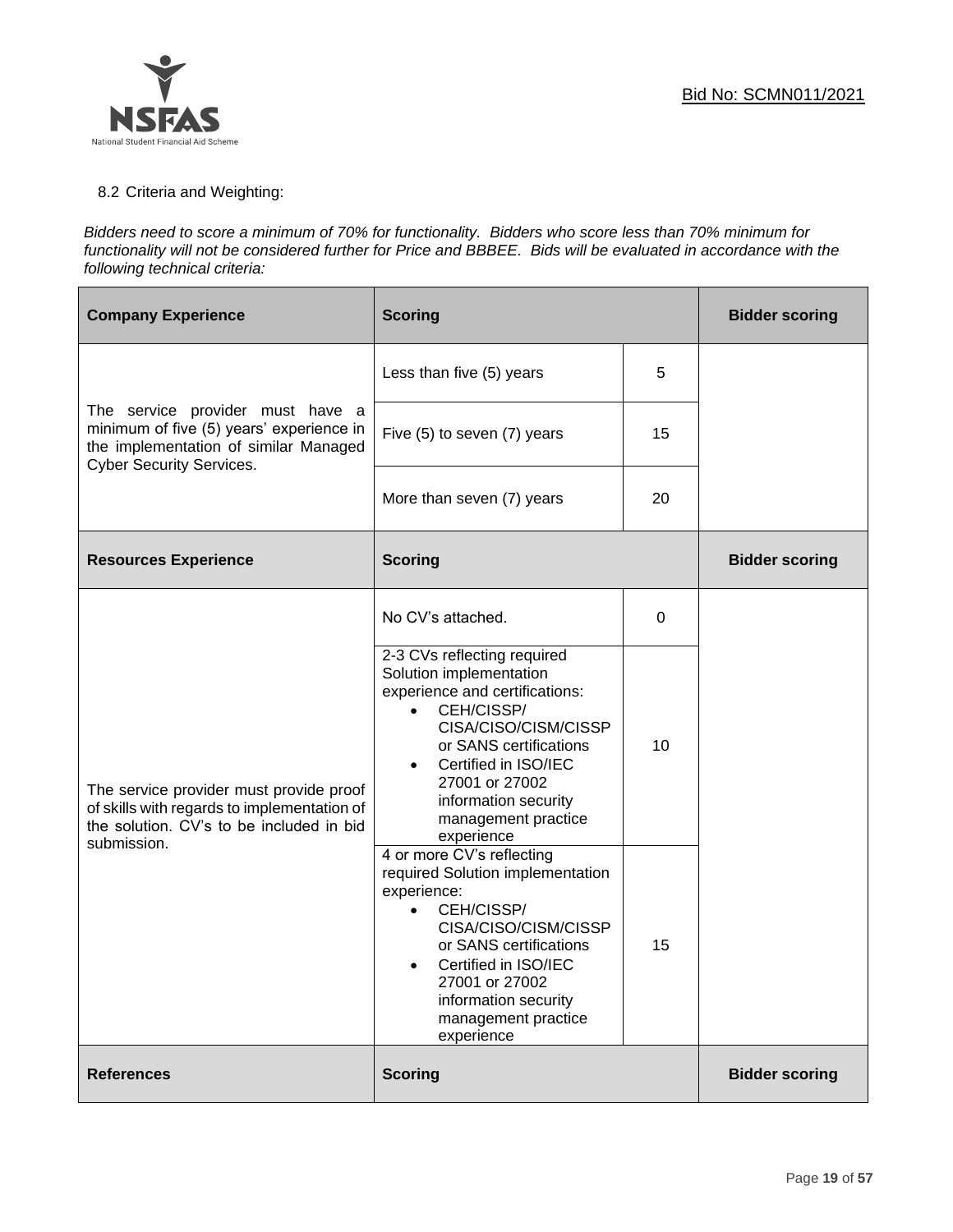8.2 Criteria and Weighting:

*Bidders need to score a minimum of 70% for functionality. Bidders who score less than 70% minimum for functionality will not be considered further for Price and BBBEE. Bids will be evaluated in accordance with the following technical criteria:*

| **Company Experience** | **Scoring** | | **Bidder scoring** |
|---|---|---|---|
| The service provider must have a minimum of five (5) years' experience in the implementation of similar Managed Cyber Security Services. | Less than five (5) years | 5 | |
| | Five (5) to seven (7) years | 15 | |
| | More than seven (7) years | 20 | |
| **Resources Experience** | **Scoring** | | **Bidder scoring** |
| The service provider must provide proof of skills with regards to implementation of the solution. CV's to be included in bid submission. | No CV's attached. | 0 | |
| | 2-3 CVs reflecting required Solution implementation experience and certifications: <br>• CEH/CISSP/ CISA/CISO/CISM/CISSP or SANS certifications <br>• Certified in ISO/IEC 27001 or 27002 information security management practice experience | 10 | |
| | 4 or more CV's reflecting required Solution implementation experience: <br>• CEH/CISSP/ CISA/CISO/CISM/CISSP or SANS certifications <br>• Certified in ISO/IEC 27001 or 27002 information security management practice experience | 15 | |
| **References** | **Scoring** | | **Bidder scoring** |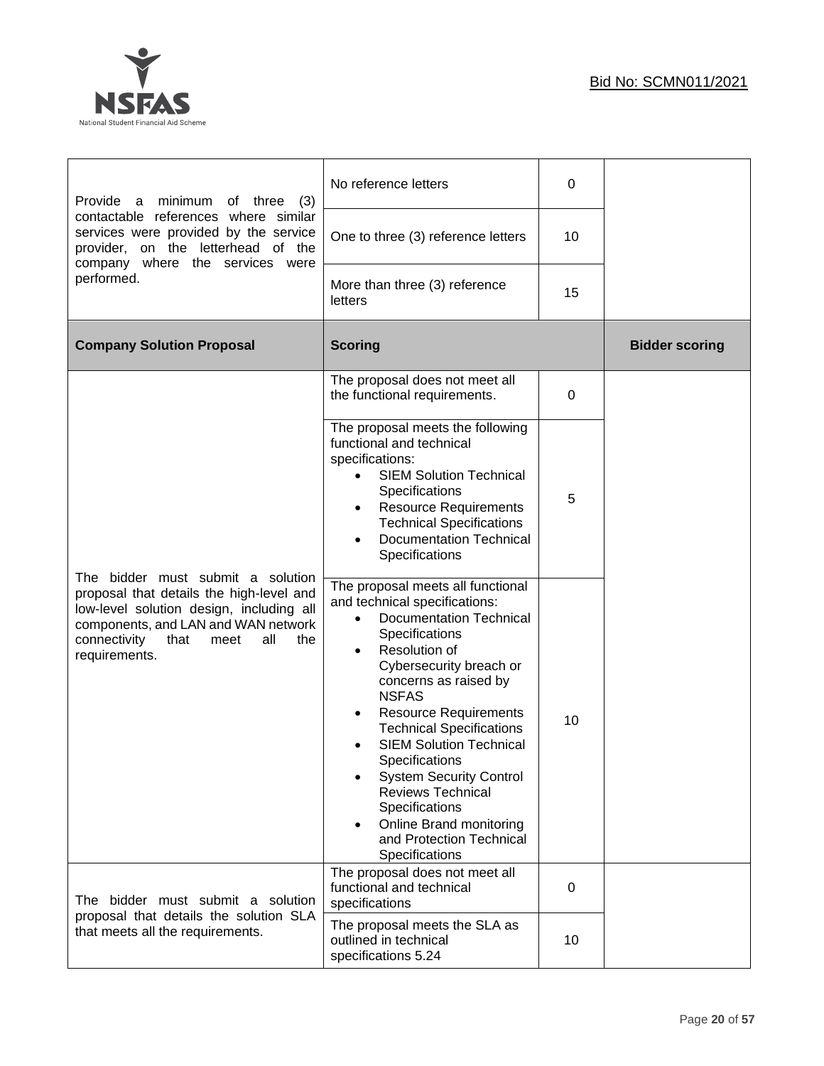| Provide a minimum of three (3) contactable references where similar services were provided by the service provider, on the letterhead of the company where the services were performed. | No reference letters | 0 | |
|---|---|---|---|
| | One to three (3) reference letters | 10 | |
| | More than three (3) reference letters | 15 | |
| **Company Solution Proposal** | **Scoring** | | **Bidder scoring** |
| The bidder must submit a solution proposal that details the high-level and low-level solution design, including all components, and LAN and WAN network connectivity that meet all the requirements. | The proposal does not meet all the functional requirements. | 0 | |
| | The proposal meets the following functional and technical specifications:<br>• SIEM Solution Technical Specifications<br>• Resource Requirements Technical Specifications<br>• Documentation Technical Specifications | 5 | |
| | The proposal meets all functional and technical specifications:<br>• Documentation Technical Specifications<br>• Resolution of Cybersecurity breach or concerns as raised by NSFAS<br>• Resource Requirements Technical Specifications<br>• SIEM Solution Technical Specifications<br>• System Security Control Reviews Technical Specifications<br>• Online Brand monitoring and Protection Technical Specifications | 10 | |
| The bidder must submit a solution proposal that details the solution SLA that meets all the requirements. | The proposal does not meet all functional and technical specifications | 0 | |
| | The proposal meets the SLA as outlined in technical specifications 5.24 | 10 | |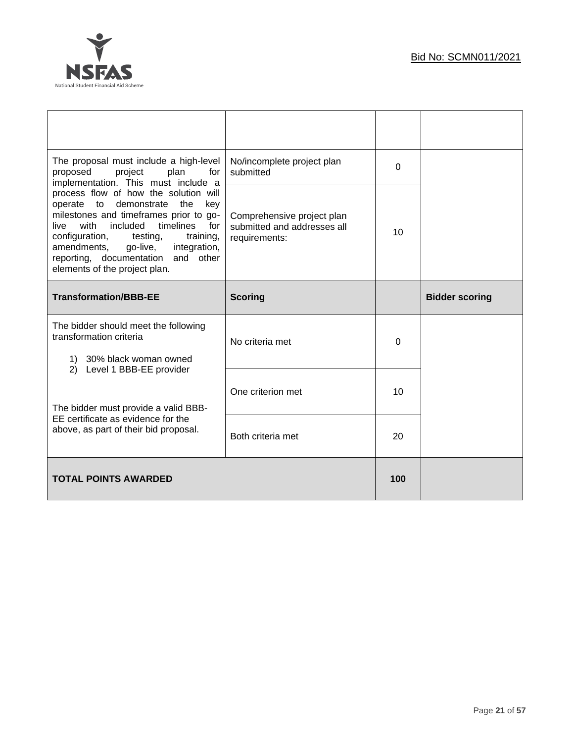| | | | |
|---|---|---|---|
| The proposal must include a high-level proposed project plan for implementation. This must include a process flow of how the solution will operate to demonstrate the key milestones and timeframes prior to go-live with included timelines for configuration, testing, training, amendments, go-live, integration, reporting, documentation and other elements of the project plan. | No/incomplete project plan submitted | 0 | |
| | Comprehensive project plan submitted and addresses all requirements: | 10 | |
| **Transformation/BBB-EE** | **Scoring** | | **Bidder scoring** |
| The bidder should meet the following transformation criteria<br><br>1) 30% black woman owned<br>2) Level 1 BBB-EE provider<br><br>The bidder must provide a valid BBB-EE certificate as evidence for the above, as part of their bid proposal. | No criteria met | 0 | |
| | One criterion met | 10 | |
| | Both criteria met | 20 | |
| **TOTAL POINTS AWARDED** | | **100** | |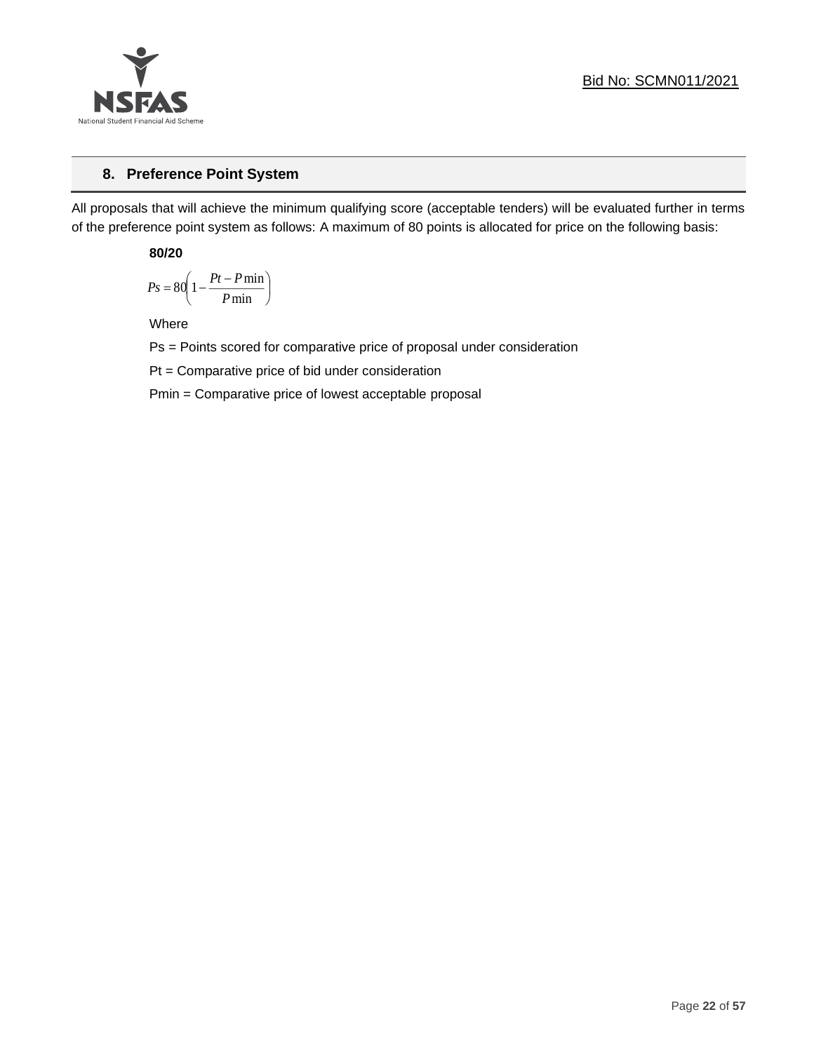## 8. Preference Point System

All proposals that will achieve the minimum qualifying score (acceptable tenders) will be evaluated further in terms of the preference point system as follows: A maximum of 80 points is allocated for price on the following basis:

**80/20**

$$Ps = 80\left(1 - \frac{Pt - P\min}{P\min}\right)$$

Where

Ps = Points scored for comparative price of proposal under consideration

Pt = Comparative price of bid under consideration

Pmin = Comparative price of lowest acceptable proposal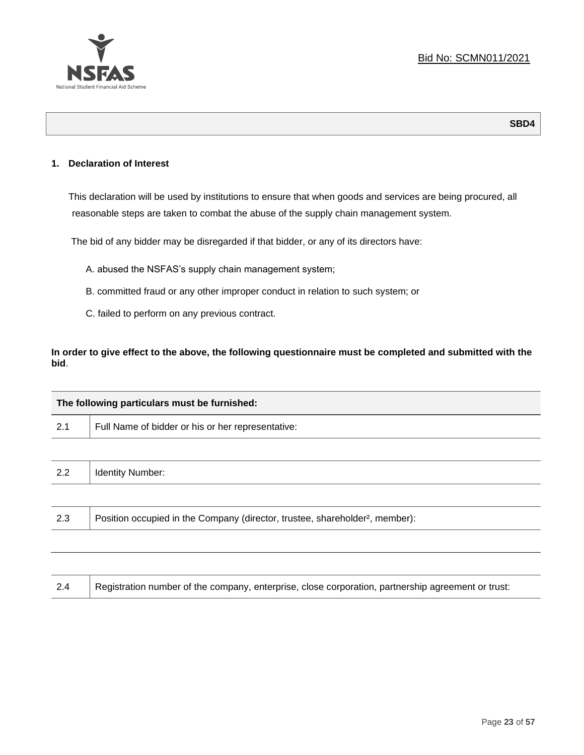Bid No: SCMN011/2021

**SBD4**

**1. Declaration of Interest**

This declaration will be used by institutions to ensure that when goods and services are being procured, all reasonable steps are taken to combat the abuse of the supply chain management system.

The bid of any bidder may be disregarded if that bidder, or any of its directors have:

A. abused the NSFAS's supply chain management system;

B. committed fraud or any other improper conduct in relation to such system; or

C. failed to perform on any previous contract.

**In order to give effect to the above, the following questionnaire must be completed and submitted with the bid**.

| **The following particulars must be furnished:** | |
|---|---|
| 2.1 | Full Name of bidder or his or her representative: |
| | |
| 2.2 | Identity Number: |
| | |
| 2.3 | Position occupied in the Company (director, trustee, shareholder², member): |
| | |
| | |
| 2.4 | Registration number of the company, enterprise, close corporation, partnership agreement or trust: |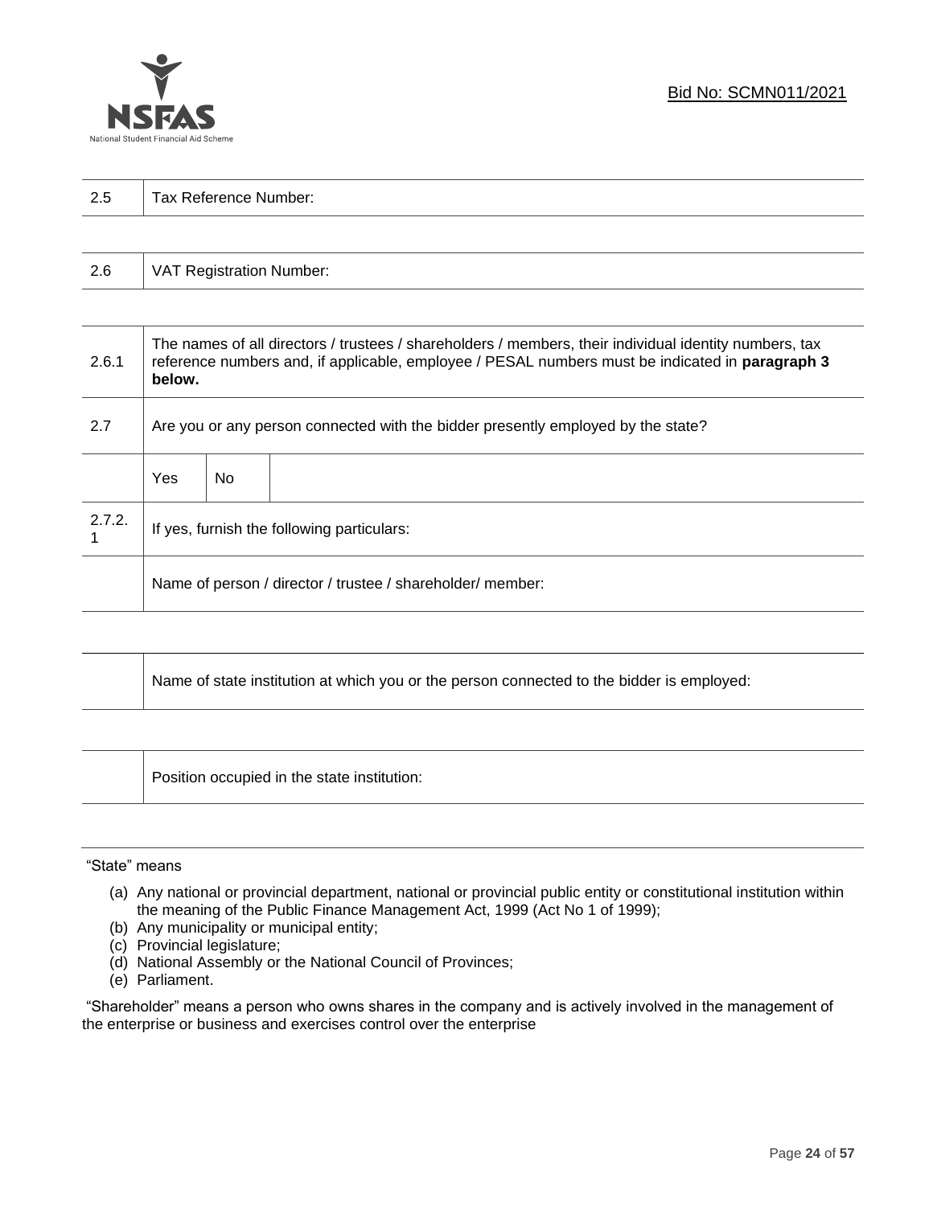| 2.5 | Tax Reference Number: |
|---|---|

| 2.6 | VAT Registration Number: |
|---|---|

| 2.6.1 | The names of all directors / trustees / shareholders / members, their individual identity numbers, tax reference numbers and, if applicable, employee / PESAL numbers must be indicated in **paragraph 3 below.** | | |
|---|---|---|---|
| 2.7 | Are you or any person connected with the bidder presently employed by the state? | | |
| | Yes | No | |
| 2.7.2.1 | If yes, furnish the following particulars: | | |
| | Name of person / director / trustee / shareholder/ member: | | |

| | Name of state institution at which you or the person connected to the bidder is employed: |
|---|---|

| | Position occupied in the state institution: |
|---|---|

"State" means

(a) Any national or provincial department, national or provincial public entity or constitutional institution within the meaning of the Public Finance Management Act, 1999 (Act No 1 of 1999);
(b) Any municipality or municipal entity;
(c) Provincial legislature;
(d) National Assembly or the National Council of Provinces;
(e) Parliament.

"Shareholder" means a person who owns shares in the company and is actively involved in the management of the enterprise or business and exercises control over the enterprise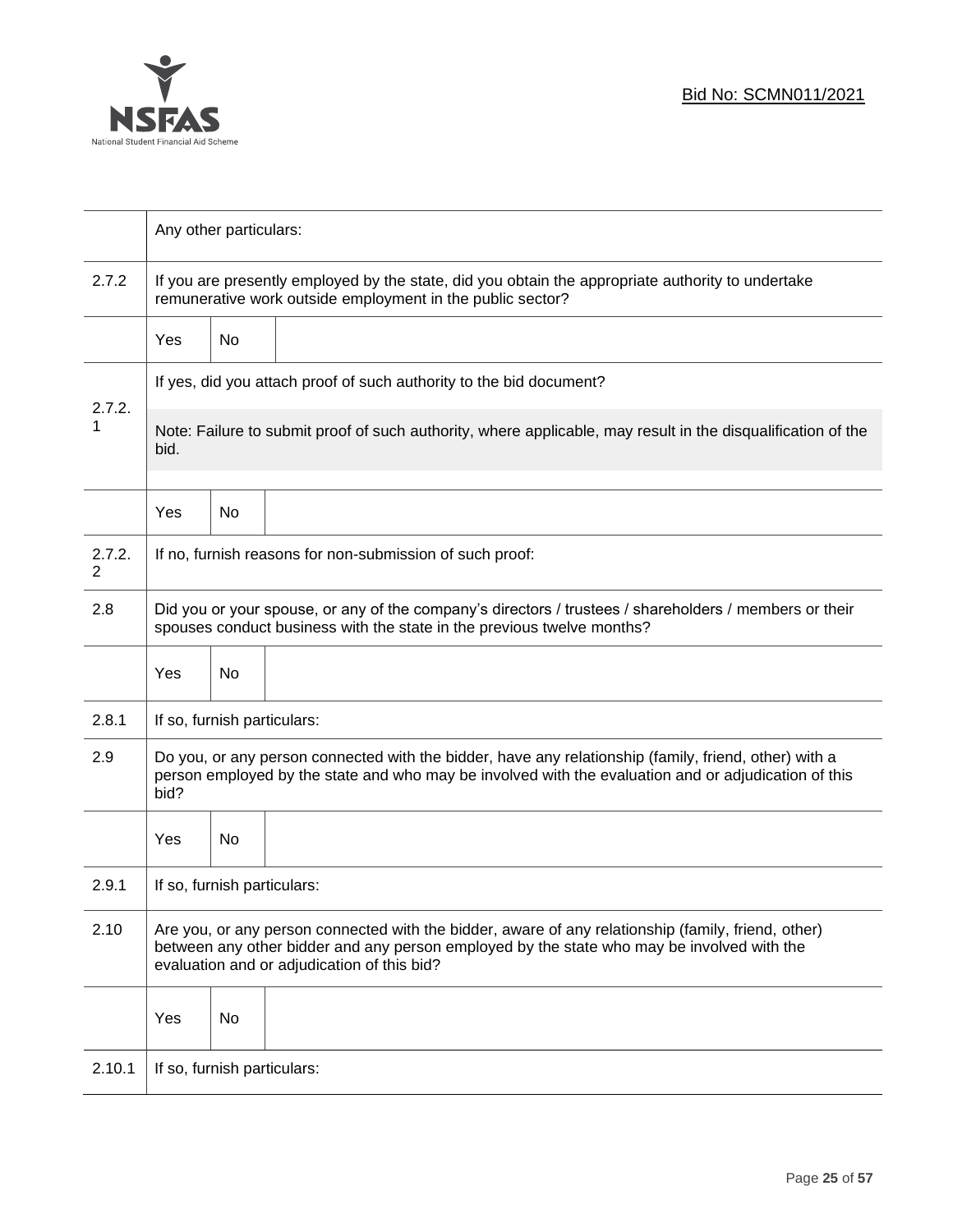| | | | |
|---|---|---|---|
| | Any other particulars: | | |
| 2.7.2 | If you are presently employed by the state, did you obtain the appropriate authority to undertake remunerative work outside employment in the public sector? | | |
| | Yes | No | |
| 2.7.2.1 | If yes, did you attach proof of such authority to the bid document?<br><br>Note: Failure to submit proof of such authority, where applicable, may result in the disqualification of the bid. | | |
| | Yes | No | |
| 2.7.2.2 | If no, furnish reasons for non-submission of such proof: | | |
| 2.8 | Did you or your spouse, or any of the company's directors / trustees / shareholders / members or their spouses conduct business with the state in the previous twelve months? | | |
| | Yes | No | |
| 2.8.1 | If so, furnish particulars: | | |
| 2.9 | Do you, or any person connected with the bidder, have any relationship (family, friend, other) with a person employed by the state and who may be involved with the evaluation and or adjudication of this bid? | | |
| | Yes | No | |
| 2.9.1 | If so, furnish particulars: | | |
| 2.10 | Are you, or any person connected with the bidder, aware of any relationship (family, friend, other) between any other bidder and any person employed by the state who may be involved with the evaluation and or adjudication of this bid? | | |
| | Yes | No | |
| 2.10.1 | If so, furnish particulars: | | |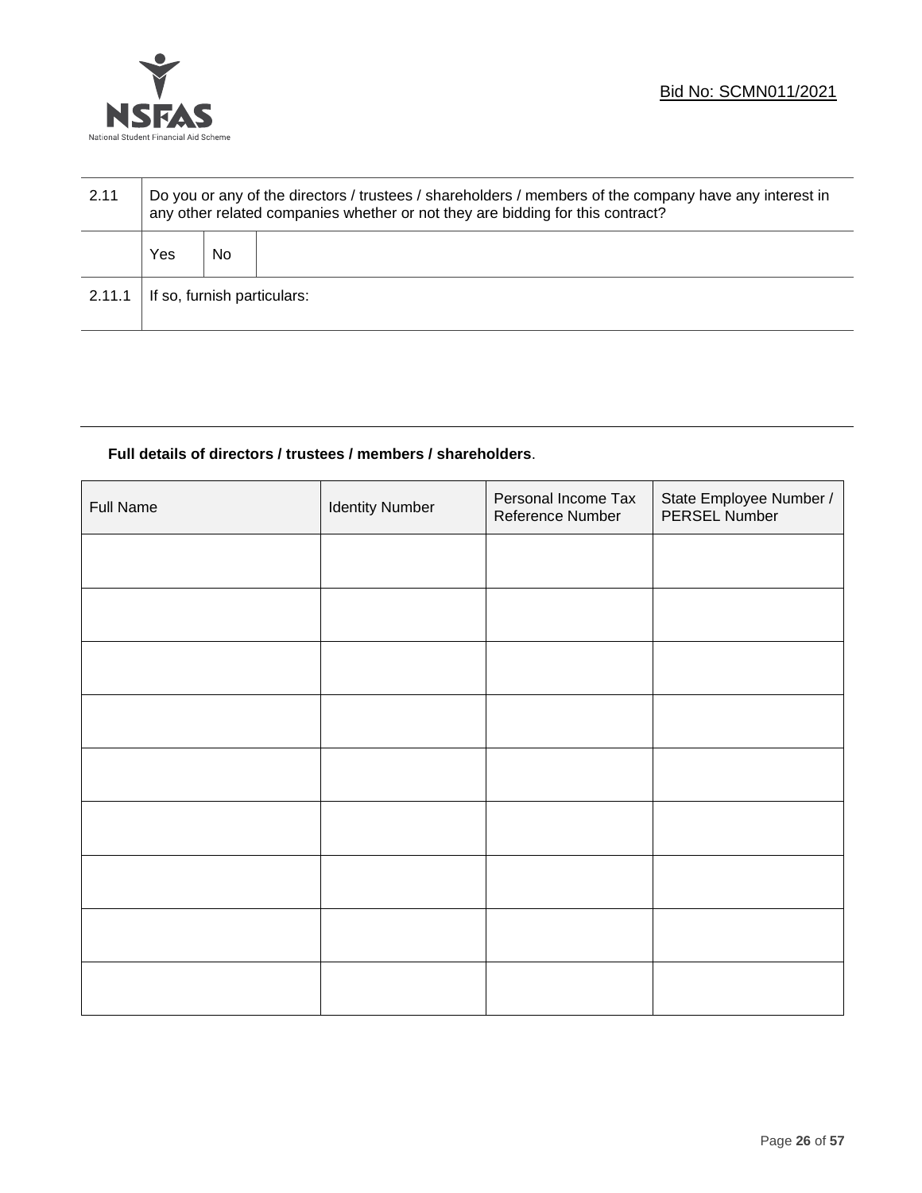| 2.11 | Do you or any of the directors / trustees / shareholders / members of the company have any interest in any other related companies whether or not they are bidding for this contract? | | |
|---|---|---|---|
| | Yes | No | |
| 2.11.1 | If so, furnish particulars: | | |

**Full details of directors / trustees / members / shareholders**.

| Full Name | Identity Number | Personal Income Tax Reference Number | State Employee Number / PERSEL Number |
|---|---|---|---|
| | | | |
| | | | |
| | | | |
| | | | |
| | | | |
| | | | |
| | | | |
| | | | |
| | | | |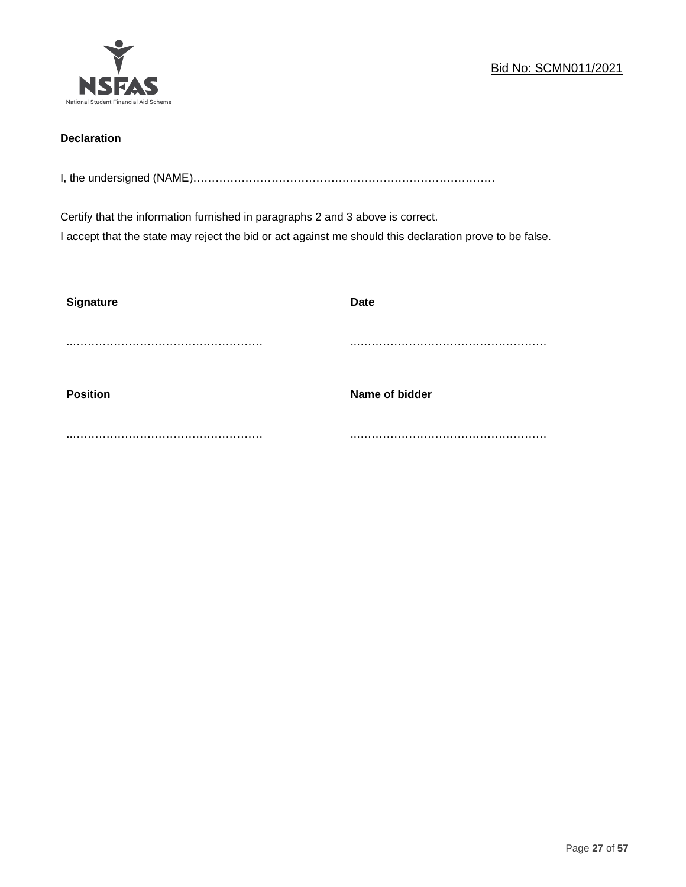**Declaration**

I, the undersigned (NAME)…………………………………………………………………………

Certify that the information furnished in paragraphs 2 and 3 above is correct.
I accept that the state may reject the bid or act against me should this declaration prove to be false.

| **Signature** | **Date** |
|---|---|
| ..…………………………………………… | ..…………………………………………… |
| **Position** | **Name of bidder** |
| ..…………………………………………… | ..…………………………………………… |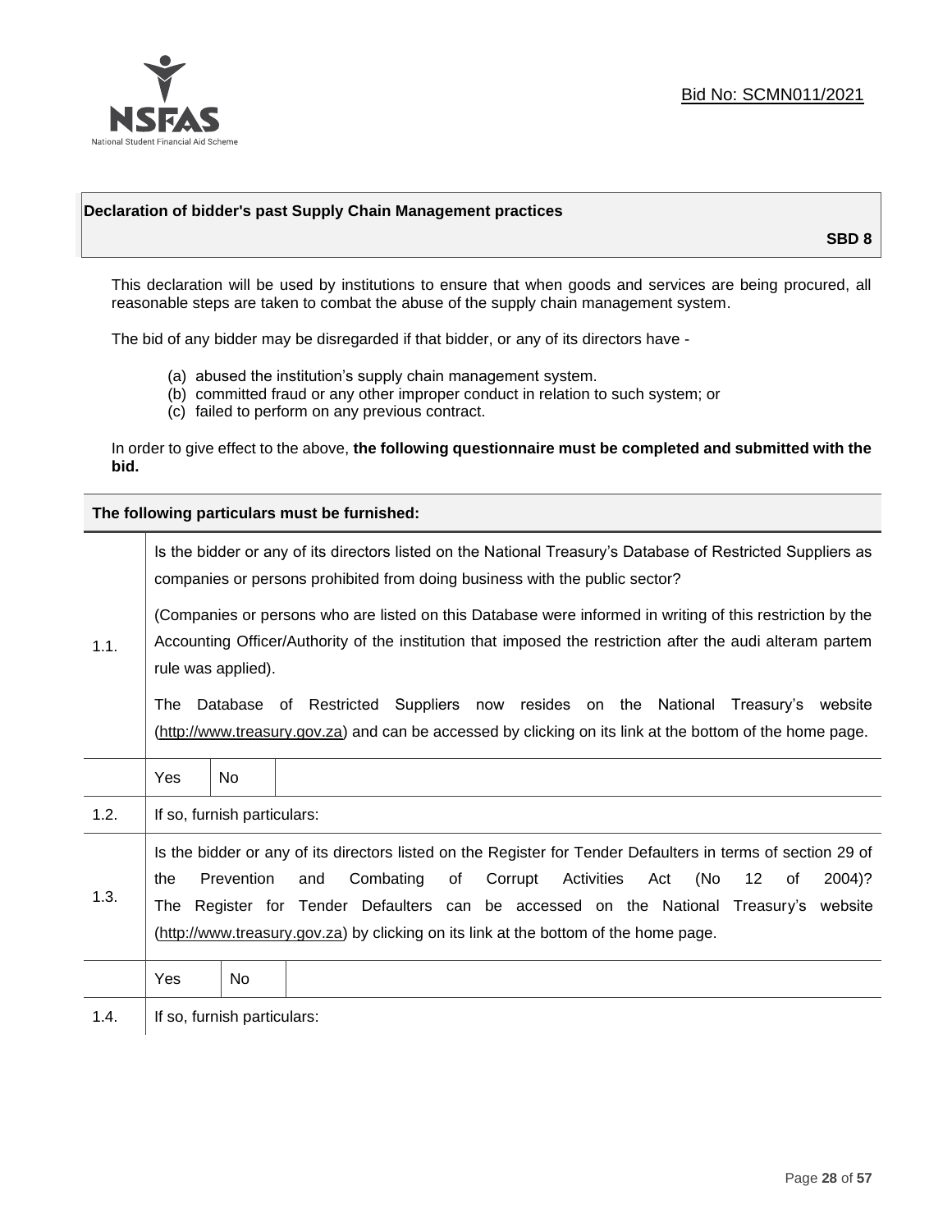Bid No: SCMN011/2021

## Declaration of bidder's past Supply Chain Management practices

**SBD 8**

This declaration will be used by institutions to ensure that when goods and services are being procured, all reasonable steps are taken to combat the abuse of the supply chain management system.

The bid of any bidder may be disregarded if that bidder, or any of its directors have -

(a) abused the institution's supply chain management system.
(b) committed fraud or any other improper conduct in relation to such system; or
(c) failed to perform on any previous contract.

In order to give effect to the above, **the following questionnaire must be completed and submitted with the bid.**

**The following particulars must be furnished:**

| | |
|---|---|
| 1.1. | Is the bidder or any of its directors listed on the National Treasury's Database of Restricted Suppliers as companies or persons prohibited from doing business with the public sector?<br><br>(Companies or persons who are listed on this Database were informed in writing of this restriction by the Accounting Officer/Authority of the institution that imposed the restriction after the audi alteram partem rule was applied).<br><br>The Database of Restricted Suppliers now resides on the National Treasury's website (http://www.treasury.gov.za) and can be accessed by clicking on its link at the bottom of the home page. |
| | Yes \| No |
| 1.2. | If so, furnish particulars: |
| 1.3. | Is the bidder or any of its directors listed on the Register for Tender Defaulters in terms of section 29 of the Prevention and Combating of Corrupt Activities Act (No 12 of 2004)? The Register for Tender Defaulters can be accessed on the National Treasury's website (http://www.treasury.gov.za) by clicking on its link at the bottom of the home page. |
| | Yes \| No |
| 1.4. | If so, furnish particulars: |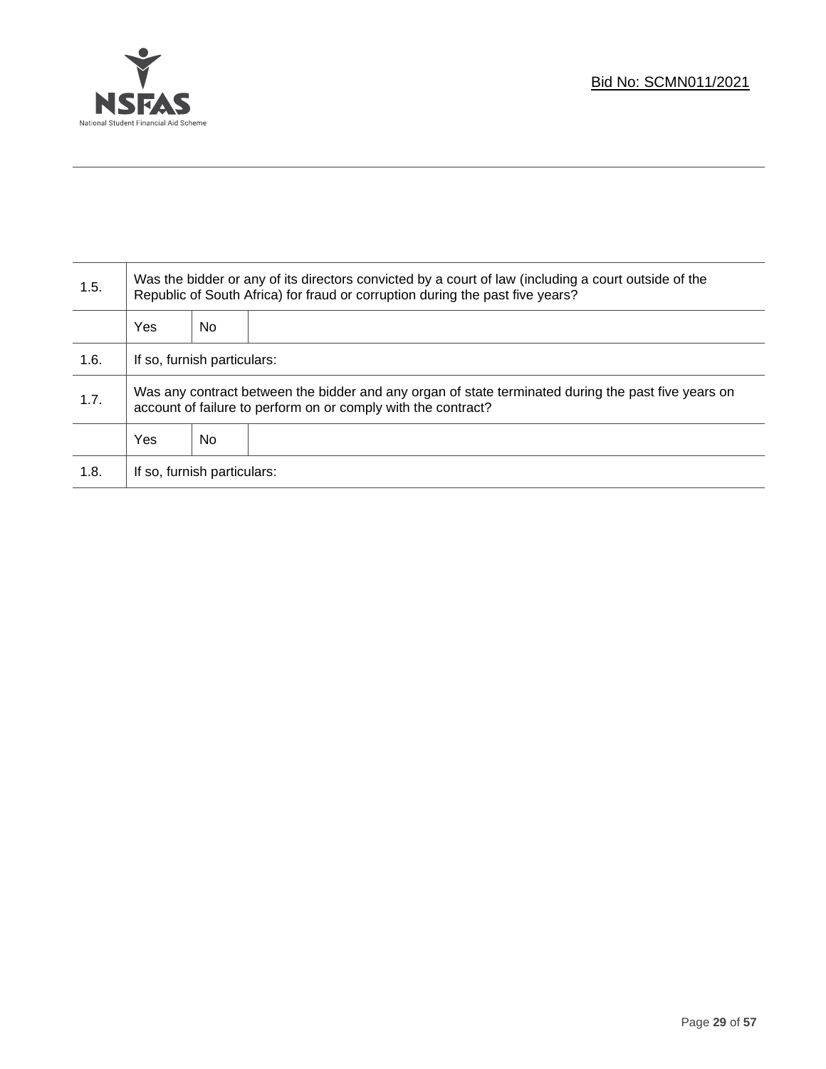| | | | |
|---|---|---|---|
| 1.5. | Was the bidder or any of its directors convicted by a court of law (including a court outside of the Republic of South Africa) for fraud or corruption during the past five years? | | |
| | Yes | No | |
| 1.6. | If so, furnish particulars: | | |
| 1.7. | Was any contract between the bidder and any organ of state terminated during the past five years on account of failure to perform on or comply with the contract? | | |
| | Yes | No | |
| 1.8. | If so, furnish particulars: | | |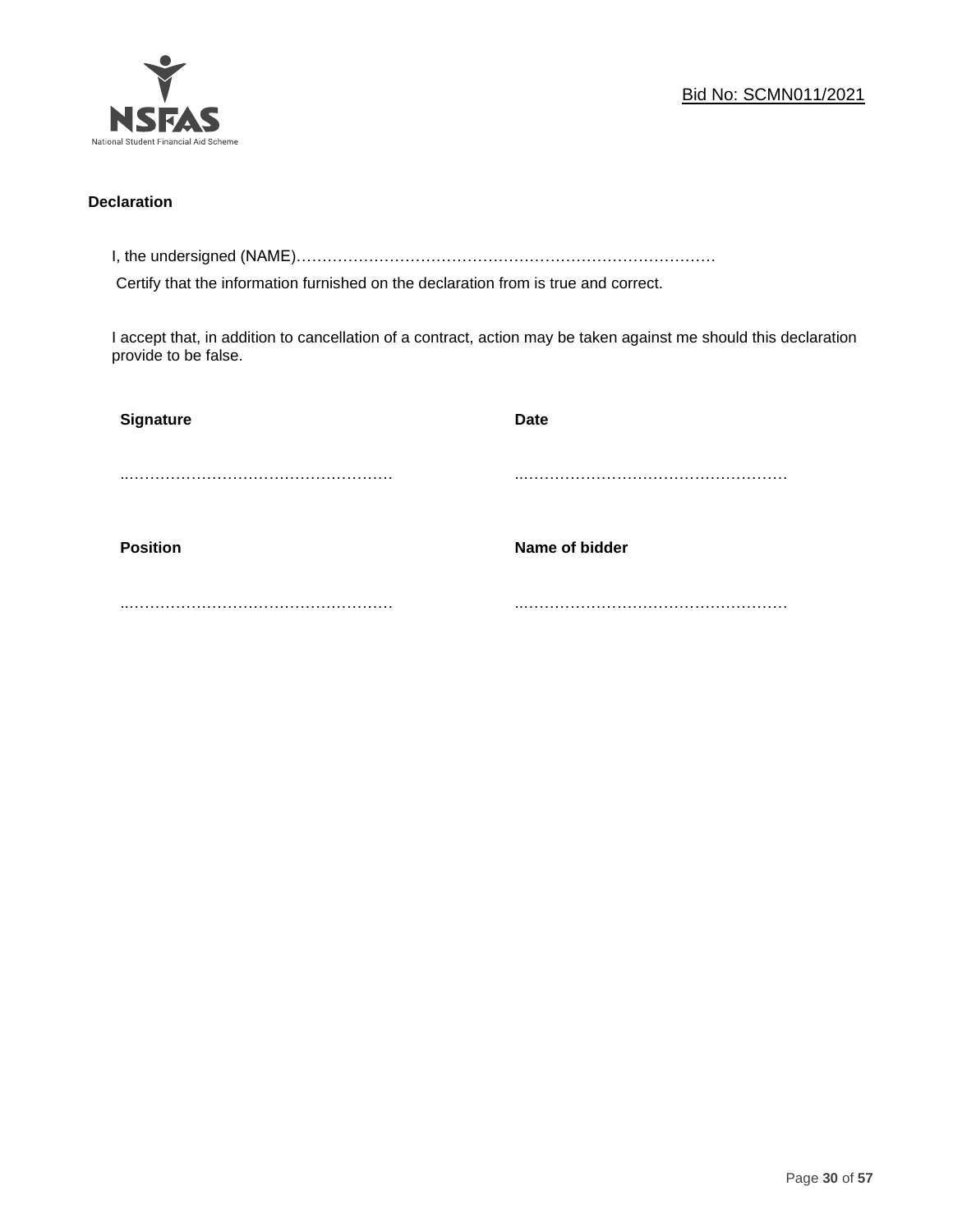Bid No: SCMN011/2021

**Declaration**

I, the undersigned (NAME)…………………………………………………………………………

Certify that the information furnished on the declaration from is true and correct.

I accept that, in addition to cancellation of a contract, action may be taken against me should this declaration provide to be false.

| **Signature** | **Date** |
|---|---|
| ……………………………………………… | ……………………………………………… |
| **Position** | **Name of bidder** |
| ……………………………………………… | ……………………………………………… |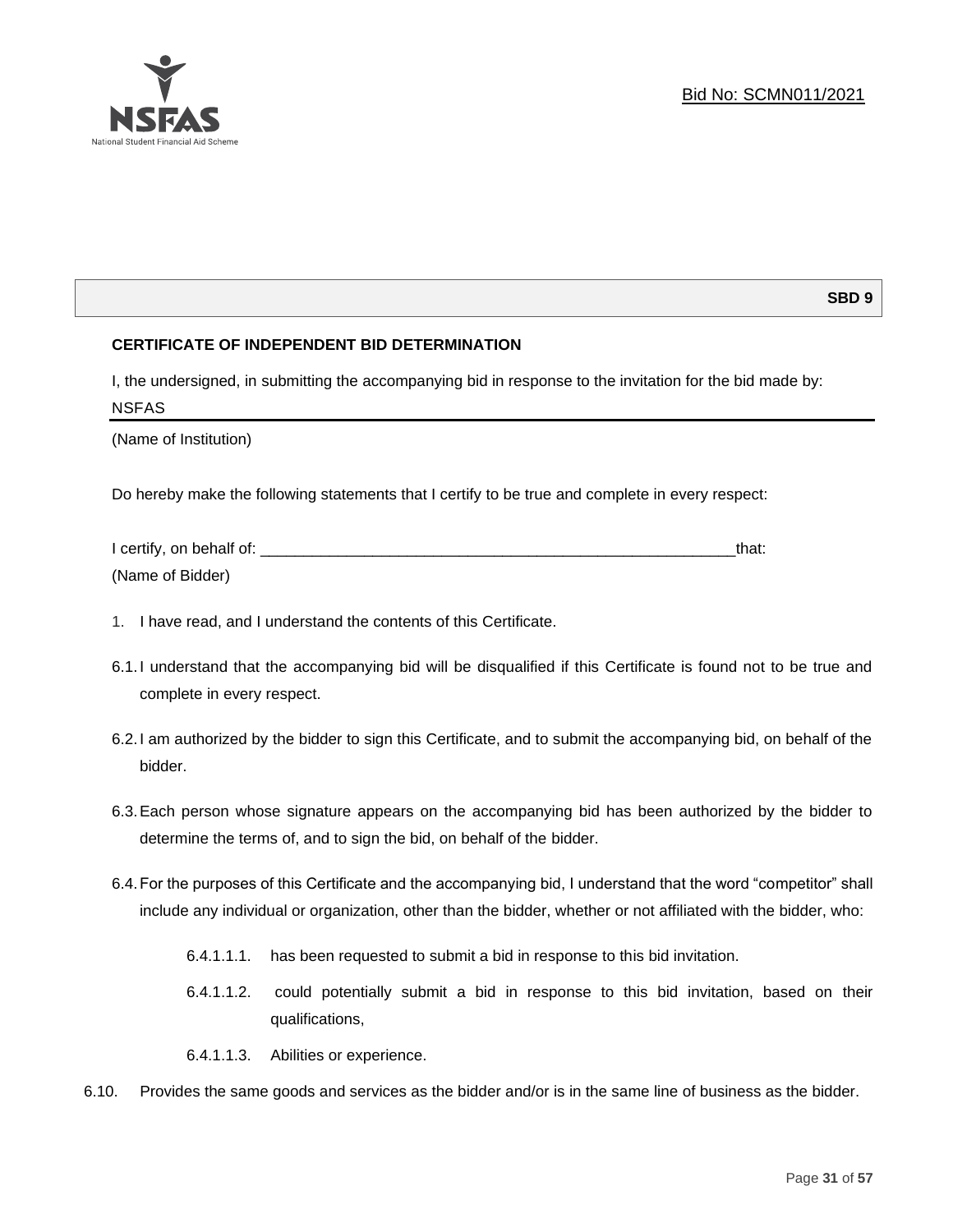Bid No: SCMN011/2021

**SBD 9**

**CERTIFICATE OF INDEPENDENT BID DETERMINATION**

I, the undersigned, in submitting the accompanying bid in response to the invitation for the bid made by:

NSFAS

(Name of Institution)

Do hereby make the following statements that I certify to be true and complete in every respect:

I certify, on behalf of: ___________________________________________________________that:

(Name of Bidder)

1. I have read, and I understand the contents of this Certificate.

6.1. I understand that the accompanying bid will be disqualified if this Certificate is found not to be true and complete in every respect.

6.2. I am authorized by the bidder to sign this Certificate, and to submit the accompanying bid, on behalf of the bidder.

6.3. Each person whose signature appears on the accompanying bid has been authorized by the bidder to determine the terms of, and to sign the bid, on behalf of the bidder.

6.4. For the purposes of this Certificate and the accompanying bid, I understand that the word "competitor" shall include any individual or organization, other than the bidder, whether or not affiliated with the bidder, who:

   6.4.1.1.1. has been requested to submit a bid in response to this bid invitation.

   6.4.1.1.2. could potentially submit a bid in response to this bid invitation, based on their qualifications,

   6.4.1.1.3. Abilities or experience.

6.10. Provides the same goods and services as the bidder and/or is in the same line of business as the bidder.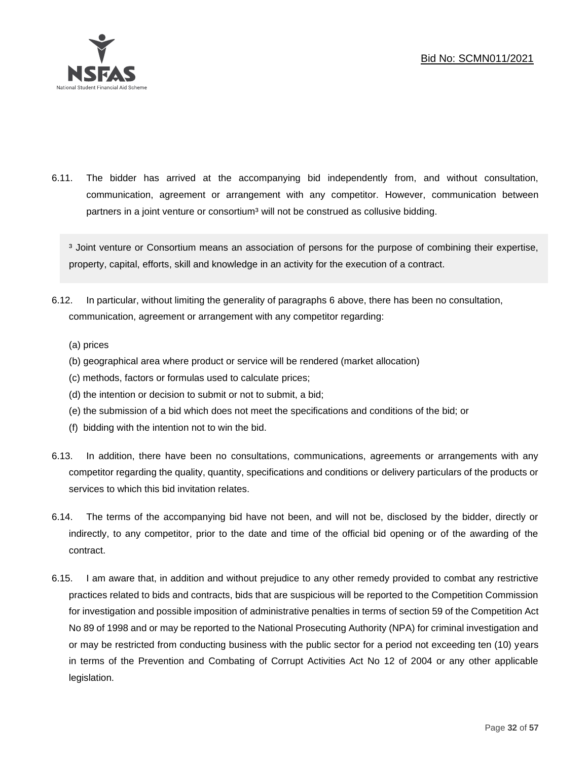6.11. The bidder has arrived at the accompanying bid independently from, and without consultation, communication, agreement or arrangement with any competitor. However, communication between partners in a joint venture or consortium[3] will not be construed as collusive bidding.

> [3] Joint venture or Consortium means an association of persons for the purpose of combining their expertise, property, capital, efforts, skill and knowledge in an activity for the execution of a contract.

6.12. In particular, without limiting the generality of paragraphs 6 above, there has been no consultation, communication, agreement or arrangement with any competitor regarding:

(a) prices
(b) geographical area where product or service will be rendered (market allocation)
(c) methods, factors or formulas used to calculate prices;
(d) the intention or decision to submit or not to submit, a bid;
(e) the submission of a bid which does not meet the specifications and conditions of the bid; or
(f) bidding with the intention not to win the bid.

6.13. In addition, there have been no consultations, communications, agreements or arrangements with any competitor regarding the quality, quantity, specifications and conditions or delivery particulars of the products or services to which this bid invitation relates.

6.14. The terms of the accompanying bid have not been, and will not be, disclosed by the bidder, directly or indirectly, to any competitor, prior to the date and time of the official bid opening or of the awarding of the contract.

6.15. I am aware that, in addition and without prejudice to any other remedy provided to combat any restrictive practices related to bids and contracts, bids that are suspicious will be reported to the Competition Commission for investigation and possible imposition of administrative penalties in terms of section 59 of the Competition Act No 89 of 1998 and or may be reported to the National Prosecuting Authority (NPA) for criminal investigation and or may be restricted from conducting business with the public sector for a period not exceeding ten (10) years in terms of the Prevention and Combating of Corrupt Activities Act No 12 of 2004 or any other applicable legislation.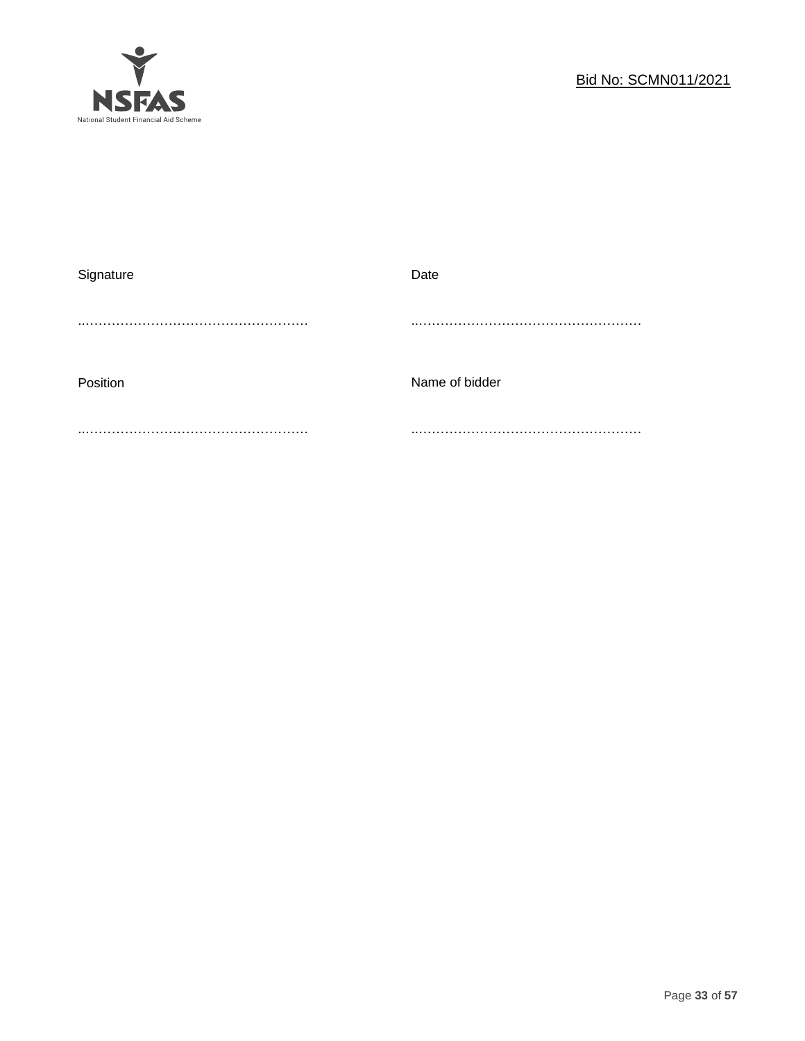| Signature | Date |
| --- | --- |
| ………………………………………………… | ………………………………………………… |
| Position | Name of bidder |
| ………………………………………………… | ………………………………………………… |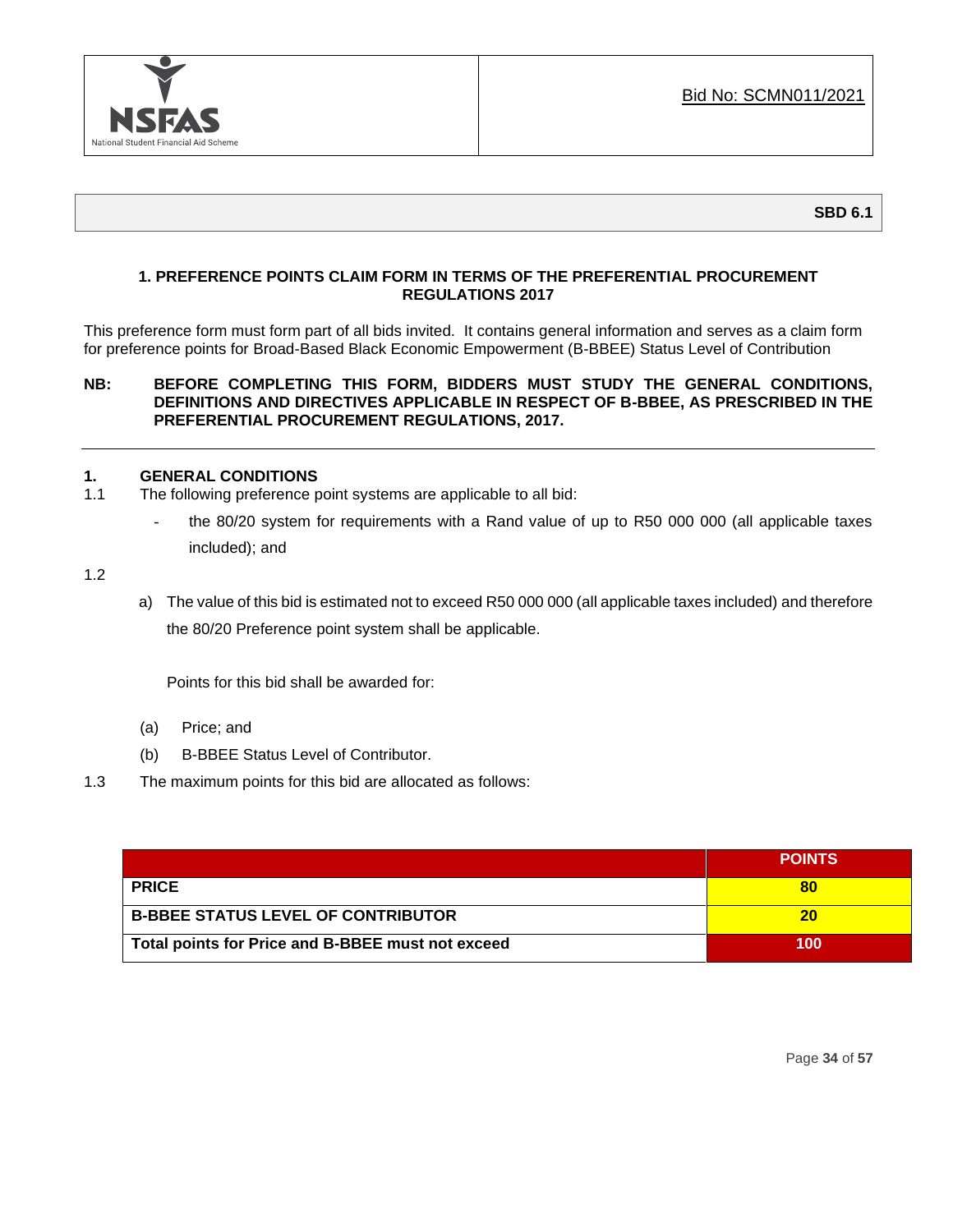Bid No: SCMN011/2021

**SBD 6.1**

## 1. PREFERENCE POINTS CLAIM FORM IN TERMS OF THE PREFERENTIAL PROCUREMENT REGULATIONS 2017

This preference form must form part of all bids invited. It contains general information and serves as a claim form for preference points for Broad-Based Black Economic Empowerment (B-BBEE) Status Level of Contribution

**NB: BEFORE COMPLETING THIS FORM, BIDDERS MUST STUDY THE GENERAL CONDITIONS, DEFINITIONS AND DIRECTIVES APPLICABLE IN RESPECT OF B-BBEE, AS PRESCRIBED IN THE PREFERENTIAL PROCUREMENT REGULATIONS, 2017.**

---

### 1. GENERAL CONDITIONS

1.1 The following preference point systems are applicable to all bid:

- the 80/20 system for requirements with a Rand value of up to R50 000 000 (all applicable taxes included); and

1.2

a) The value of this bid is estimated not to exceed R50 000 000 (all applicable taxes included) and therefore the 80/20 Preference point system shall be applicable.

Points for this bid shall be awarded for:

(a) Price; and

(b) B-BBEE Status Level of Contributor.

1.3 The maximum points for this bid are allocated as follows:

| | POINTS |
|---|---|
| **PRICE** | **80** |
| **B-BBEE STATUS LEVEL OF CONTRIBUTOR** | **20** |
| **Total points for Price and B-BBEE must not exceed** | **100** |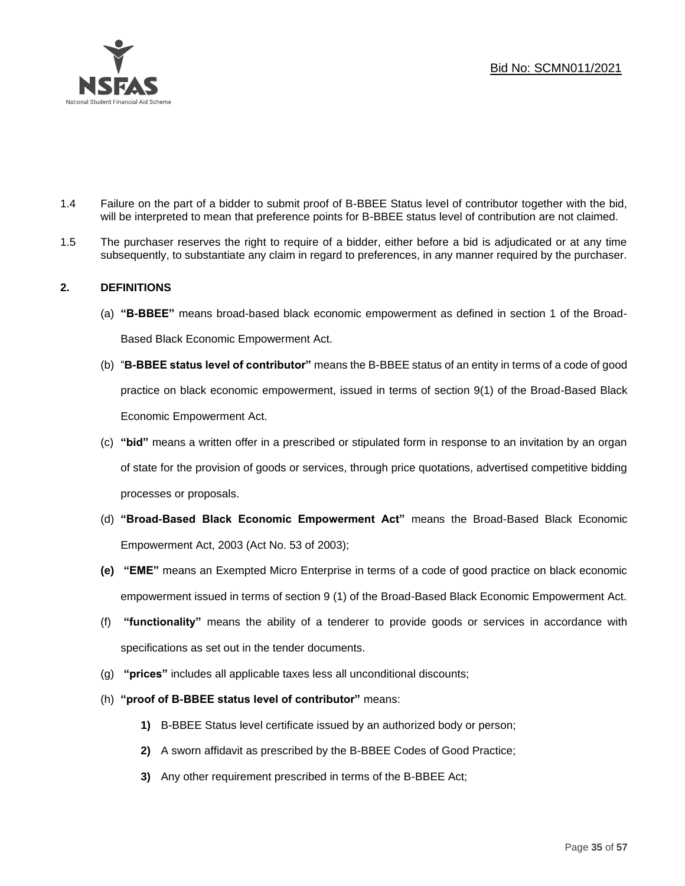1.4 Failure on the part of a bidder to submit proof of B-BBEE Status level of contributor together with the bid, will be interpreted to mean that preference points for B-BBEE status level of contribution are not claimed.

1.5 The purchaser reserves the right to require of a bidder, either before a bid is adjudicated or at any time subsequently, to substantiate any claim in regard to preferences, in any manner required by the purchaser.

## 2. DEFINITIONS

(a) **"B-BBEE"** means broad-based black economic empowerment as defined in section 1 of the Broad-Based Black Economic Empowerment Act.

(b) "**B-BBEE status level of contributor"** means the B-BBEE status of an entity in terms of a code of good practice on black economic empowerment, issued in terms of section 9(1) of the Broad-Based Black Economic Empowerment Act.

(c) **"bid"** means a written offer in a prescribed or stipulated form in response to an invitation by an organ of state for the provision of goods or services, through price quotations, advertised competitive bidding processes or proposals.

(d) **"Broad-Based Black Economic Empowerment Act"** means the Broad-Based Black Economic Empowerment Act, 2003 (Act No. 53 of 2003);

**(e)** **"EME"** means an Exempted Micro Enterprise in terms of a code of good practice on black economic empowerment issued in terms of section 9 (1) of the Broad-Based Black Economic Empowerment Act.

(f) **"functionality"** means the ability of a tenderer to provide goods or services in accordance with specifications as set out in the tender documents.

(g) **"prices"** includes all applicable taxes less all unconditional discounts;

(h) **"proof of B-BBEE status level of contributor"** means:

**1)** B-BBEE Status level certificate issued by an authorized body or person;

**2)** A sworn affidavit as prescribed by the B-BBEE Codes of Good Practice;

**3)** Any other requirement prescribed in terms of the B-BBEE Act;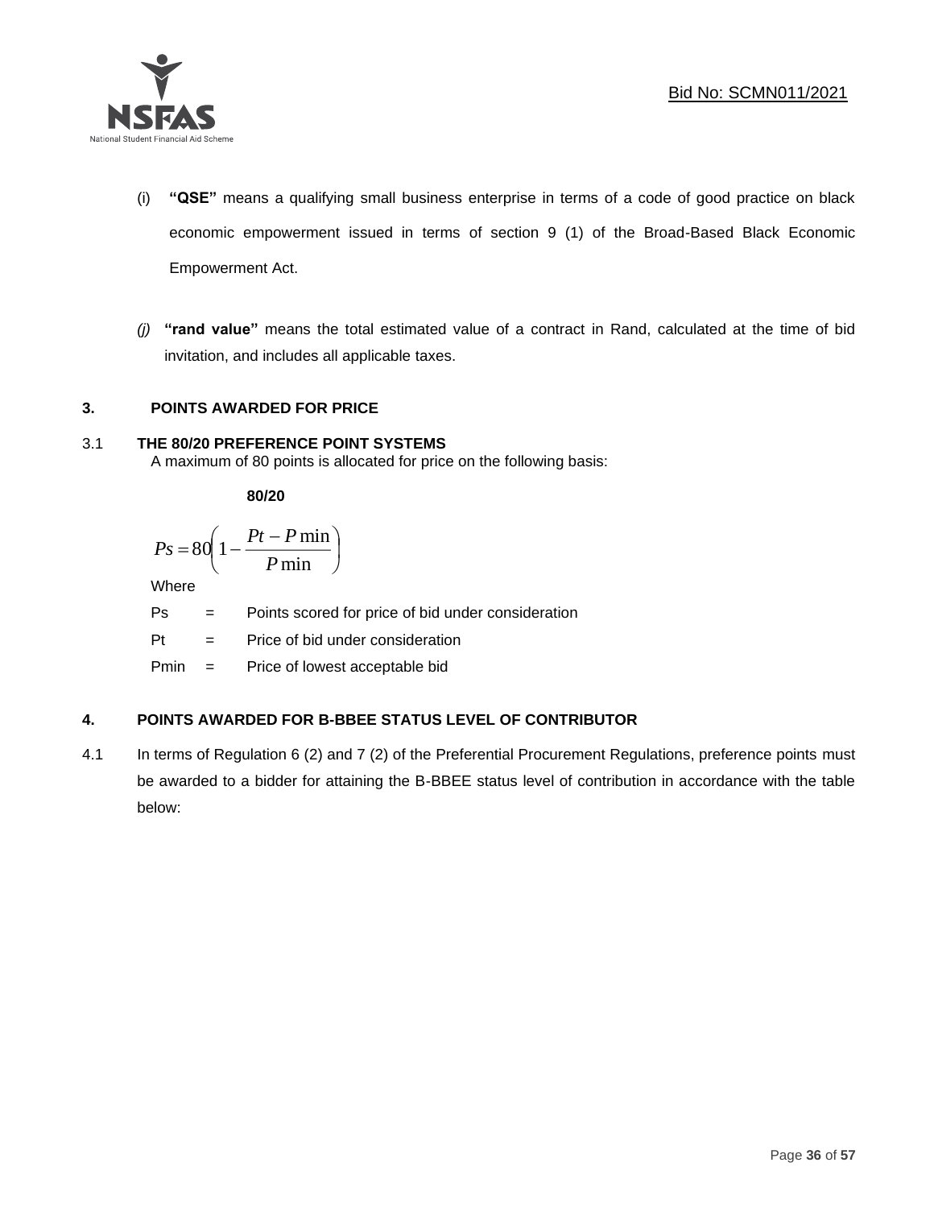(i) **"QSE"** means a qualifying small business enterprise in terms of a code of good practice on black economic empowerment issued in terms of section 9 (1) of the Broad-Based Black Economic Empowerment Act.

*(j)* **"rand value"** means the total estimated value of a contract in Rand, calculated at the time of bid invitation, and includes all applicable taxes.

## 3. POINTS AWARDED FOR PRICE

### 3.1 THE 80/20 PREFERENCE POINT SYSTEMS

A maximum of 80 points is allocated for price on the following basis:

**80/20**

$$Ps = 80\left(1 - \frac{Pt - P\min}{P\min}\right)$$

Where

Ps = Points scored for price of bid under consideration

Pt = Price of bid under consideration

Pmin = Price of lowest acceptable bid

## 4. POINTS AWARDED FOR B-BBEE STATUS LEVEL OF CONTRIBUTOR

4.1 In terms of Regulation 6 (2) and 7 (2) of the Preferential Procurement Regulations, preference points must be awarded to a bidder for attaining the B-BBEE status level of contribution in accordance with the table below: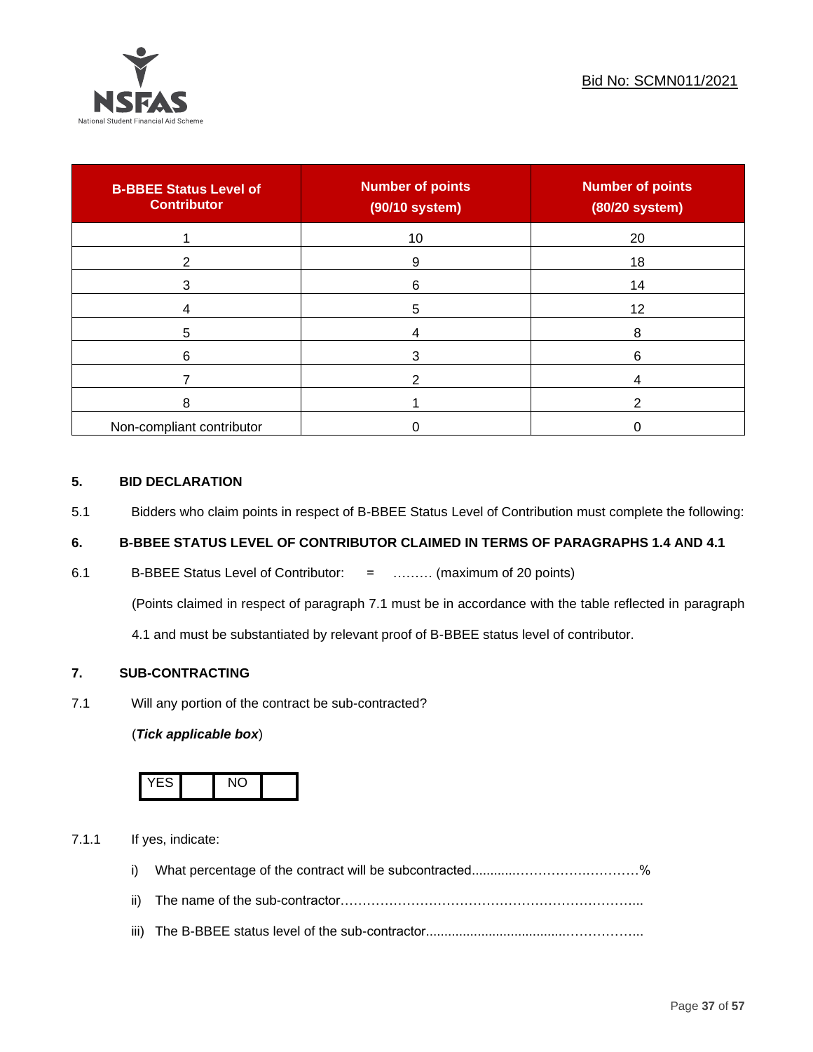Bid No: SCMN011/2021

| B-BBEE Status Level of Contributor | Number of points (90/10 system) | Number of points (80/20 system) |
|---|---|---|
| 1 | 10 | 20 |
| 2 | 9 | 18 |
| 3 | 6 | 14 |
| 4 | 5 | 12 |
| 5 | 4 | 8 |
| 6 | 3 | 6 |
| 7 | 2 | 4 |
| 8 | 1 | 2 |
| Non-compliant contributor | 0 | 0 |

## 5. BID DECLARATION

5.1 Bidders who claim points in respect of B-BBEE Status Level of Contribution must complete the following:

## 6. B-BBEE STATUS LEVEL OF CONTRIBUTOR CLAIMED IN TERMS OF PARAGRAPHS 1.4 AND 4.1

6.1 B-BBEE Status Level of Contributor: = ……… (maximum of 20 points)

(Points claimed in respect of paragraph 7.1 must be in accordance with the table reflected in paragraph 4.1 and must be substantiated by relevant proof of B-BBEE status level of contributor.

## 7. SUB-CONTRACTING

7.1 Will any portion of the contract be sub-contracted?

(***Tick applicable box***)

| YES | | NO | |
|---|---|---|---|

7.1.1 If yes, indicate:

i) What percentage of the contract will be subcontracted............……………….…………%

ii) The name of the sub-contractor…………………………………………………………..

iii) The B-BBEE status level of the sub-contractor......................................……………..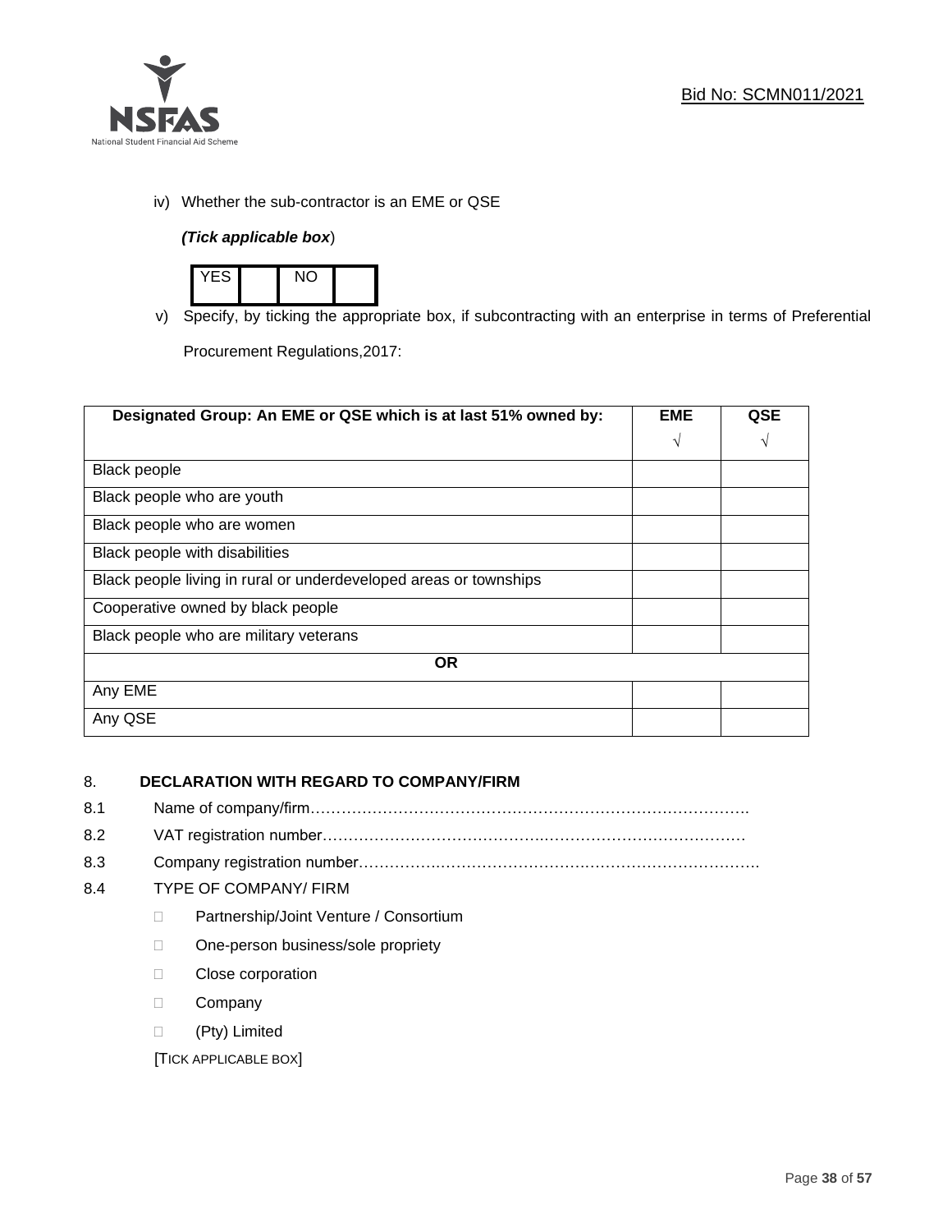Bid No: SCMN011/2021

iv) Whether the sub-contractor is an EME or QSE

*(Tick applicable box*)

| YES | | NO | |
|---|---|---|---|

v) Specify, by ticking the appropriate box, if subcontracting with an enterprise in terms of Preferential Procurement Regulations,2017:

| Designated Group: An EME or QSE which is at last 51% owned by: | EME √ | QSE √ |
|---|---|---|
| Black people | | |
| Black people who are youth | | |
| Black people who are women | | |
| Black people with disabilities | | |
| Black people living in rural or underdeveloped areas or townships | | |
| Cooperative owned by black people | | |
| Black people who are military veterans | | |
| **OR** | | |
| Any EME | | |
| Any QSE | | |

8. **DECLARATION WITH REGARD TO COMPANY/FIRM**

8.1 Name of company/firm…………………………………………………………………………….

8.2 VAT registration number……………………………………….………………………………

8.3 Company registration number…………….……………………….…………………………….

8.4 TYPE OF COMPANY/ FIRM

- ☐ Partnership/Joint Venture / Consortium
- ☐ One-person business/sole propriety
- ☐ Close corporation
- ☐ Company
- ☐ (Pty) Limited

[TICK APPLICABLE BOX]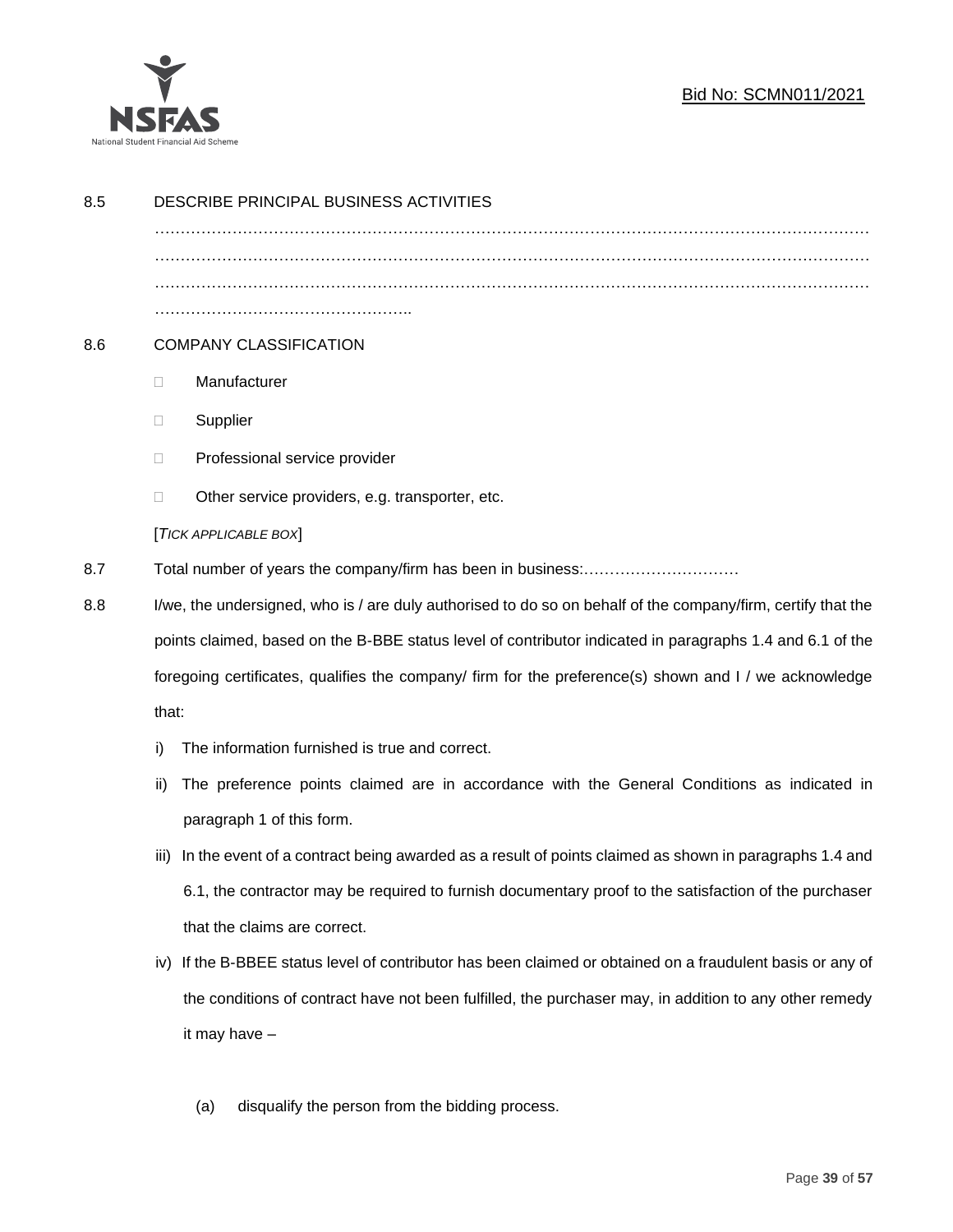8.5 DESCRIBE PRINCIPAL BUSINESS ACTIVITIES

…………………………………………………………………………………………………………………………
…………………………………………………………………………………………………………………………
…………………………………………………………………………………………………………………………
…………………………………………..

8.6 COMPANY CLASSIFICATION

- ☐ Manufacturer
- ☐ Supplier
- ☐ Professional service provider
- ☐ Other service providers, e.g. transporter, etc.

[*TICK APPLICABLE BOX*]

8.7 Total number of years the company/firm has been in business:…………………………

8.8 I/we, the undersigned, who is / are duly authorised to do so on behalf of the company/firm, certify that the points claimed, based on the B-BBE status level of contributor indicated in paragraphs 1.4 and 6.1 of the foregoing certificates, qualifies the company/ firm for the preference(s) shown and I / we acknowledge that:

i) The information furnished is true and correct.

ii) The preference points claimed are in accordance with the General Conditions as indicated in paragraph 1 of this form.

iii) In the event of a contract being awarded as a result of points claimed as shown in paragraphs 1.4 and 6.1, the contractor may be required to furnish documentary proof to the satisfaction of the purchaser that the claims are correct.

iv) If the B-BBEE status level of contributor has been claimed or obtained on a fraudulent basis or any of the conditions of contract have not been fulfilled, the purchaser may, in addition to any other remedy it may have –

(a) disqualify the person from the bidding process.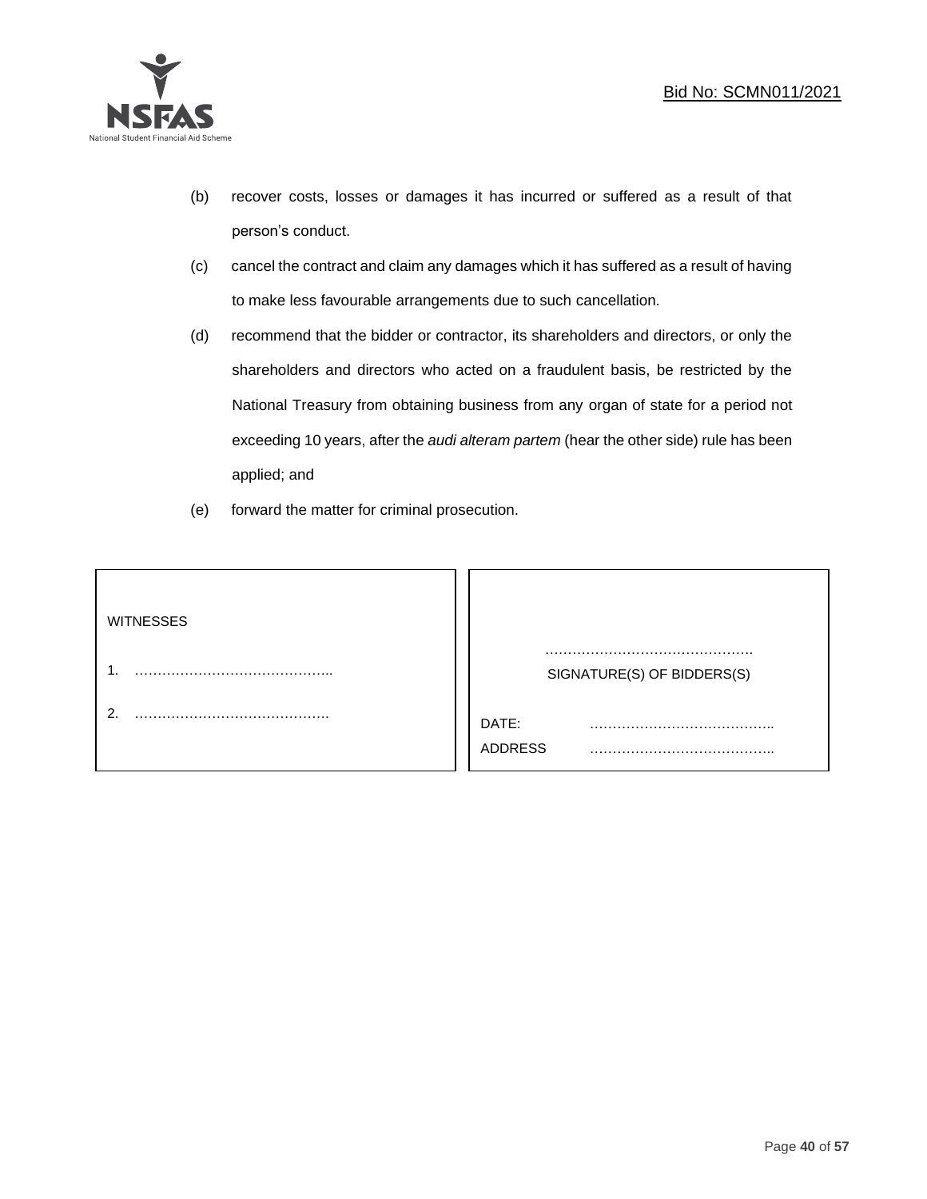(b) recover costs, losses or damages it has incurred or suffered as a result of that person's conduct.

(c) cancel the contract and claim any damages which it has suffered as a result of having to make less favourable arrangements due to such cancellation.

(d) recommend that the bidder or contractor, its shareholders and directors, or only the shareholders and directors who acted on a fraudulent basis, be restricted by the National Treasury from obtaining business from any organ of state for a period not exceeding 10 years, after the *audi alteram partem* (hear the other side) rule has been applied; and

(e) forward the matter for criminal prosecution.

| WITNESSES | |
|---|---|
| 1. …………………………………….. | ………………………………………<br>SIGNATURE(S) OF BIDDERS(S) |
| 2. ……………………………………. | DATE: …………………………………..<br>ADDRESS ………………………………….. |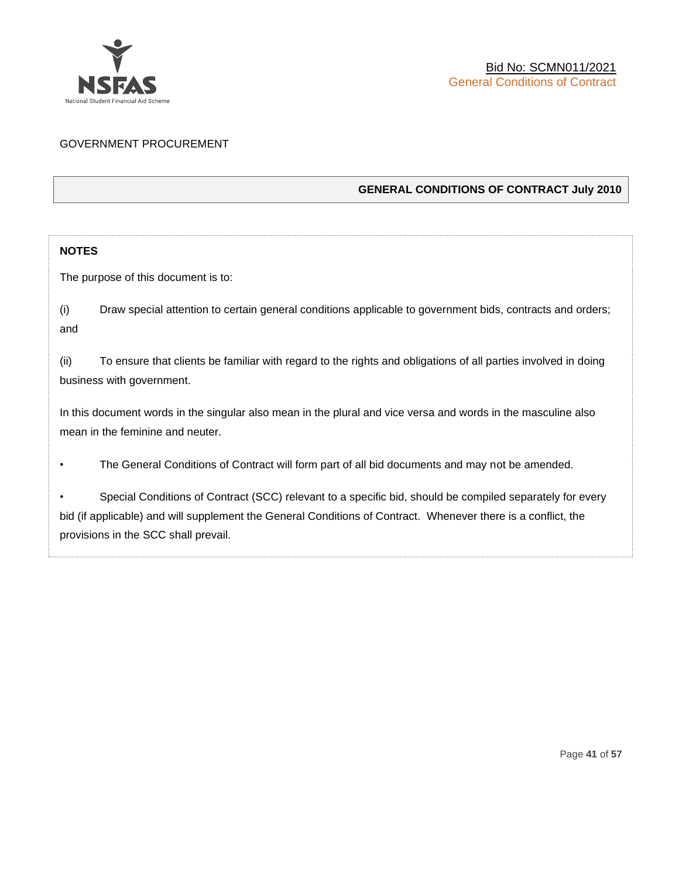GOVERNMENT PROCUREMENT

**GENERAL CONDITIONS OF CONTRACT July 2010**

**NOTES**

The purpose of this document is to:

(i) Draw special attention to certain general conditions applicable to government bids, contracts and orders; and

(ii) To ensure that clients be familiar with regard to the rights and obligations of all parties involved in doing business with government.

In this document words in the singular also mean in the plural and vice versa and words in the masculine also mean in the feminine and neuter.

- The General Conditions of Contract will form part of all bid documents and may not be amended.
- Special Conditions of Contract (SCC) relevant to a specific bid, should be compiled separately for every bid (if applicable) and will supplement the General Conditions of Contract. Whenever there is a conflict, the provisions in the SCC shall prevail.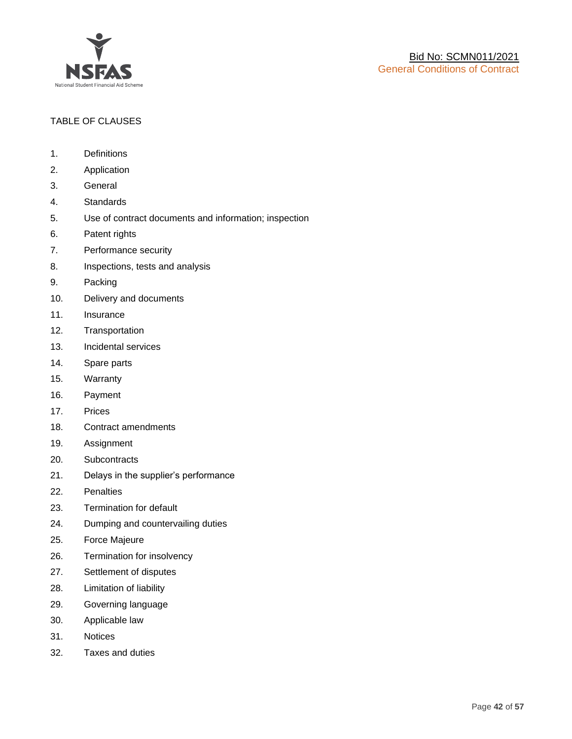TABLE OF CLAUSES

1. Definitions
2. Application
3. General
4. Standards
5. Use of contract documents and information; inspection
6. Patent rights
7. Performance security
8. Inspections, tests and analysis
9. Packing
10. Delivery and documents
11. Insurance
12. Transportation
13. Incidental services
14. Spare parts
15. Warranty
16. Payment
17. Prices
18. Contract amendments
19. Assignment
20. Subcontracts
21. Delays in the supplier's performance
22. Penalties
23. Termination for default
24. Dumping and countervailing duties
25. Force Majeure
26. Termination for insolvency
27. Settlement of disputes
28. Limitation of liability
29. Governing language
30. Applicable law
31. Notices
32. Taxes and duties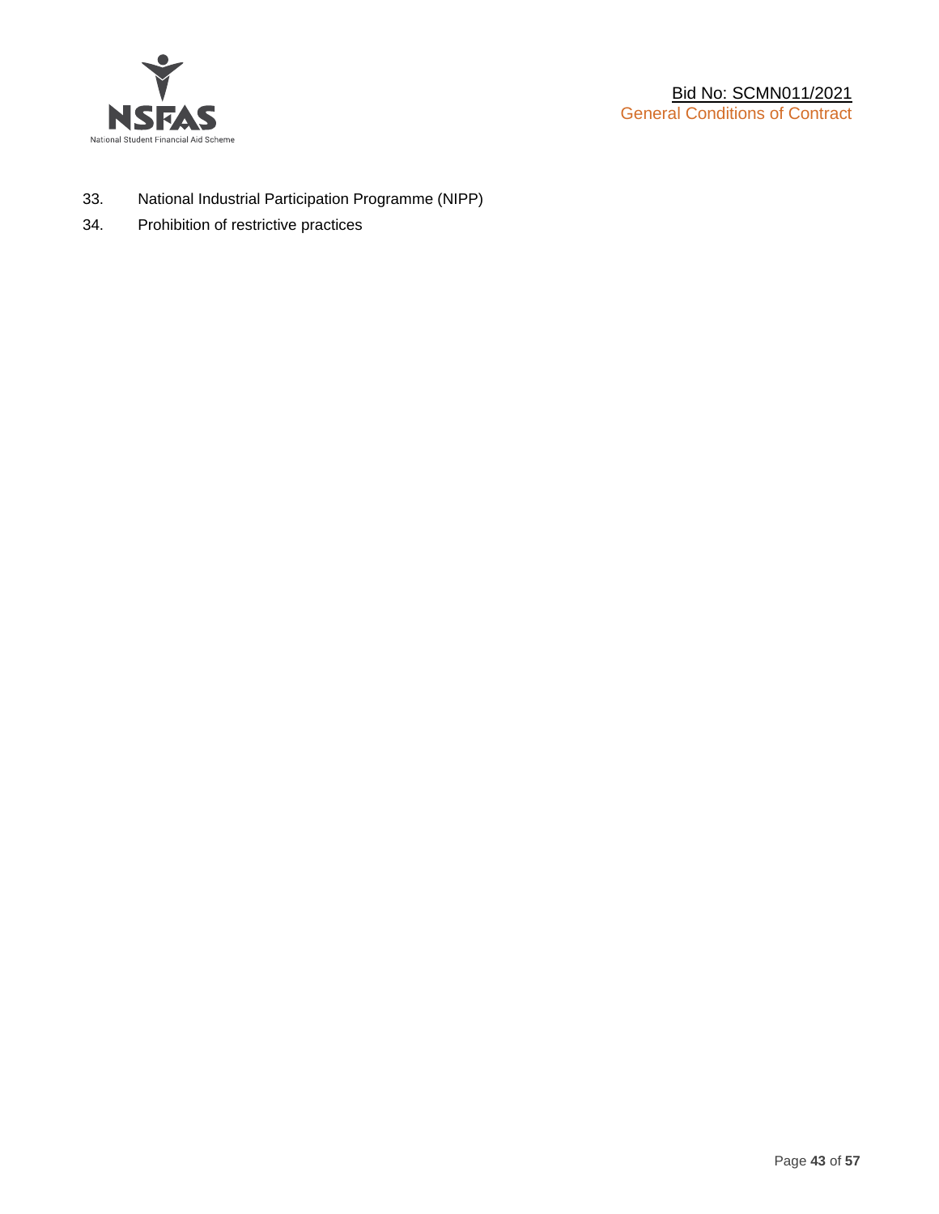33. National Industrial Participation Programme (NIPP)
34. Prohibition of restrictive practices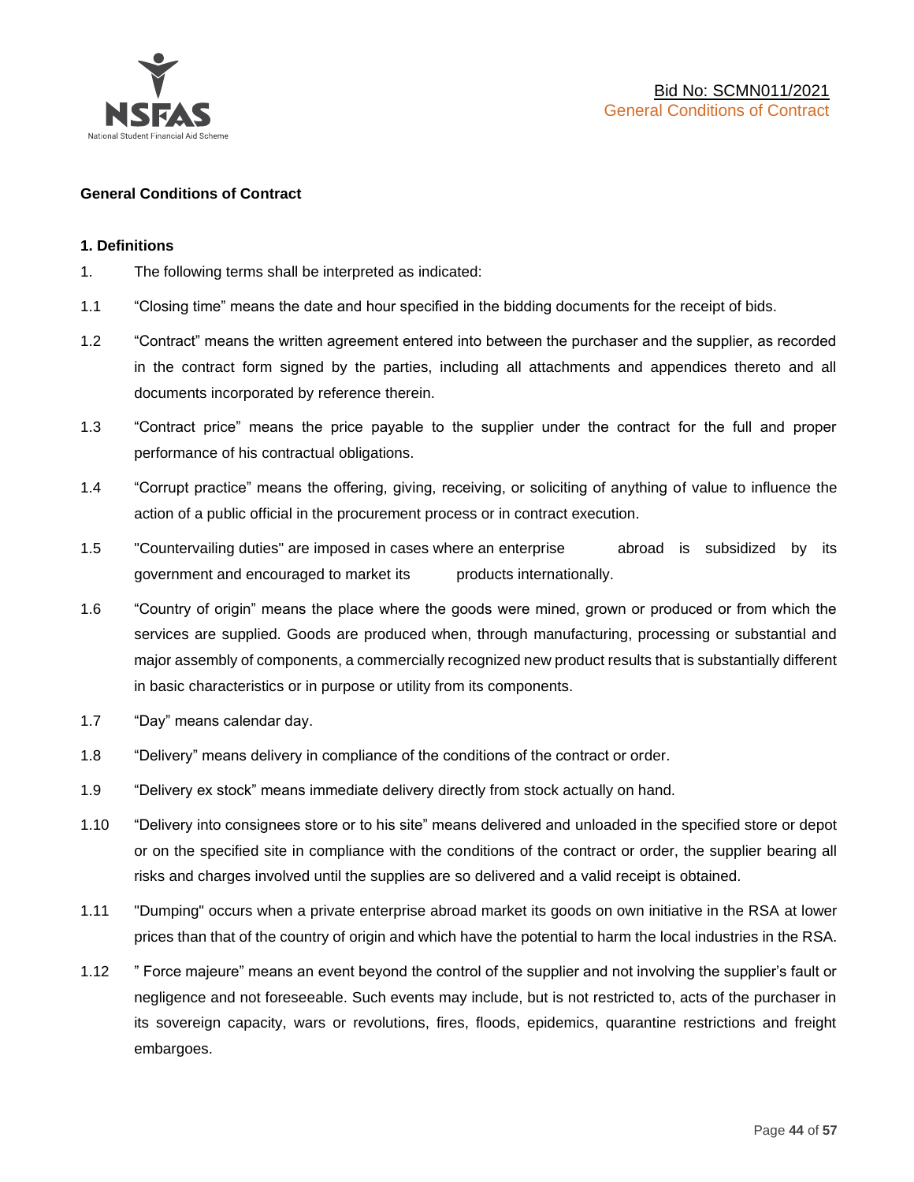## General Conditions of Contract

### 1. Definitions

1. The following terms shall be interpreted as indicated:

1.1 "Closing time" means the date and hour specified in the bidding documents for the receipt of bids.

1.2 "Contract" means the written agreement entered into between the purchaser and the supplier, as recorded in the contract form signed by the parties, including all attachments and appendices thereto and all documents incorporated by reference therein.

1.3 "Contract price" means the price payable to the supplier under the contract for the full and proper performance of his contractual obligations.

1.4 "Corrupt practice" means the offering, giving, receiving, or soliciting of anything of value to influence the action of a public official in the procurement process or in contract execution.

1.5 "Countervailing duties" are imposed in cases where an enterprise abroad is subsidized by its government and encouraged to market its products internationally.

1.6 "Country of origin" means the place where the goods were mined, grown or produced or from which the services are supplied. Goods are produced when, through manufacturing, processing or substantial and major assembly of components, a commercially recognized new product results that is substantially different in basic characteristics or in purpose or utility from its components.

1.7 "Day" means calendar day.

1.8 "Delivery" means delivery in compliance of the conditions of the contract or order.

1.9 "Delivery ex stock" means immediate delivery directly from stock actually on hand.

1.10 "Delivery into consignees store or to his site" means delivered and unloaded in the specified store or depot or on the specified site in compliance with the conditions of the contract or order, the supplier bearing all risks and charges involved until the supplies are so delivered and a valid receipt is obtained.

1.11 "Dumping" occurs when a private enterprise abroad market its goods on own initiative in the RSA at lower prices than that of the country of origin and which have the potential to harm the local industries in the RSA.

1.12 " Force majeure" means an event beyond the control of the supplier and not involving the supplier's fault or negligence and not foreseeable. Such events may include, but is not restricted to, acts of the purchaser in its sovereign capacity, wars or revolutions, fires, floods, epidemics, quarantine restrictions and freight embargoes.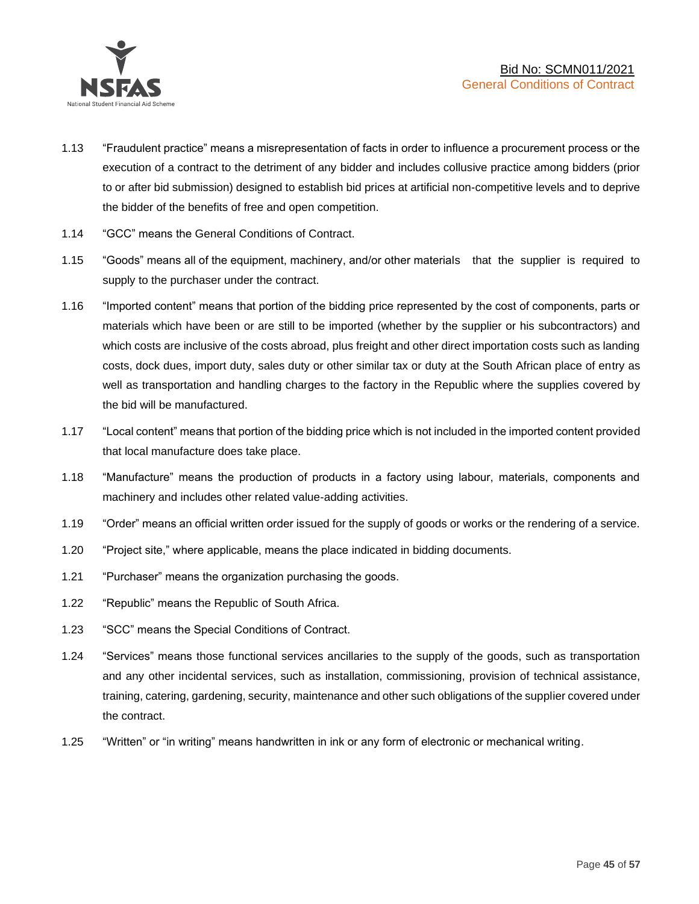1.13 “Fraudulent practice” means a misrepresentation of facts in order to influence a procurement process or the execution of a contract to the detriment of any bidder and includes collusive practice among bidders (prior to or after bid submission) designed to establish bid prices at artificial non-competitive levels and to deprive the bidder of the benefits of free and open competition.

1.14 “GCC” means the General Conditions of Contract.

1.15 “Goods” means all of the equipment, machinery, and/or other materials that the supplier is required to supply to the purchaser under the contract.

1.16 “Imported content” means that portion of the bidding price represented by the cost of components, parts or materials which have been or are still to be imported (whether by the supplier or his subcontractors) and which costs are inclusive of the costs abroad, plus freight and other direct importation costs such as landing costs, dock dues, import duty, sales duty or other similar tax or duty at the South African place of entry as well as transportation and handling charges to the factory in the Republic where the supplies covered by the bid will be manufactured.

1.17 “Local content” means that portion of the bidding price which is not included in the imported content provided that local manufacture does take place.

1.18 “Manufacture” means the production of products in a factory using labour, materials, components and machinery and includes other related value-adding activities.

1.19 “Order” means an official written order issued for the supply of goods or works or the rendering of a service.

1.20 “Project site,” where applicable, means the place indicated in bidding documents.

1.21 “Purchaser” means the organization purchasing the goods.

1.22 “Republic” means the Republic of South Africa.

1.23 “SCC” means the Special Conditions of Contract.

1.24 “Services” means those functional services ancillaries to the supply of the goods, such as transportation and any other incidental services, such as installation, commissioning, provision of technical assistance, training, catering, gardening, security, maintenance and other such obligations of the supplier covered under the contract.

1.25 “Written” or “in writing” means handwritten in ink or any form of electronic or mechanical writing.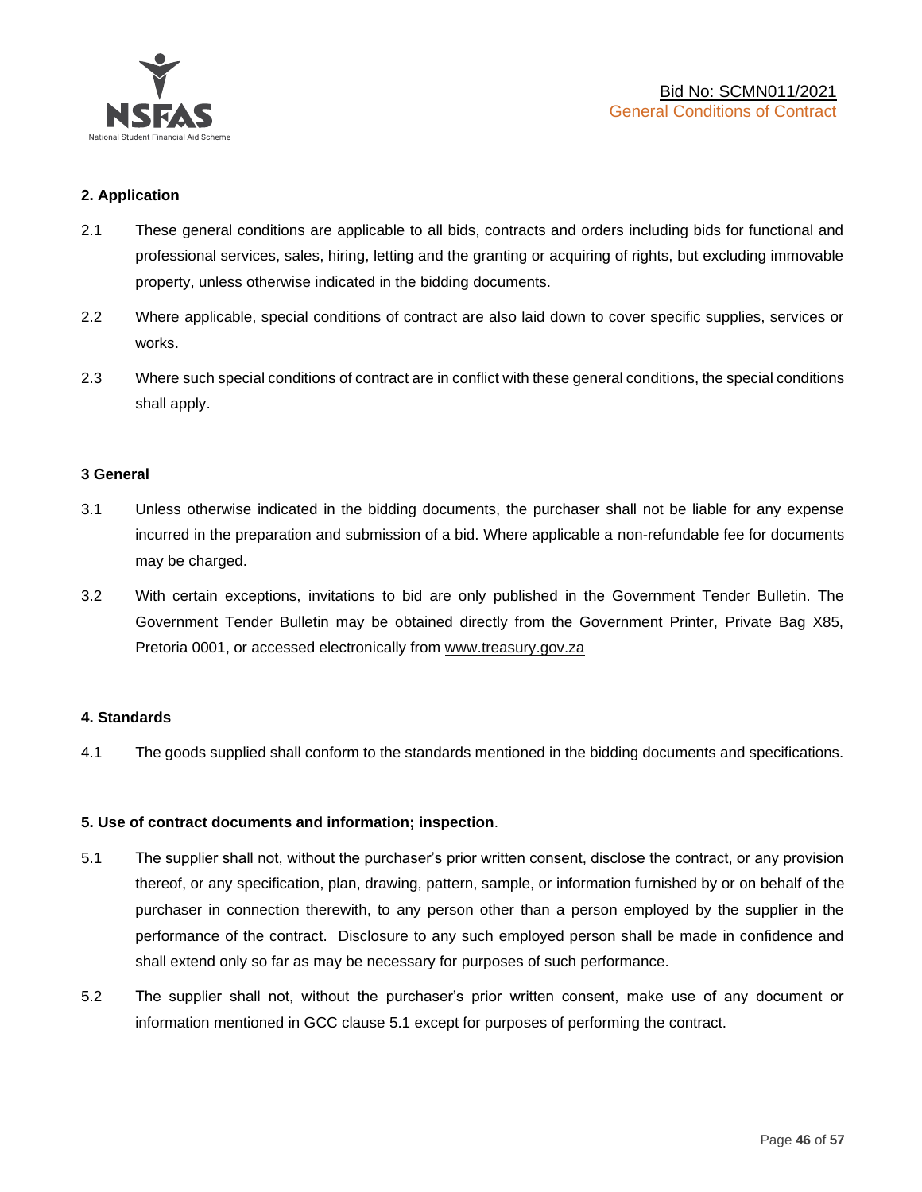### 2. Application

2.1 These general conditions are applicable to all bids, contracts and orders including bids for functional and professional services, sales, hiring, letting and the granting or acquiring of rights, but excluding immovable property, unless otherwise indicated in the bidding documents.

2.2 Where applicable, special conditions of contract are also laid down to cover specific supplies, services or works.

2.3 Where such special conditions of contract are in conflict with these general conditions, the special conditions shall apply.

### 3 General

3.1 Unless otherwise indicated in the bidding documents, the purchaser shall not be liable for any expense incurred in the preparation and submission of a bid. Where applicable a non-refundable fee for documents may be charged.

3.2 With certain exceptions, invitations to bid are only published in the Government Tender Bulletin. The Government Tender Bulletin may be obtained directly from the Government Printer, Private Bag X85, Pretoria 0001, or accessed electronically from www.treasury.gov.za

### 4. Standards

4.1 The goods supplied shall conform to the standards mentioned in the bidding documents and specifications.

### 5. Use of contract documents and information; inspection.

5.1 The supplier shall not, without the purchaser's prior written consent, disclose the contract, or any provision thereof, or any specification, plan, drawing, pattern, sample, or information furnished by or on behalf of the purchaser in connection therewith, to any person other than a person employed by the supplier in the performance of the contract. Disclosure to any such employed person shall be made in confidence and shall extend only so far as may be necessary for purposes of such performance.

5.2 The supplier shall not, without the purchaser's prior written consent, make use of any document or information mentioned in GCC clause 5.1 except for purposes of performing the contract.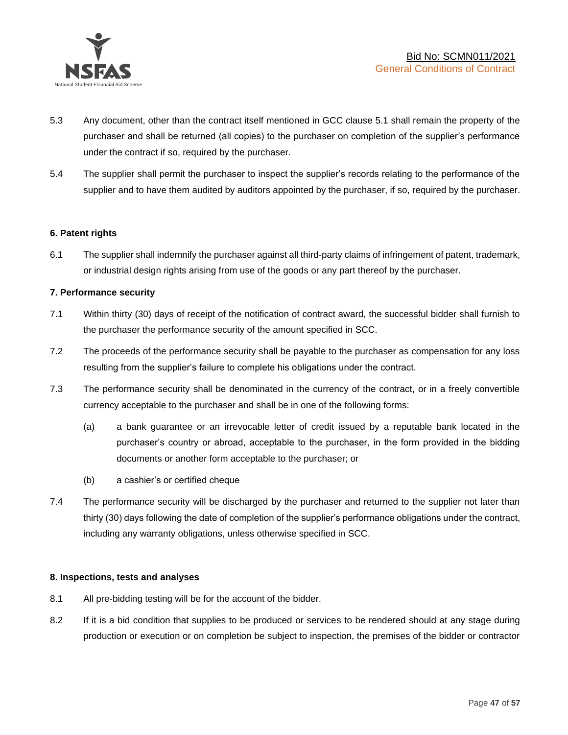5.3 Any document, other than the contract itself mentioned in GCC clause 5.1 shall remain the property of the purchaser and shall be returned (all copies) to the purchaser on completion of the supplier's performance under the contract if so, required by the purchaser.

5.4 The supplier shall permit the purchaser to inspect the supplier's records relating to the performance of the supplier and to have them audited by auditors appointed by the purchaser, if so, required by the purchaser.

**6. Patent rights**

6.1 The supplier shall indemnify the purchaser against all third-party claims of infringement of patent, trademark, or industrial design rights arising from use of the goods or any part thereof by the purchaser.

**7. Performance security**

7.1 Within thirty (30) days of receipt of the notification of contract award, the successful bidder shall furnish to the purchaser the performance security of the amount specified in SCC.

7.2 The proceeds of the performance security shall be payable to the purchaser as compensation for any loss resulting from the supplier's failure to complete his obligations under the contract.

7.3 The performance security shall be denominated in the currency of the contract, or in a freely convertible currency acceptable to the purchaser and shall be in one of the following forms:

(a) a bank guarantee or an irrevocable letter of credit issued by a reputable bank located in the purchaser's country or abroad, acceptable to the purchaser, in the form provided in the bidding documents or another form acceptable to the purchaser; or

(b) a cashier's or certified cheque

7.4 The performance security will be discharged by the purchaser and returned to the supplier not later than thirty (30) days following the date of completion of the supplier's performance obligations under the contract, including any warranty obligations, unless otherwise specified in SCC.

**8. Inspections, tests and analyses**

8.1 All pre-bidding testing will be for the account of the bidder.

8.2 If it is a bid condition that supplies to be produced or services to be rendered should at any stage during production or execution or on completion be subject to inspection, the premises of the bidder or contractor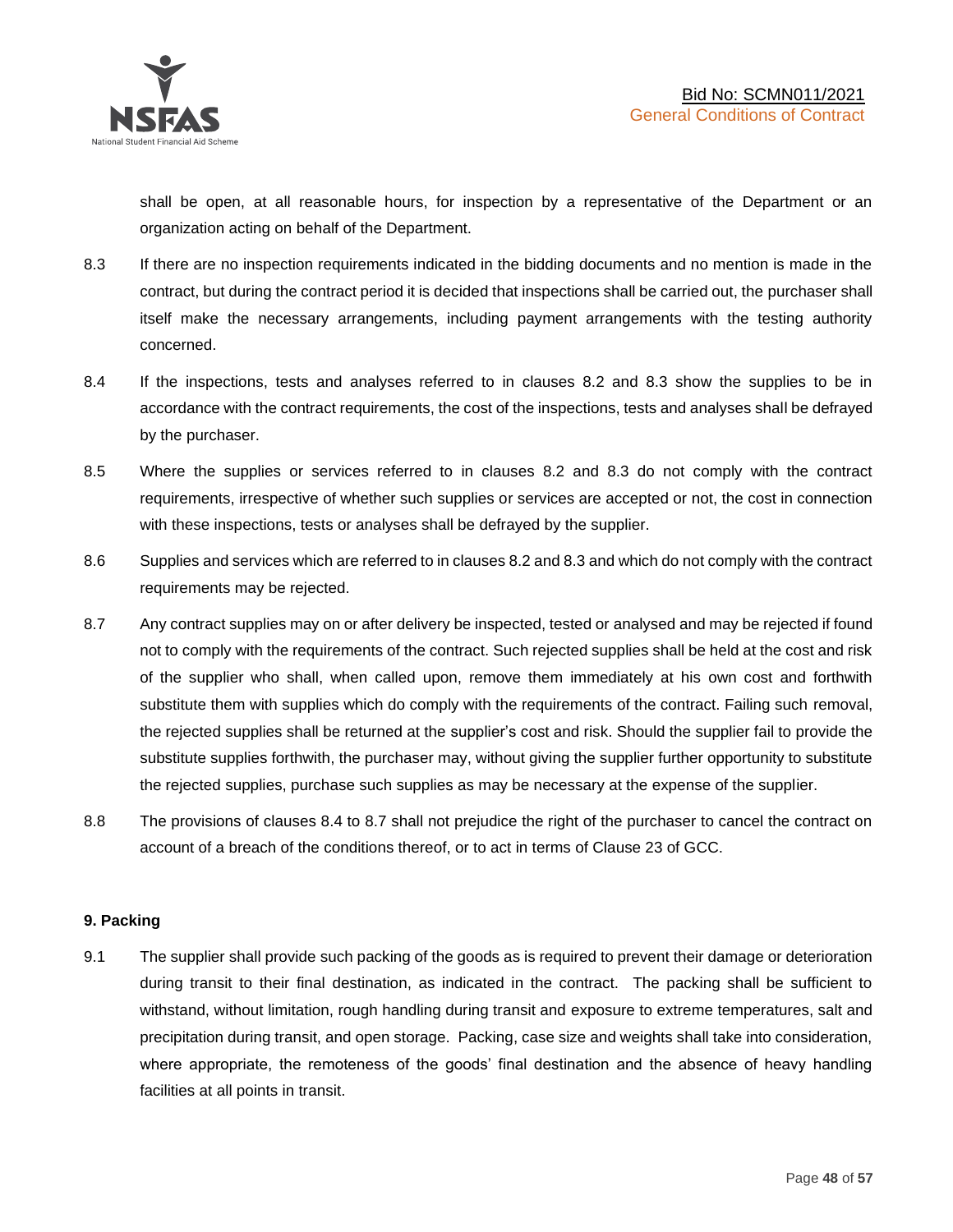shall be open, at all reasonable hours, for inspection by a representative of the Department or an organization acting on behalf of the Department.

8.3 If there are no inspection requirements indicated in the bidding documents and no mention is made in the contract, but during the contract period it is decided that inspections shall be carried out, the purchaser shall itself make the necessary arrangements, including payment arrangements with the testing authority concerned.

8.4 If the inspections, tests and analyses referred to in clauses 8.2 and 8.3 show the supplies to be in accordance with the contract requirements, the cost of the inspections, tests and analyses shall be defrayed by the purchaser.

8.5 Where the supplies or services referred to in clauses 8.2 and 8.3 do not comply with the contract requirements, irrespective of whether such supplies or services are accepted or not, the cost in connection with these inspections, tests or analyses shall be defrayed by the supplier.

8.6 Supplies and services which are referred to in clauses 8.2 and 8.3 and which do not comply with the contract requirements may be rejected.

8.7 Any contract supplies may on or after delivery be inspected, tested or analysed and may be rejected if found not to comply with the requirements of the contract. Such rejected supplies shall be held at the cost and risk of the supplier who shall, when called upon, remove them immediately at his own cost and forthwith substitute them with supplies which do comply with the requirements of the contract. Failing such removal, the rejected supplies shall be returned at the supplier's cost and risk. Should the supplier fail to provide the substitute supplies forthwith, the purchaser may, without giving the supplier further opportunity to substitute the rejected supplies, purchase such supplies as may be necessary at the expense of the supplier.

8.8 The provisions of clauses 8.4 to 8.7 shall not prejudice the right of the purchaser to cancel the contract on account of a breach of the conditions thereof, or to act in terms of Clause 23 of GCC.

**9. Packing**

9.1 The supplier shall provide such packing of the goods as is required to prevent their damage or deterioration during transit to their final destination, as indicated in the contract. The packing shall be sufficient to withstand, without limitation, rough handling during transit and exposure to extreme temperatures, salt and precipitation during transit, and open storage. Packing, case size and weights shall take into consideration, where appropriate, the remoteness of the goods' final destination and the absence of heavy handling facilities at all points in transit.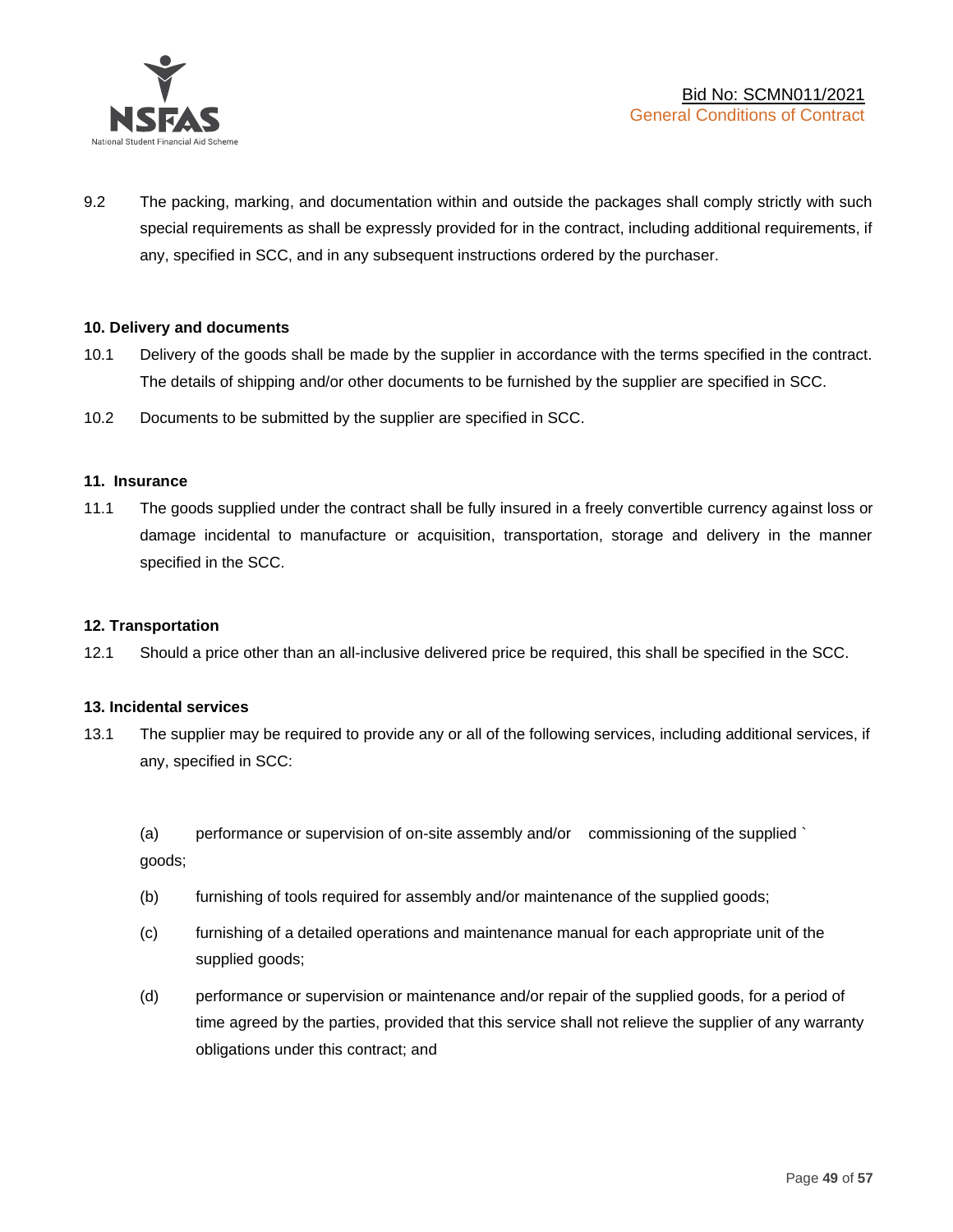9.2 The packing, marking, and documentation within and outside the packages shall comply strictly with such special requirements as shall be expressly provided for in the contract, including additional requirements, if any, specified in SCC, and in any subsequent instructions ordered by the purchaser.

**10. Delivery and documents**

10.1 Delivery of the goods shall be made by the supplier in accordance with the terms specified in the contract. The details of shipping and/or other documents to be furnished by the supplier are specified in SCC.

10.2 Documents to be submitted by the supplier are specified in SCC.

**11. Insurance**

11.1 The goods supplied under the contract shall be fully insured in a freely convertible currency against loss or damage incidental to manufacture or acquisition, transportation, storage and delivery in the manner specified in the SCC.

**12. Transportation**

12.1 Should a price other than an all-inclusive delivered price be required, this shall be specified in the SCC.

**13. Incidental services**

13.1 The supplier may be required to provide any or all of the following services, including additional services, if any, specified in SCC:

(a) performance or supervision of on-site assembly and/or commissioning of the supplied ` goods;

(b) furnishing of tools required for assembly and/or maintenance of the supplied goods;

(c) furnishing of a detailed operations and maintenance manual for each appropriate unit of the supplied goods;

(d) performance or supervision or maintenance and/or repair of the supplied goods, for a period of time agreed by the parties, provided that this service shall not relieve the supplier of any warranty obligations under this contract; and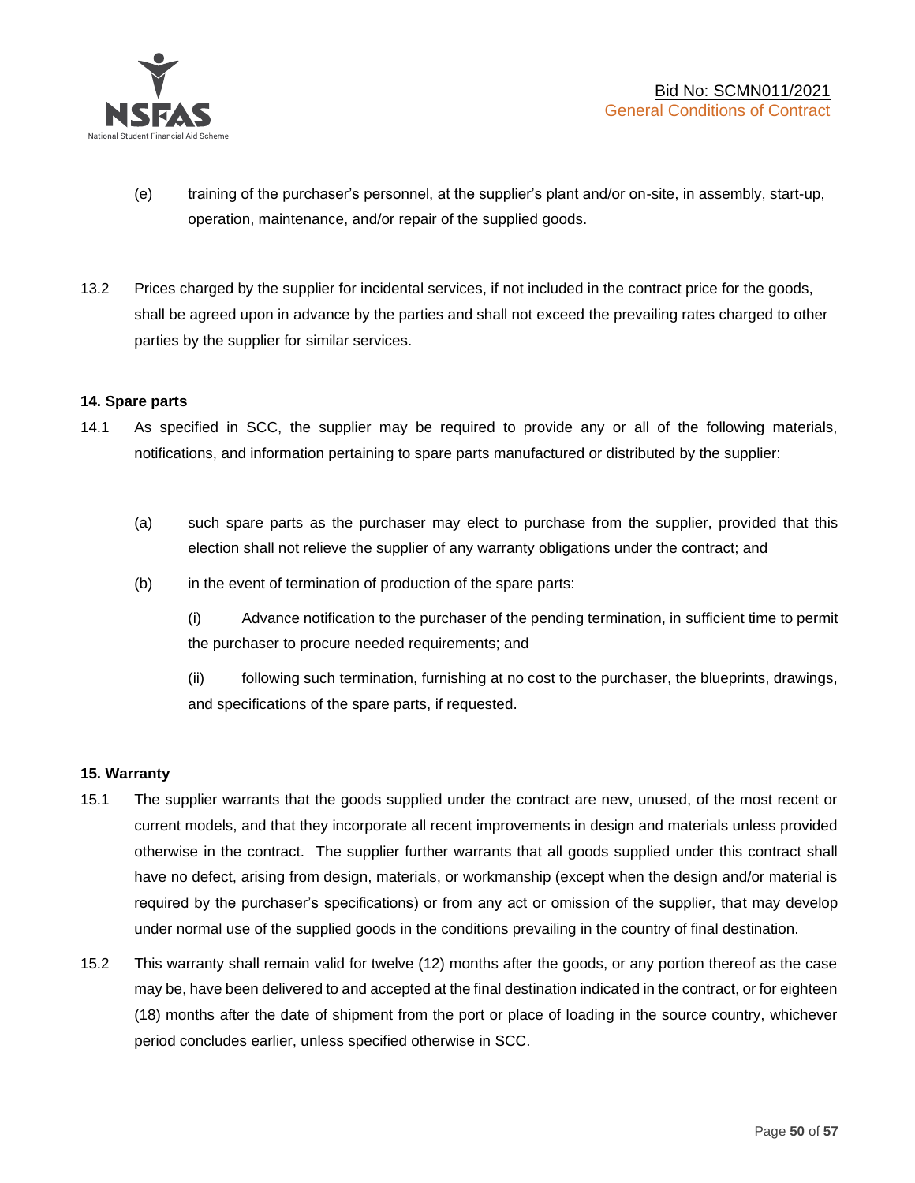(e) training of the purchaser's personnel, at the supplier's plant and/or on-site, in assembly, start-up, operation, maintenance, and/or repair of the supplied goods.

13.2 Prices charged by the supplier for incidental services, if not included in the contract price for the goods, shall be agreed upon in advance by the parties and shall not exceed the prevailing rates charged to other parties by the supplier for similar services.

**14. Spare parts**

14.1 As specified in SCC, the supplier may be required to provide any or all of the following materials, notifications, and information pertaining to spare parts manufactured or distributed by the supplier:

(a) such spare parts as the purchaser may elect to purchase from the supplier, provided that this election shall not relieve the supplier of any warranty obligations under the contract; and

(b) in the event of termination of production of the spare parts:

(i) Advance notification to the purchaser of the pending termination, in sufficient time to permit the purchaser to procure needed requirements; and

(ii) following such termination, furnishing at no cost to the purchaser, the blueprints, drawings, and specifications of the spare parts, if requested.

**15. Warranty**

15.1 The supplier warrants that the goods supplied under the contract are new, unused, of the most recent or current models, and that they incorporate all recent improvements in design and materials unless provided otherwise in the contract. The supplier further warrants that all goods supplied under this contract shall have no defect, arising from design, materials, or workmanship (except when the design and/or material is required by the purchaser's specifications) or from any act or omission of the supplier, that may develop under normal use of the supplied goods in the conditions prevailing in the country of final destination.

15.2 This warranty shall remain valid for twelve (12) months after the goods, or any portion thereof as the case may be, have been delivered to and accepted at the final destination indicated in the contract, or for eighteen (18) months after the date of shipment from the port or place of loading in the source country, whichever period concludes earlier, unless specified otherwise in SCC.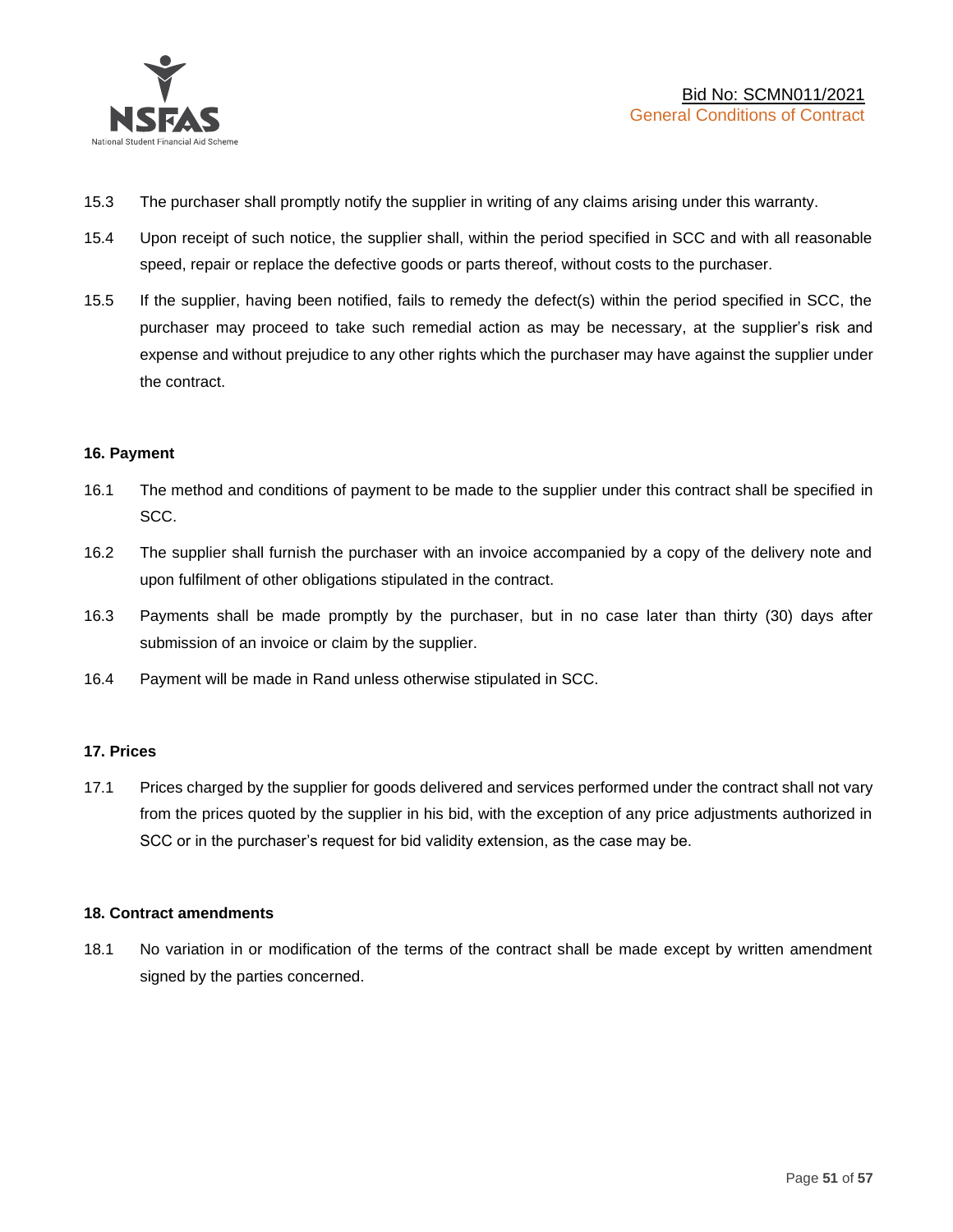15.3 The purchaser shall promptly notify the supplier in writing of any claims arising under this warranty.

15.4 Upon receipt of such notice, the supplier shall, within the period specified in SCC and with all reasonable speed, repair or replace the defective goods or parts thereof, without costs to the purchaser.

15.5 If the supplier, having been notified, fails to remedy the defect(s) within the period specified in SCC, the purchaser may proceed to take such remedial action as may be necessary, at the supplier's risk and expense and without prejudice to any other rights which the purchaser may have against the supplier under the contract.

**16. Payment**

16.1 The method and conditions of payment to be made to the supplier under this contract shall be specified in SCC.

16.2 The supplier shall furnish the purchaser with an invoice accompanied by a copy of the delivery note and upon fulfilment of other obligations stipulated in the contract.

16.3 Payments shall be made promptly by the purchaser, but in no case later than thirty (30) days after submission of an invoice or claim by the supplier.

16.4 Payment will be made in Rand unless otherwise stipulated in SCC.

**17. Prices**

17.1 Prices charged by the supplier for goods delivered and services performed under the contract shall not vary from the prices quoted by the supplier in his bid, with the exception of any price adjustments authorized in SCC or in the purchaser's request for bid validity extension, as the case may be.

**18. Contract amendments**

18.1 No variation in or modification of the terms of the contract shall be made except by written amendment signed by the parties concerned.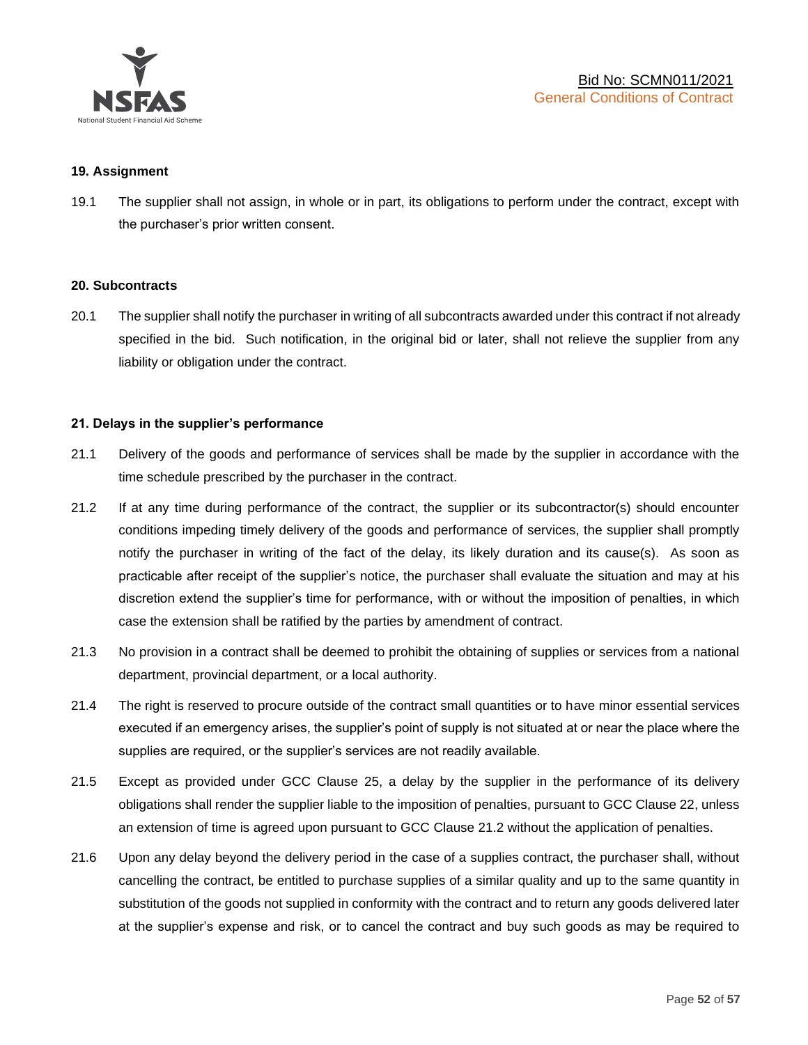**19. Assignment**

19.1 The supplier shall not assign, in whole or in part, its obligations to perform under the contract, except with the purchaser's prior written consent.

**20. Subcontracts**

20.1 The supplier shall notify the purchaser in writing of all subcontracts awarded under this contract if not already specified in the bid. Such notification, in the original bid or later, shall not relieve the supplier from any liability or obligation under the contract.

**21. Delays in the supplier's performance**

21.1 Delivery of the goods and performance of services shall be made by the supplier in accordance with the time schedule prescribed by the purchaser in the contract.

21.2 If at any time during performance of the contract, the supplier or its subcontractor(s) should encounter conditions impeding timely delivery of the goods and performance of services, the supplier shall promptly notify the purchaser in writing of the fact of the delay, its likely duration and its cause(s). As soon as practicable after receipt of the supplier's notice, the purchaser shall evaluate the situation and may at his discretion extend the supplier's time for performance, with or without the imposition of penalties, in which case the extension shall be ratified by the parties by amendment of contract.

21.3 No provision in a contract shall be deemed to prohibit the obtaining of supplies or services from a national department, provincial department, or a local authority.

21.4 The right is reserved to procure outside of the contract small quantities or to have minor essential services executed if an emergency arises, the supplier's point of supply is not situated at or near the place where the supplies are required, or the supplier's services are not readily available.

21.5 Except as provided under GCC Clause 25, a delay by the supplier in the performance of its delivery obligations shall render the supplier liable to the imposition of penalties, pursuant to GCC Clause 22, unless an extension of time is agreed upon pursuant to GCC Clause 21.2 without the application of penalties.

21.6 Upon any delay beyond the delivery period in the case of a supplies contract, the purchaser shall, without cancelling the contract, be entitled to purchase supplies of a similar quality and up to the same quantity in substitution of the goods not supplied in conformity with the contract and to return any goods delivered later at the supplier's expense and risk, or to cancel the contract and buy such goods as may be required to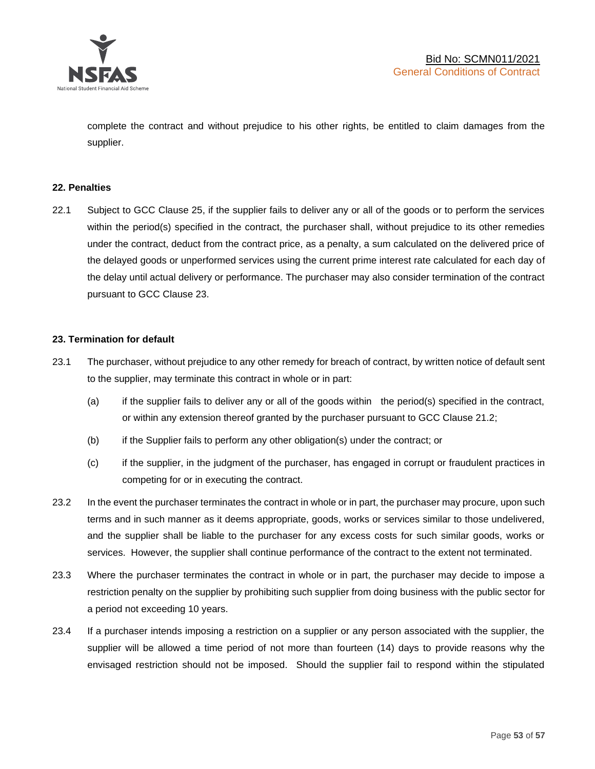complete the contract and without prejudice to his other rights, be entitled to claim damages from the supplier.

**22. Penalties**

22.1 Subject to GCC Clause 25, if the supplier fails to deliver any or all of the goods or to perform the services within the period(s) specified in the contract, the purchaser shall, without prejudice to its other remedies under the contract, deduct from the contract price, as a penalty, a sum calculated on the delivered price of the delayed goods or unperformed services using the current prime interest rate calculated for each day of the delay until actual delivery or performance. The purchaser may also consider termination of the contract pursuant to GCC Clause 23.

**23. Termination for default**

23.1 The purchaser, without prejudice to any other remedy for breach of contract, by written notice of default sent to the supplier, may terminate this contract in whole or in part:

(a) if the supplier fails to deliver any or all of the goods within the period(s) specified in the contract, or within any extension thereof granted by the purchaser pursuant to GCC Clause 21.2;

(b) if the Supplier fails to perform any other obligation(s) under the contract; or

(c) if the supplier, in the judgment of the purchaser, has engaged in corrupt or fraudulent practices in competing for or in executing the contract.

23.2 In the event the purchaser terminates the contract in whole or in part, the purchaser may procure, upon such terms and in such manner as it deems appropriate, goods, works or services similar to those undelivered, and the supplier shall be liable to the purchaser for any excess costs for such similar goods, works or services. However, the supplier shall continue performance of the contract to the extent not terminated.

23.3 Where the purchaser terminates the contract in whole or in part, the purchaser may decide to impose a restriction penalty on the supplier by prohibiting such supplier from doing business with the public sector for a period not exceeding 10 years.

23.4 If a purchaser intends imposing a restriction on a supplier or any person associated with the supplier, the supplier will be allowed a time period of not more than fourteen (14) days to provide reasons why the envisaged restriction should not be imposed. Should the supplier fail to respond within the stipulated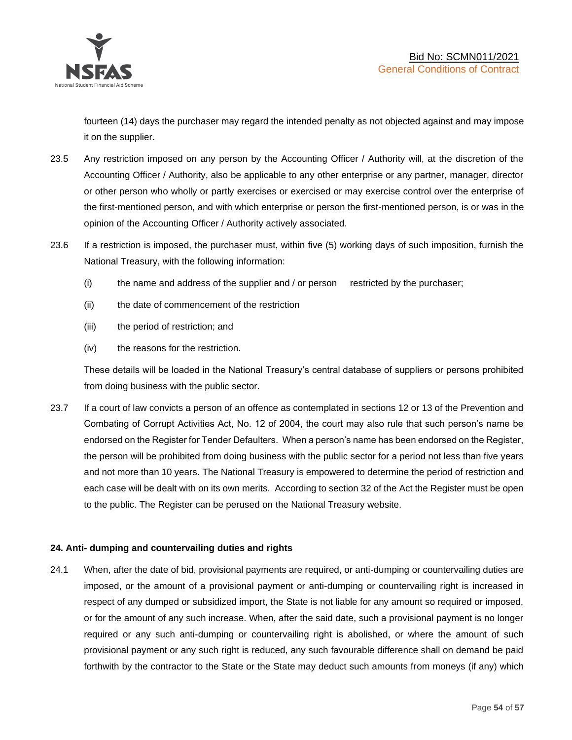fourteen (14) days the purchaser may regard the intended penalty as not objected against and may impose it on the supplier.

23.5 Any restriction imposed on any person by the Accounting Officer / Authority will, at the discretion of the Accounting Officer / Authority, also be applicable to any other enterprise or any partner, manager, director or other person who wholly or partly exercises or exercised or may exercise control over the enterprise of the first-mentioned person, and with which enterprise or person the first-mentioned person, is or was in the opinion of the Accounting Officer / Authority actively associated.

23.6 If a restriction is imposed, the purchaser must, within five (5) working days of such imposition, furnish the National Treasury, with the following information:

(i) the name and address of the supplier and / or person restricted by the purchaser;

(ii) the date of commencement of the restriction

(iii) the period of restriction; and

(iv) the reasons for the restriction.

These details will be loaded in the National Treasury's central database of suppliers or persons prohibited from doing business with the public sector.

23.7 If a court of law convicts a person of an offence as contemplated in sections 12 or 13 of the Prevention and Combating of Corrupt Activities Act, No. 12 of 2004, the court may also rule that such person's name be endorsed on the Register for Tender Defaulters. When a person's name has been endorsed on the Register, the person will be prohibited from doing business with the public sector for a period not less than five years and not more than 10 years. The National Treasury is empowered to determine the period of restriction and each case will be dealt with on its own merits. According to section 32 of the Act the Register must be open to the public. The Register can be perused on the National Treasury website.

**24. Anti- dumping and countervailing duties and rights**

24.1 When, after the date of bid, provisional payments are required, or anti-dumping or countervailing duties are imposed, or the amount of a provisional payment or anti-dumping or countervailing right is increased in respect of any dumped or subsidized import, the State is not liable for any amount so required or imposed, or for the amount of any such increase. When, after the said date, such a provisional payment is no longer required or any such anti-dumping or countervailing right is abolished, or where the amount of such provisional payment or any such right is reduced, any such favourable difference shall on demand be paid forthwith by the contractor to the State or the State may deduct such amounts from moneys (if any) which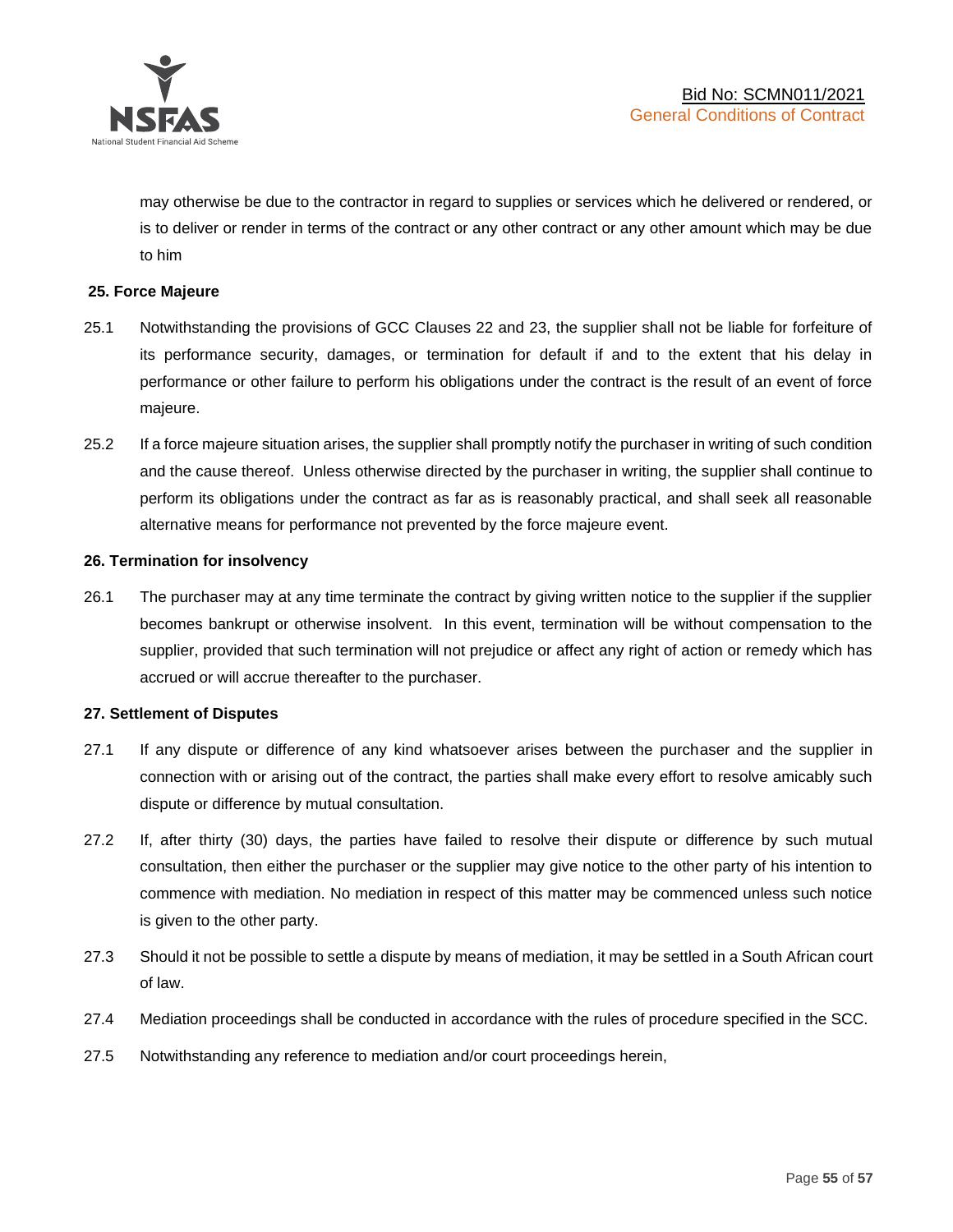may otherwise be due to the contractor in regard to supplies or services which he delivered or rendered, or is to deliver or render in terms of the contract or any other contract or any other amount which may be due to him

**25. Force Majeure**

25.1 Notwithstanding the provisions of GCC Clauses 22 and 23, the supplier shall not be liable for forfeiture of its performance security, damages, or termination for default if and to the extent that his delay in performance or other failure to perform his obligations under the contract is the result of an event of force majeure.

25.2 If a force majeure situation arises, the supplier shall promptly notify the purchaser in writing of such condition and the cause thereof. Unless otherwise directed by the purchaser in writing, the supplier shall continue to perform its obligations under the contract as far as is reasonably practical, and shall seek all reasonable alternative means for performance not prevented by the force majeure event.

**26. Termination for insolvency**

26.1 The purchaser may at any time terminate the contract by giving written notice to the supplier if the supplier becomes bankrupt or otherwise insolvent. In this event, termination will be without compensation to the supplier, provided that such termination will not prejudice or affect any right of action or remedy which has accrued or will accrue thereafter to the purchaser.

**27. Settlement of Disputes**

27.1 If any dispute or difference of any kind whatsoever arises between the purchaser and the supplier in connection with or arising out of the contract, the parties shall make every effort to resolve amicably such dispute or difference by mutual consultation.

27.2 If, after thirty (30) days, the parties have failed to resolve their dispute or difference by such mutual consultation, then either the purchaser or the supplier may give notice to the other party of his intention to commence with mediation. No mediation in respect of this matter may be commenced unless such notice is given to the other party.

27.3 Should it not be possible to settle a dispute by means of mediation, it may be settled in a South African court of law.

27.4 Mediation proceedings shall be conducted in accordance with the rules of procedure specified in the SCC.

27.5 Notwithstanding any reference to mediation and/or court proceedings herein,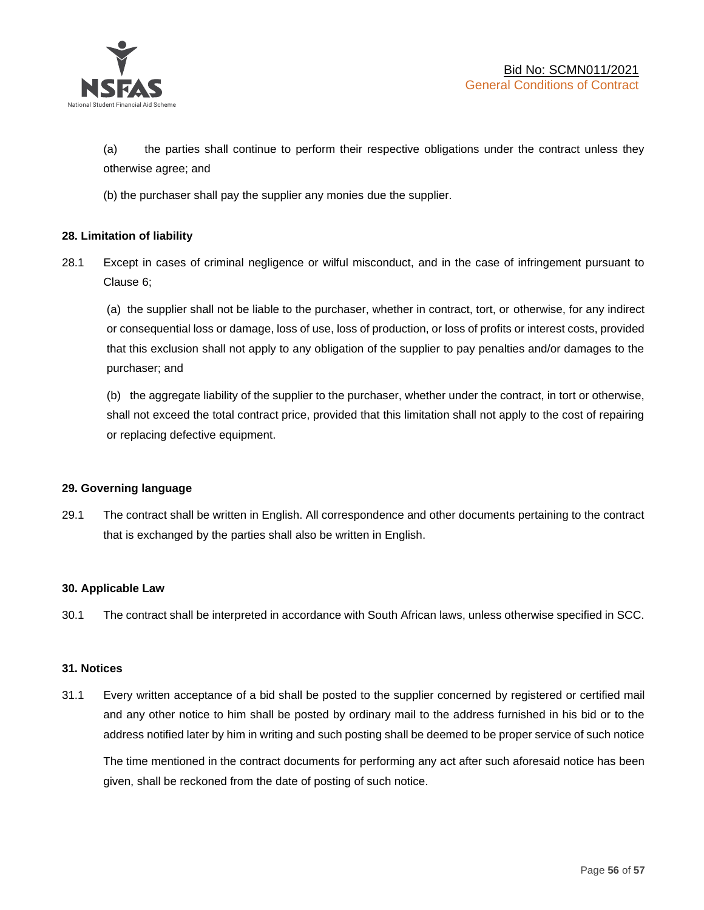(a) the parties shall continue to perform their respective obligations under the contract unless they otherwise agree; and

(b) the purchaser shall pay the supplier any monies due the supplier.

**28. Limitation of liability**

28.1 Except in cases of criminal negligence or wilful misconduct, and in the case of infringement pursuant to Clause 6;

(a) the supplier shall not be liable to the purchaser, whether in contract, tort, or otherwise, for any indirect or consequential loss or damage, loss of use, loss of production, or loss of profits or interest costs, provided that this exclusion shall not apply to any obligation of the supplier to pay penalties and/or damages to the purchaser; and

(b) the aggregate liability of the supplier to the purchaser, whether under the contract, in tort or otherwise, shall not exceed the total contract price, provided that this limitation shall not apply to the cost of repairing or replacing defective equipment.

**29. Governing language**

29.1 The contract shall be written in English. All correspondence and other documents pertaining to the contract that is exchanged by the parties shall also be written in English.

**30. Applicable Law**

30.1 The contract shall be interpreted in accordance with South African laws, unless otherwise specified in SCC.

**31. Notices**

31.1 Every written acceptance of a bid shall be posted to the supplier concerned by registered or certified mail and any other notice to him shall be posted by ordinary mail to the address furnished in his bid or to the address notified later by him in writing and such posting shall be deemed to be proper service of such notice

The time mentioned in the contract documents for performing any act after such aforesaid notice has been given, shall be reckoned from the date of posting of such notice.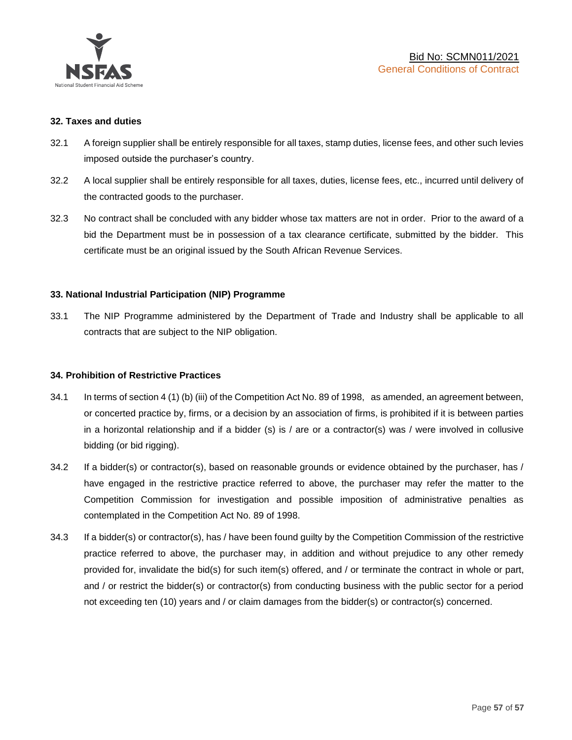### 32. Taxes and duties

32.1 A foreign supplier shall be entirely responsible for all taxes, stamp duties, license fees, and other such levies imposed outside the purchaser's country.

32.2 A local supplier shall be entirely responsible for all taxes, duties, license fees, etc., incurred until delivery of the contracted goods to the purchaser.

32.3 No contract shall be concluded with any bidder whose tax matters are not in order. Prior to the award of a bid the Department must be in possession of a tax clearance certificate, submitted by the bidder. This certificate must be an original issued by the South African Revenue Services.

### 33. National Industrial Participation (NIP) Programme

33.1 The NIP Programme administered by the Department of Trade and Industry shall be applicable to all contracts that are subject to the NIP obligation.

### 34. Prohibition of Restrictive Practices

34.1 In terms of section 4 (1) (b) (iii) of the Competition Act No. 89 of 1998, as amended, an agreement between, or concerted practice by, firms, or a decision by an association of firms, is prohibited if it is between parties in a horizontal relationship and if a bidder (s) is / are or a contractor(s) was / were involved in collusive bidding (or bid rigging).

34.2 If a bidder(s) or contractor(s), based on reasonable grounds or evidence obtained by the purchaser, has / have engaged in the restrictive practice referred to above, the purchaser may refer the matter to the Competition Commission for investigation and possible imposition of administrative penalties as contemplated in the Competition Act No. 89 of 1998.

34.3 If a bidder(s) or contractor(s), has / have been found guilty by the Competition Commission of the restrictive practice referred to above, the purchaser may, in addition and without prejudice to any other remedy provided for, invalidate the bid(s) for such item(s) offered, and / or terminate the contract in whole or part, and / or restrict the bidder(s) or contractor(s) from conducting business with the public sector for a period not exceeding ten (10) years and / or claim damages from the bidder(s) or contractor(s) concerned.